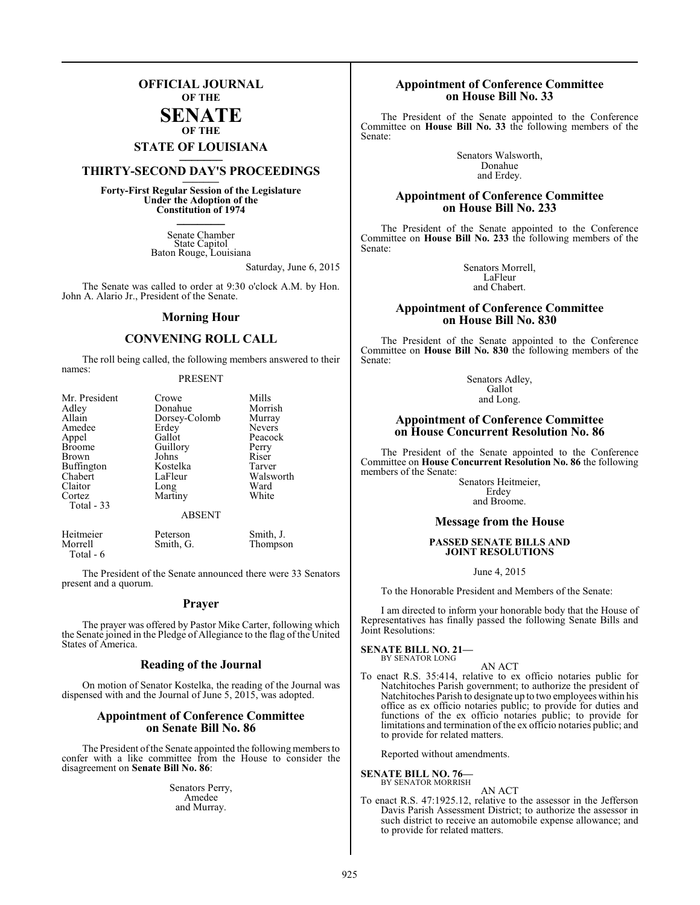# OFFICIAL JOURNAL OF THE SENATE OF THE STATE OF LOUISIANA

## THIRTY-SECOND DAY'S PROCEEDINGS

**Forty-First Regular Session of the Legislature Under the Adoption of the Constitution of 1974**

Senate Chamber
State Capitol
Baton Rouge, Louisiana

Saturday, June 6, 2015

The Senate was called to order at 9:30 o'clock A.M. by Hon. John A. Alario Jr., President of the Senate.

## Morning Hour

## CONVENING ROLL CALL

The roll being called, the following members answered to their names:

PRESENT

| | | |
|---|---|---|
| Mr. President | Crowe | Mills |
| Adley | Donahue | Morrish |
| Allain | Dorsey-Colomb | Murray |
| Amedee | Erdey | Nevers |
| Appel | Gallot | Peacock |
| Broome | Guillory | Perry |
| Brown | Johns | Riser |
| Buffington | Kostelka | Tarver |
| Chabert | LaFleur | Walsworth |
| Claitor | Long | Ward |
| Cortez | Martiny | White |
| Total - 33 | | |

ABSENT

| | | |
|---|---|---|
| Heitmeier | Peterson | Smith, J. |
| Morrell | Smith, G. | Thompson |
| Total - 6 | | |

The President of the Senate announced there were 33 Senators present and a quorum.

## Prayer

The prayer was offered by Pastor Mike Carter, following which the Senate joined in the Pledge of Allegiance to the flag of the United States of America.

## Reading of the Journal

On motion of Senator Kostelka, the reading of the Journal was dispensed with and the Journal of June 5, 2015, was adopted.

## Appointment of Conference Committee on Senate Bill No. 86

The President of the Senate appointed the following members to confer with a like committee from the House to consider the disagreement on **Senate Bill No. 86**:

Senators Perry,
Amedee
and Murray.

## Appointment of Conference Committee on House Bill No. 33

The President of the Senate appointed to the Conference Committee on **House Bill No. 33** the following members of the Senate:

Senators Walsworth,
Donahue
and Erdey.

## Appointment of Conference Committee on House Bill No. 233

The President of the Senate appointed to the Conference Committee on **House Bill No. 233** the following members of the Senate:

Senators Morrell,
LaFleur
and Chabert.

## Appointment of Conference Committee on House Bill No. 830

The President of the Senate appointed to the Conference Committee on **House Bill No. 830** the following members of the Senate:

Senators Adley,
Gallot
and Long.

## Appointment of Conference Committee on House Concurrent Resolution No. 86

The President of the Senate appointed to the Conference Committee on **House Concurrent Resolution No. 86** the following members of the Senate:

Senators Heitmeier,
Erdey
and Broome.

## Message from the House

**PASSED SENATE BILLS AND JOINT RESOLUTIONS**

June 4, 2015

To the Honorable President and Members of the Senate:

I am directed to inform your honorable body that the House of Representatives has finally passed the following Senate Bills and Joint Resolutions:

**SENATE BILL NO. 21—**
BY SENATOR LONG

AN ACT

To enact R.S. 35:414, relative to ex officio notaries public for Natchitoches Parish government; to authorize the president of Natchitoches Parish to designate up to two employees within his office as ex officio notaries public; to provide for duties and functions of the ex officio notaries public; to provide for limitations and termination of the ex officio notaries public; and to provide for related matters.

Reported without amendments.

**SENATE BILL NO. 76—**
BY SENATOR MORRISH

AN ACT

To enact R.S. 47:1925.12, relative to the assessor in the Jefferson Davis Parish Assessment District; to authorize the assessor in such district to receive an automobile expense allowance; and to provide for related matters.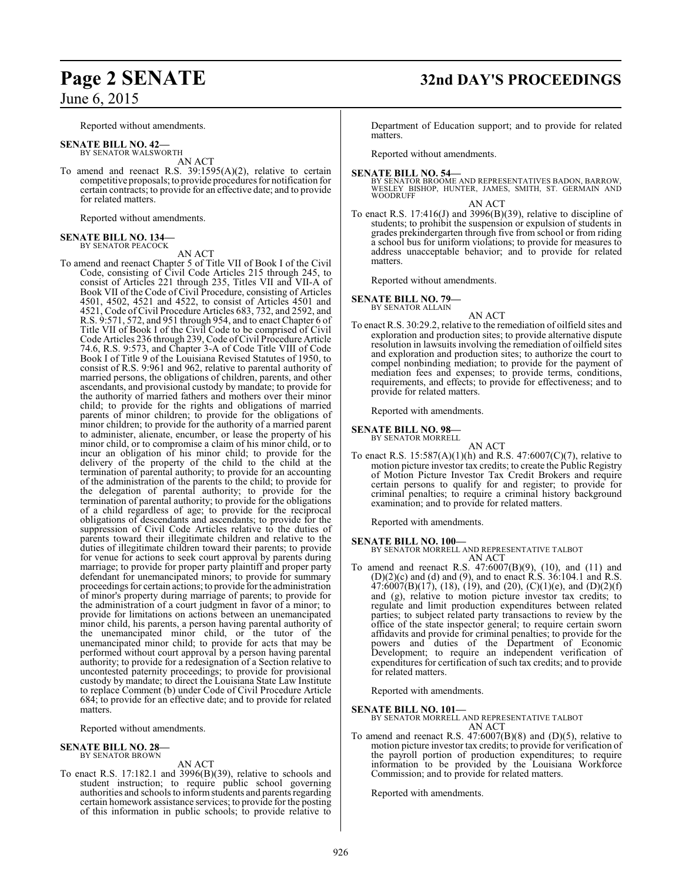Reported without amendments.

**SENATE BILL NO. 42—**
BY SENATOR WALSWORTH

AN ACT

To amend and reenact R.S. 39:1595(A)(2), relative to certain competitive proposals; to provide procedures for notification for certain contracts; to provide for an effective date; and to provide for related matters.

Reported without amendments.

**SENATE BILL NO. 134—**
BY SENATOR PEACOCK

AN ACT

To amend and reenact Chapter 5 of Title VII of Book I of the Civil Code, consisting of Civil Code Articles 215 through 245, to consist of Articles 221 through 235, Titles VII and VII-A of Book VII of the Code of Civil Procedure, consisting of Articles 4501, 4502, 4521 and 4522, to consist of Articles 4501 and 4521, Code of Civil Procedure Articles 683, 732, and 2592, and R.S. 9:571, 572, and 951 through 954, and to enact Chapter 6 of Title VII of Book I of the Civil Code to be comprised of Civil Code Articles 236 through 239, Code of Civil Procedure Article 74.6, R.S. 9:573, and Chapter 3-A of Code Title VIII of Code Book I of Title 9 of the Louisiana Revised Statutes of 1950, to consist of R.S. 9:961 and 962, relative to parental authority of married persons, the obligations of children, parents, and other ascendants, and provisional custody by mandate; to provide for the authority of married fathers and mothers over their minor child; to provide for the rights and obligations of married parents of minor children; to provide for the obligations of minor children; to provide for the authority of a married parent to administer, alienate, encumber, or lease the property of his minor child, or to compromise a claim of his minor child, or to incur an obligation of his minor child; to provide for the delivery of the property of the child to the child at the termination of parental authority; to provide for an accounting of the administration of the parents to the child; to provide for the delegation of parental authority; to provide for the termination of parental authority; to provide for the obligations of a child regardless of age; to provide for the reciprocal obligations of descendants and ascendants; to provide for the suppression of Civil Code Articles relative to the duties of parents toward their illegitimate children and relative to the duties of illegitimate children toward their parents; to provide for venue for actions to seek court approval by parents during marriage; to provide for proper party plaintiff and proper party defendant for unemancipated minors; to provide for summary proceedings for certain actions; to provide for the administration of minor's property during marriage of parents; to provide for the administration of a court judgment in favor of a minor; to provide for limitations on actions between an unemancipated minor child, his parents, a person having parental authority of the unemancipated minor child, or the tutor of the unemancipated minor child; to provide for acts that may be performed without court approval by a person having parental authority; to provide for a redesignation of a Section relative to uncontested paternity proceedings; to provide for provisional custody by mandate; to direct the Louisiana State Law Institute to replace Comment (b) under Code of Civil Procedure Article 684; to provide for an effective date; and to provide for related matters.

Reported without amendments.

**SENATE BILL NO. 28—**
BY SENATOR BROWN

AN ACT

To enact R.S. 17:182.1 and 3996(B)(39), relative to schools and student instruction; to require public school governing authorities and schools to inform students and parents regarding certain homework assistance services; to provide for the posting of this information in public schools; to provide relative to Department of Education support; and to provide for related matters.

Reported without amendments.

**SENATE BILL NO. 54—**
BY SENATOR BROOME AND REPRESENTATIVES BADON, BARROW, WESLEY BISHOP, HUNTER, JAMES, SMITH, ST. GERMAIN AND WOODRUFF

AN ACT

To enact R.S. 17:416(J) and 3996(B)(39), relative to discipline of students; to prohibit the suspension or expulsion of students in grades prekindergarten through five from school or from riding a school bus for uniform violations; to provide for measures to address unacceptable behavior; and to provide for related matters.

Reported without amendments.

**SENATE BILL NO. 79—**
BY SENATOR ALLAIN

AN ACT

To enact R.S. 30:29.2, relative to the remediation of oilfield sites and exploration and production sites; to provide alternative dispute resolution in lawsuits involving the remediation of oilfield sites and exploration and production sites; to authorize the court to compel nonbinding mediation; to provide for the payment of mediation fees and expenses; to provide terms, conditions, requirements, and effects; to provide for effectiveness; and to provide for related matters.

Reported with amendments.

**SENATE BILL NO. 98—**
BY SENATOR MORRELL

AN ACT

To enact R.S. 15:587(A)(1)(h) and R.S. 47:6007(C)(7), relative to motion picture investor tax credits; to create the Public Registry of Motion Picture Investor Tax Credit Brokers and require certain persons to qualify for and register; to provide for criminal penalties; to require a criminal history background examination; and to provide for related matters.

Reported with amendments.

**SENATE BILL NO. 100—**
BY SENATOR MORRELL AND REPRESENTATIVE TALBOT

AN ACT

To amend and reenact R.S. 47:6007(B)(9), (10), and (11) and (D)(2)(c) and (d) and (9), and to enact R.S. 36:104.1 and R.S. 47:6007(B)(17), (18), (19), and (20), (C)(1)(e), and (D)(2)(f) and (g), relative to motion picture investor tax credits; to regulate and limit production expenditures between related parties; to subject related party transactions to review by the office of the state inspector general; to require certain sworn affidavits and provide for criminal penalties; to provide for the powers and duties of the Department of Economic Development; to require an independent verification of expenditures for certification of such tax credits; and to provide for related matters.

Reported with amendments.

**SENATE BILL NO. 101—**
BY SENATOR MORRELL AND REPRESENTATIVE TALBOT

AN ACT

To amend and reenact R.S. 47:6007(B)(8) and (D)(5), relative to motion picture investor tax credits; to provide for verification of the payroll portion of production expenditures; to require information to be provided by the Louisiana Workforce Commission; and to provide for related matters.

Reported with amendments.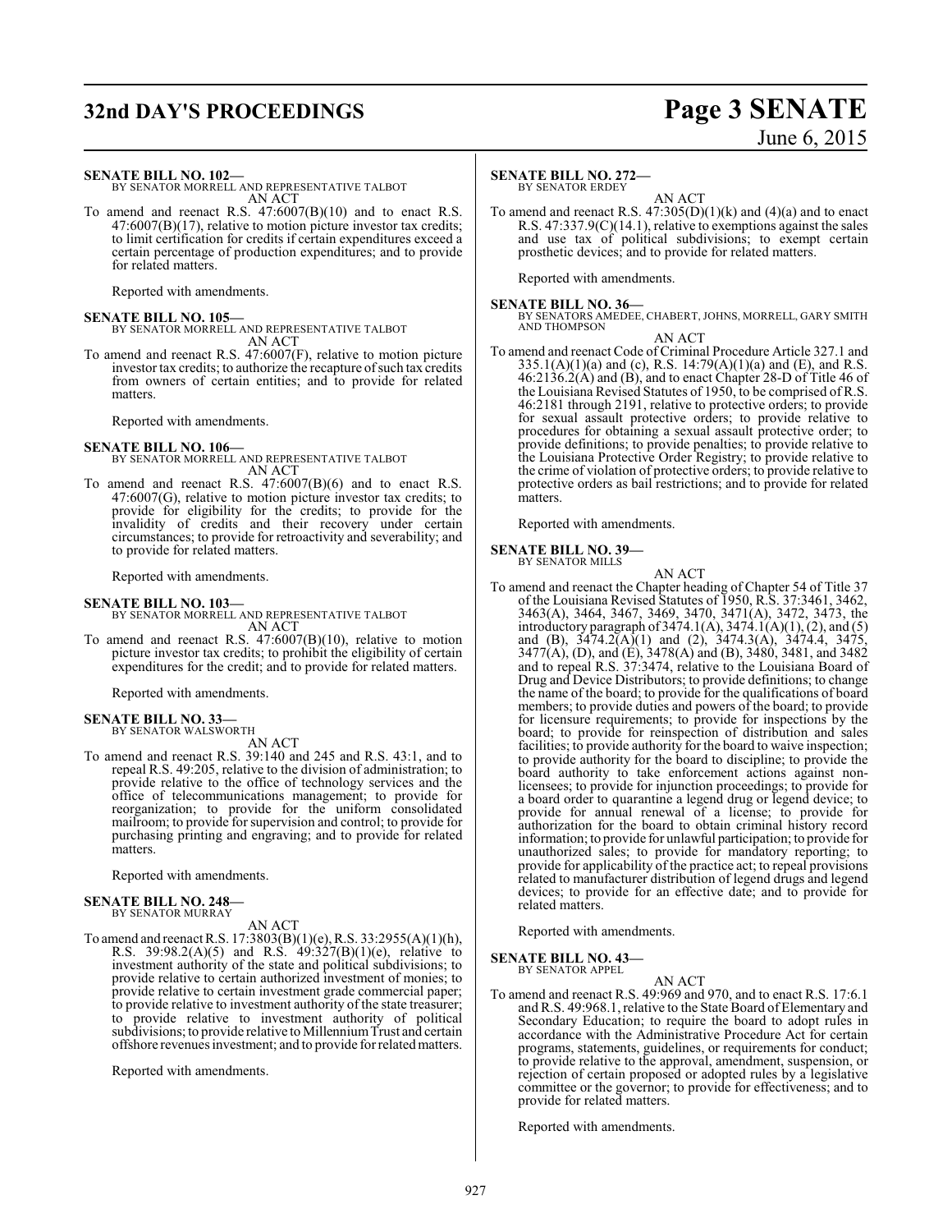**SENATE BILL NO. 102—**
BY SENATOR MORRELL AND REPRESENTATIVE TALBOT

AN ACT

To amend and reenact R.S. 47:6007(B)(10) and to enact R.S. 47:6007(B)(17), relative to motion picture investor tax credits; to limit certification for credits if certain expenditures exceed a certain percentage of production expenditures; and to provide for related matters.

Reported with amendments.

**SENATE BILL NO. 105—**
BY SENATOR MORRELL AND REPRESENTATIVE TALBOT

AN ACT

To amend and reenact R.S. 47:6007(F), relative to motion picture investor tax credits; to authorize the recapture of such tax credits from owners of certain entities; and to provide for related matters.

Reported with amendments.

**SENATE BILL NO. 106—**
BY SENATOR MORRELL AND REPRESENTATIVE TALBOT

AN ACT

To amend and reenact R.S. 47:6007(B)(6) and to enact R.S. 47:6007(G), relative to motion picture investor tax credits; to provide for eligibility for the credits; to provide for the invalidity of credits and their recovery under certain circumstances; to provide for retroactivity and severability; and to provide for related matters.

Reported with amendments.

**SENATE BILL NO. 103—**
BY SENATOR MORRELL AND REPRESENTATIVE TALBOT

AN ACT

To amend and reenact R.S. 47:6007(B)(10), relative to motion picture investor tax credits; to prohibit the eligibility of certain expenditures for the credit; and to provide for related matters.

Reported with amendments.

**SENATE BILL NO. 33—**
BY SENATOR WALSWORTH

AN ACT

To amend and reenact R.S. 39:140 and 245 and R.S. 43:1, and to repeal R.S. 49:205, relative to the division of administration; to provide relative to the office of technology services and the office of telecommunications management; to provide for reorganization; to provide for the uniform consolidated mailroom; to provide for supervision and control; to provide for purchasing printing and engraving; and to provide for related matters.

Reported with amendments.

**SENATE BILL NO. 248—**
BY SENATOR MURRAY

AN ACT

To amend and reenact R.S. 17:3803(B)(1)(e), R.S. 33:2955(A)(1)(h), R.S. 39:98.2(A)(5) and R.S. 49:327(B)(1)(e), relative to investment authority of the state and political subdivisions; to provide relative to certain authorized investment of monies; to provide relative to certain investment grade commercial paper; to provide relative to investment authority of the state treasurer; to provide relative to investment authority of political subdivisions; to provide relative to Millennium Trust and certain offshore revenues investment; and to provide for related matters.

Reported with amendments.

**SENATE BILL NO. 272—**
BY SENATOR ERDEY

AN ACT

To amend and reenact R.S. 47:305(D)(1)(k) and (4)(a) and to enact R.S. 47:337.9(C)(14.1), relative to exemptions against the sales and use tax of political subdivisions; to exempt certain prosthetic devices; and to provide for related matters.

Reported with amendments.

**SENATE BILL NO. 36—**
BY SENATORS AMEDEE, CHABERT, JOHNS, MORRELL, GARY SMITH AND THOMPSON

AN ACT

To amend and reenact Code of Criminal Procedure Article 327.1 and 335.1(A)(1)(a) and (c), R.S. 14:79(A)(1)(a) and (E), and R.S. 46:2136.2(A) and (B), and to enact Chapter 28-D of Title 46 of the Louisiana Revised Statutes of 1950, to be comprised of R.S. 46:2181 through 2191, relative to protective orders; to provide for sexual assault protective orders; to provide relative to procedures for obtaining a sexual assault protective order; to provide definitions; to provide penalties; to provide relative to the Louisiana Protective Order Registry; to provide relative to the crime of violation of protective orders; to provide relative to protective orders as bail restrictions; and to provide for related matters.

Reported with amendments.

**SENATE BILL NO. 39—**
BY SENATOR MILLS

AN ACT

To amend and reenact the Chapter heading of Chapter 54 of Title 37 of the Louisiana Revised Statutes of 1950, R.S. 37:3461, 3462, 3463(A), 3464, 3467, 3469, 3470, 3471(A), 3472, 3473, the introductory paragraph of 3474.1(A), 3474.1(A)(1), (2), and (5) and (B), 3474.2(A)(1) and (2), 3474.3(A), 3474.4, 3475, 3477(A), (D), and (E), 3478(A) and (B), 3480, 3481, and 3482 and to repeal R.S. 37:3474, relative to the Louisiana Board of Drug and Device Distributors; to provide definitions; to change the name of the board; to provide for the qualifications of board members; to provide duties and powers of the board; to provide for licensure requirements; to provide for inspections by the board; to provide for reinspection of distribution and sales facilities; to provide authority for the board to waive inspection; to provide authority for the board to discipline; to provide the board authority to take enforcement actions against non-licensees; to provide for injunction proceedings; to provide for a board order to quarantine a legend drug or legend device; to provide for annual renewal of a license; to provide for authorization for the board to obtain criminal history record information; to provide for unlawful participation; to provide for unauthorized sales; to provide for mandatory reporting; to provide for applicability of the practice act; to repeal provisions related to manufacturer distribution of legend drugs and legend devices; to provide for an effective date; and to provide for related matters.

Reported with amendments.

**SENATE BILL NO. 43—**
BY SENATOR APPEL

AN ACT

To amend and reenact R.S. 49:969 and 970, and to enact R.S. 17:6.1 and R.S. 49:968.1, relative to the State Board of Elementary and Secondary Education; to require the board to adopt rules in accordance with the Administrative Procedure Act for certain programs, statements, guidelines, or requirements for conduct; to provide relative to the approval, amendment, suspension, or rejection of certain proposed or adopted rules by a legislative committee or the governor; to provide for effectiveness; and to provide for related matters.

Reported with amendments.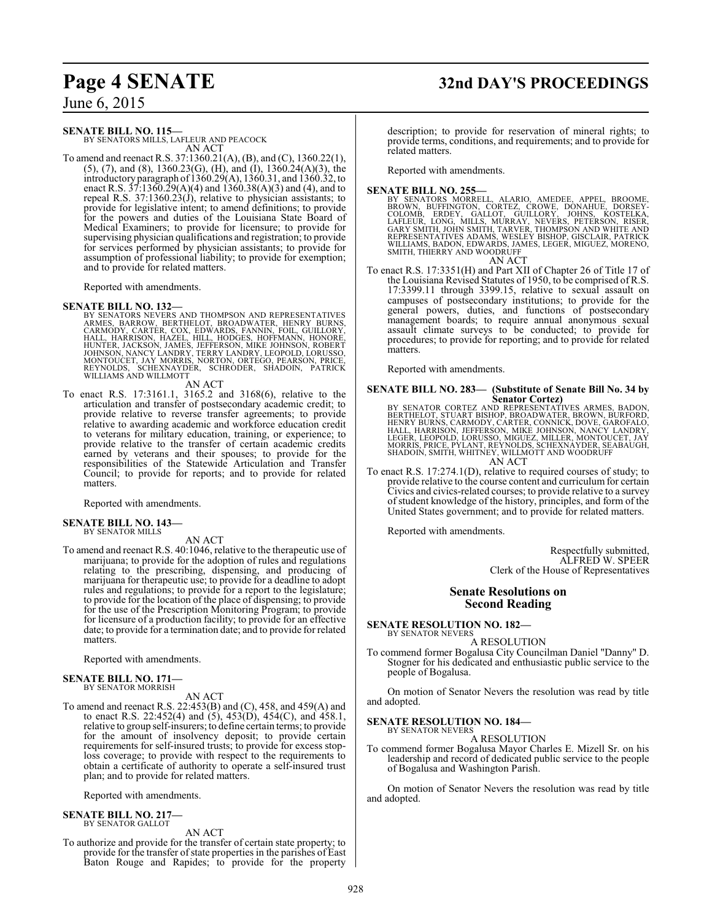**SENATE BILL NO. 115—**
BY SENATORS MILLS, LAFLEUR AND PEACOCK

AN ACT

To amend and reenact R.S. 37:1360.21(A), (B), and (C), 1360.22(1), (5), (7), and (8), 1360.23(G), (H), and (I), 1360.24(A)(3), the introductory paragraph of 1360.29(A), 1360.31, and 1360.32, to enact R.S. 37:1360.29(A)(4) and 1360.38(A)(3) and (4), and to repeal R.S. 37:1360.23(J), relative to physician assistants; to provide for legislative intent; to amend definitions; to provide for the powers and duties of the Louisiana State Board of Medical Examiners; to provide for licensure; to provide for supervising physician qualifications and registration; to provide for services performed by physician assistants; to provide for assumption of professional liability; to provide for exemption; and to provide for related matters.

Reported with amendments.

**SENATE BILL NO. 132—**
BY SENATORS NEVERS AND THOMPSON AND REPRESENTATIVES ARMES, BARROW, BERTHELOT, BROADWATER, HENRY BURNS, CARMODY, CARTER, COX, EDWARDS, FANNIN, FOIL, GUILLORY, HALL, HARRISON, HAZEL, HILL, HODGES, HOFFMANN, HONORE, HUNTER, JACKSON, JAMES, JEFFERSON, MIKE JOHNSON, ROBERT JOHNSON, NANCY LANDRY, TERRY LANDRY, LEOPOLD, LORUSSO, MONTOUCET, JAY MORRIS, NORTON, ORTEGO, PEARSON, PRICE, REYNOLDS, SCHEXNAYDER, SCHRODER, SHADOIN, PATRICK WILLIAMS AND WILLMOTT

AN ACT

To enact R.S. 17:3161.1, 3165.2 and 3168(6), relative to the articulation and transfer of postsecondary academic credit; to provide relative to reverse transfer agreements; to provide relative to awarding academic and workforce education credit to veterans for military education, training, or experience; to provide relative to the transfer of certain academic credits earned by veterans and their spouses; to provide for the responsibilities of the Statewide Articulation and Transfer Council; to provide for reports; and to provide for related matters.

Reported with amendments.

**SENATE BILL NO. 143—**
BY SENATOR MILLS

AN ACT

To amend and reenact R.S. 40:1046, relative to the therapeutic use of marijuana; to provide for the adoption of rules and regulations relating to the prescribing, dispensing, and producing of marijuana for therapeutic use; to provide for a deadline to adopt rules and regulations; to provide for a report to the legislature; to provide for the location of the place of dispensing; to provide for the use of the Prescription Monitoring Program; to provide for licensure of a production facility; to provide for an effective date; to provide for a termination date; and to provide for related matters.

Reported with amendments.

**SENATE BILL NO. 171—**
BY SENATOR MORRISH

AN ACT

To amend and reenact R.S. 22:453(B) and (C), 458, and 459(A) and to enact R.S. 22:452(4) and (5), 453(D), 454(C), and 458.1, relative to group self-insurers; to define certain terms; to provide for the amount of insolvency deposit; to provide certain requirements for self-insured trusts; to provide for excess stop-loss coverage; to provide with respect to the requirements to obtain a certificate of authority to operate a self-insured trust plan; and to provide for related matters.

Reported with amendments.

**SENATE BILL NO. 217—**
BY SENATOR GALLOT

AN ACT

To authorize and provide for the transfer of certain state property; to provide for the transfer of state properties in the parishes of East Baton Rouge and Rapides; to provide for the property description; to provide for reservation of mineral rights; to provide terms, conditions, and requirements; and to provide for related matters.

Reported with amendments.

**SENATE BILL NO. 255—**
BY SENATORS MORRELL, ALARIO, AMEDEE, APPEL, BROOME, BROWN, BUFFINGTON, CORTEZ, CROWE, DONAHUE, DORSEY-COLOMB, ERDEY, GALLOT, GUILLORY, JOHNS, KOSTELKA, LAFLEUR, LONG, MILLS, MURRAY, NEVERS, PETERSON, RISER, GARY SMITH, JOHN SMITH, TARVER, THOMPSON AND WHITE AND REPRESENTATIVES ADAMS, WESLEY BISHOP, GISCLAIR, PATRICK WILLIAMS, BADON, EDWARDS, JAMES, LEGER, MIGUEZ, MORENO, SMITH, THIERRY AND WOODRUFF

AN ACT

To enact R.S. 17:3351(H) and Part XII of Chapter 26 of Title 17 of the Louisiana Revised Statutes of 1950, to be comprised of R.S. 17:3399.11 through 3399.15, relative to sexual assault on campuses of postsecondary institutions; to provide for the general powers, duties, and functions of postsecondary management boards; to require annual anonymous sexual assault climate surveys to be conducted; to provide for procedures; to provide for reporting; and to provide for related matters.

Reported with amendments.

**SENATE BILL NO. 283— (Substitute of Senate Bill No. 34 by Senator Cortez)**
BY SENATOR CORTEZ AND REPRESENTATIVES ARMES, BADON, BERTHELOT, STUART BISHOP, BROADWATER, BROWN, BURFORD, HENRY BURNS, CARMODY, CARTER, CONNICK, DOVE, GAROFALO, HALL, HARRISON, JEFFERSON, MIKE JOHNSON, NANCY LANDRY, LEGER, LEOPOLD, LORUSSO, MIGUEZ, MILLER, MONTOUCET, JAY MORRIS, PRICE, PYLANT, REYNOLDS, SCHEXNAYDER, SEABAUGH, SHADOIN, SMITH, WHITNEY, WILLMOTT AND WOODRUFF

AN ACT

To enact R.S. 17:274.1(D), relative to required courses of study; to provide relative to the course content and curriculum for certain Civics and civics-related courses; to provide relative to a survey of student knowledge of the history, principles, and form of the United States government; and to provide for related matters.

Reported with amendments.

Respectfully submitted,
ALFRED W. SPEER
Clerk of the House of Representatives

## Senate Resolutions on Second Reading

**SENATE RESOLUTION NO. 182—**
BY SENATOR NEVERS

A RESOLUTION

To commend former Bogalusa City Councilman Daniel "Danny" D. Stogner for his dedicated and enthusiastic public service to the people of Bogalusa.

On motion of Senator Nevers the resolution was read by title and adopted.

**SENATE RESOLUTION NO. 184—**
BY SENATOR NEVERS

A RESOLUTION

To commend former Bogalusa Mayor Charles E. Mizell Sr. on his leadership and record of dedicated public service to the people of Bogalusa and Washington Parish.

On motion of Senator Nevers the resolution was read by title and adopted.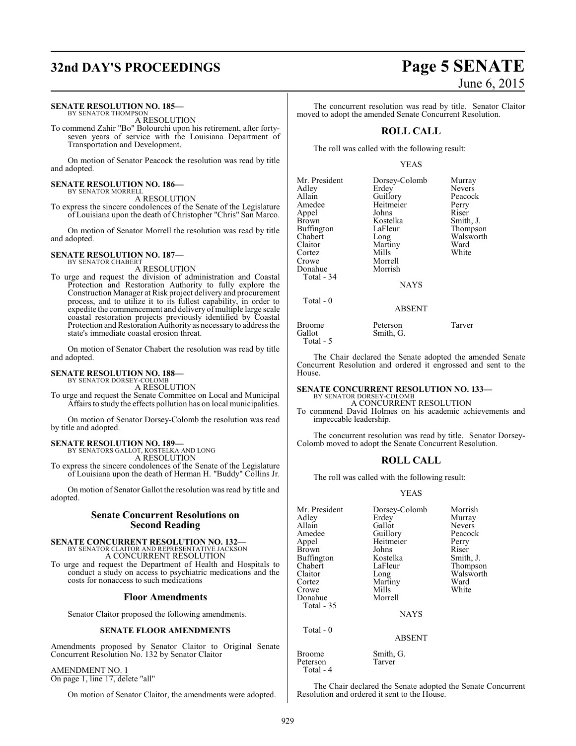**SENATE RESOLUTION NO. 185—**
BY SENATOR THOMPSON

A RESOLUTION

To commend Zahir "Bo" Bolourchi upon his retirement, after forty-seven years of service with the Louisiana Department of Transportation and Development.

On motion of Senator Peacock the resolution was read by title and adopted.

**SENATE RESOLUTION NO. 186—**
BY SENATOR MORRELL

A RESOLUTION

To express the sincere condolences of the Senate of the Legislature of Louisiana upon the death of Christopher "Chris" San Marco.

On motion of Senator Morrell the resolution was read by title and adopted.

**SENATE RESOLUTION NO. 187—**
BY SENATOR CHABERT

A RESOLUTION

To urge and request the division of administration and Coastal Protection and Restoration Authority to fully explore the Construction Manager at Risk project delivery and procurement process, and to utilize it to its fullest capability, in order to expedite the commencement and delivery of multiple large scale coastal restoration projects previously identified by Coastal Protection and Restoration Authority as necessary to address the state's immediate coastal erosion threat.

On motion of Senator Chabert the resolution was read by title and adopted.

**SENATE RESOLUTION NO. 188—**
BY SENATOR DORSEY-COLOMB

A RESOLUTION

To urge and request the Senate Committee on Local and Municipal Affairs to study the effects pollution has on local municipalities.

On motion of Senator Dorsey-Colomb the resolution was read by title and adopted.

**SENATE RESOLUTION NO. 189—**
BY SENATORS GALLOT, KOSTELKA AND LONG

A RESOLUTION

To express the sincere condolences of the Senate of the Legislature of Louisiana upon the death of Herman H. "Buddy" Collins Jr.

On motion of Senator Gallot the resolution was read by title and adopted.

## Senate Concurrent Resolutions on Second Reading

**SENATE CONCURRENT RESOLUTION NO. 132—**
BY SENATOR CLAITOR AND REPRESENTATIVE JACKSON

A CONCURRENT RESOLUTION

To urge and request the Department of Health and Hospitals to conduct a study on access to psychiatric medications and the costs for nonaccess to such medications

## Floor Amendments

Senator Claitor proposed the following amendments.

**SENATE FLOOR AMENDMENTS**

Amendments proposed by Senator Claitor to Original Senate Concurrent Resolution No. 132 by Senator Claitor

AMENDMENT NO. 1
On page 1, line 17, delete "all"

On motion of Senator Claitor, the amendments were adopted.

The concurrent resolution was read by title. Senator Claitor moved to adopt the amended Senate Concurrent Resolution.

## ROLL CALL

The roll was called with the following result:

YEAS

| | | |
|---|---|---|
| Mr. President | Dorsey-Colomb | Murray |
| Adley | Erdey | Nevers |
| Allain | Guillory | Peacock |
| Amedee | Heitmeier | Perry |
| Appel | Johns | Riser |
| Brown | Kostelka | Smith, J. |
| Buffington | LaFleur | Thompson |
| Chabert | Long | Walsworth |
| Claitor | Martiny | Ward |
| Cortez | Mills | White |
| Crowe | Morrell | |
| Donahue | Morrish | |

Total - 34

NAYS

Total - 0

ABSENT

| | | |
|---|---|---|
| Broome | Peterson | Tarver |
| Gallot | Smith, G. | |

Total - 5

The Chair declared the Senate adopted the amended Senate Concurrent Resolution and ordered it engrossed and sent to the House.

**SENATE CONCURRENT RESOLUTION NO. 133—**
BY SENATOR DORSEY-COLOMB

A CONCURRENT RESOLUTION

To commend David Holmes on his academic achievements and impeccable leadership.

The concurrent resolution was read by title. Senator Dorsey-Colomb moved to adopt the Senate Concurrent Resolution.

## ROLL CALL

The roll was called with the following result:

YEAS

| | | |
|---|---|---|
| Mr. President | Dorsey-Colomb | Morrish |
| Adley | Erdey | Murray |
| Allain | Gallot | Nevers |
| Amedee | Guillory | Peacock |
| Appel | Heitmeier | Perry |
| Brown | Johns | Riser |
| Buffington | Kostelka | Smith, J. |
| Chabert | LaFleur | Thompson |
| Claitor | Long | Walsworth |
| Cortez | Martiny | Ward |
| Crowe | Mills | White |
| Donahue | Morrell | |

Total - 35

NAYS

Total - 0

ABSENT

| | |
|---|---|
| Broome | Smith, G. |
| Peterson | Tarver |

Total - 4

The Chair declared the Senate adopted the Senate Concurrent Resolution and ordered it sent to the House.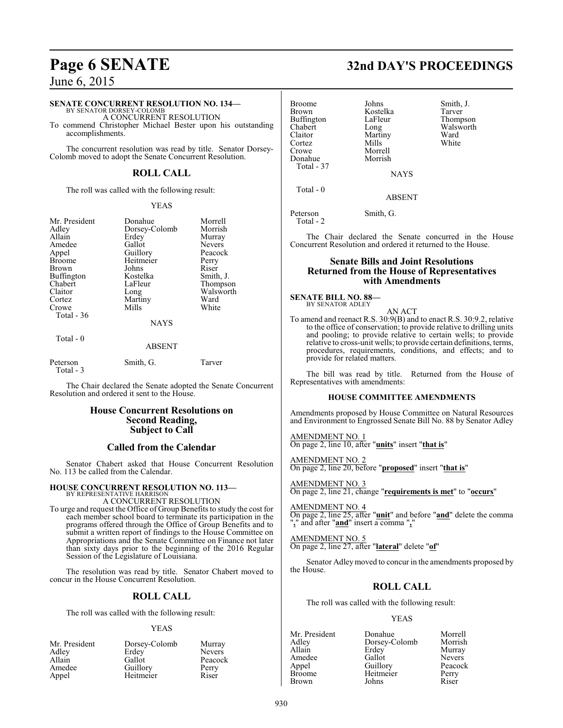**SENATE CONCURRENT RESOLUTION NO. 134—**
BY SENATOR DORSEY-COLOMB

A CONCURRENT RESOLUTION

To commend Christopher Michael Bester upon his outstanding accomplishments.

The concurrent resolution was read by title. Senator Dorsey-Colomb moved to adopt the Senate Concurrent Resolution.

## ROLL CALL

The roll was called with the following result:

YEAS

| | | |
|---|---|---|
| Mr. President | Donahue | Morrell |
| Adley | Dorsey-Colomb | Morrish |
| Allain | Erdey | Murray |
| Amedee | Gallot | Nevers |
| Appel | Guillory | Peacock |
| Broome | Heitmeier | Perry |
| Brown | Johns | Riser |
| Buffington | Kostelka | Smith, J. |
| Chabert | LaFleur | Thompson |
| Claitor | Long | Walsworth |
| Cortez | Martiny | Ward |
| Crowe | Mills | White |

Total - 36

NAYS

Total - 0

ABSENT

| | | |
|---|---|---|
| Peterson | Smith, G. | Tarver |

Total - 3

The Chair declared the Senate adopted the Senate Concurrent Resolution and ordered it sent to the House.

## House Concurrent Resolutions on Second Reading, Subject to Call

## Called from the Calendar

Senator Chabert asked that House Concurrent Resolution No. 113 be called from the Calendar.

**HOUSE CONCURRENT RESOLUTION NO. 113—**
BY REPRESENTATIVE HARRISON

A CONCURRENT RESOLUTION

To urge and request the Office of Group Benefits to study the cost for each member school board to terminate its participation in the programs offered through the Office of Group Benefits and to submit a written report of findings to the House Committee on Appropriations and the Senate Committee on Finance not later than sixty days prior to the beginning of the 2016 Regular Session of the Legislature of Louisiana.

The resolution was read by title. Senator Chabert moved to concur in the House Concurrent Resolution.

## ROLL CALL

The roll was called with the following result:

YEAS

| | | |
|---|---|---|
| Mr. President | Dorsey-Colomb | Murray |
| Adley | Erdey | Nevers |
| Allain | Gallot | Peacock |
| Amedee | Guillory | Perry |
| Appel | Heitmeier | Riser |
| Broome | Johns | Smith, J. |
| Brown | Kostelka | Tarver |
| Buffington | LaFleur | Thompson |
| Chabert | Long | Walsworth |
| Claitor | Martiny | Ward |
| Cortez | Mills | White |
| Crowe | Morrell | |
| Donahue | Morrish | |

Total - 37

NAYS

Total - 0

ABSENT

| | |
|---|---|
| Peterson | Smith, G. |

Total - 2

The Chair declared the Senate concurred in the House Concurrent Resolution and ordered it returned to the House.

## Senate Bills and Joint Resolutions Returned from the House of Representatives with Amendments

**SENATE BILL NO. 88—**
BY SENATOR ADLEY

AN ACT

To amend and reenact R.S. 30:9(B) and to enact R.S. 30:9.2, relative to the office of conservation; to provide relative to drilling units and pooling; to provide relative to certain wells; to provide relative to cross-unit wells; to provide certain definitions, terms, procedures, requirements, conditions, and effects; and to provide for related matters.

The bill was read by title. Returned from the House of Representatives with amendments:

### HOUSE COMMITTEE AMENDMENTS

Amendments proposed by House Committee on Natural Resources and Environment to Engrossed Senate Bill No. 88 by Senator Adley

AMENDMENT NO. 1
On page 2, line 10, after "**units**" insert "**that is**"

AMENDMENT NO. 2
On page 2, line 20, before "**proposed**" insert "**that is**"

AMENDMENT NO. 3
On page 2, line 21, change "**requirements is met**" to "**occurs**"

AMENDMENT NO. 4
On page 2, line 25, after "**unit**" and before "**and**" delete the comma "**,**" and after "**and**" insert a comma "**,**"

AMENDMENT NO. 5
On page 2, line 27, after "**lateral**" delete "**of**"

Senator Adley moved to concur in the amendments proposed by the House.

## ROLL CALL

The roll was called with the following result:

YEAS

| | | |
|---|---|---|
| Mr. President | Donahue | Morrell |
| Adley | Dorsey-Colomb | Morrish |
| Allain | Erdey | Murray |
| Amedee | Gallot | Nevers |
| Appel | Guillory | Peacock |
| Broome | Heitmeier | Perry |
| Brown | Johns | Riser |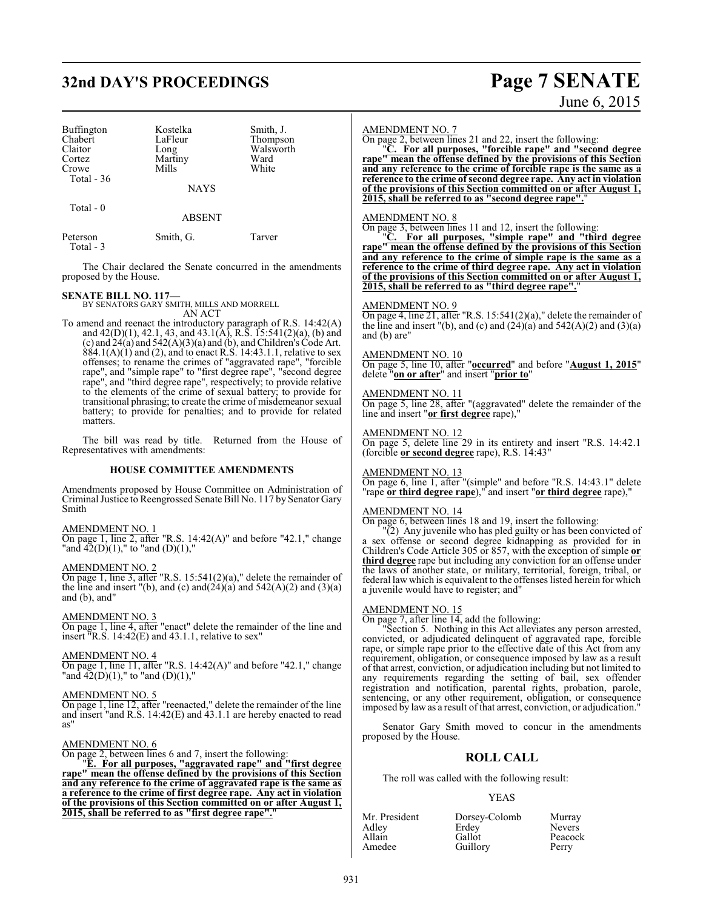| | | |
|---|---|---|
| Buffington | Kostelka | Smith, J. |
| Chabert | LaFleur | Thompson |
| Claitor | Long | Walsworth |
| Cortez | Martiny | Ward |
| Crowe | Mills | White |
| Total - 36 | | |

NAYS

Total - 0

ABSENT

| | | |
|---|---|---|
| Peterson | Smith, G. | Tarver |
| Total - 3 | | |

The Chair declared the Senate concurred in the amendments proposed by the House.

**SENATE BILL NO. 117—**
BY SENATORS GARY SMITH, MILLS AND MORRELL
AN ACT

To amend and reenact the introductory paragraph of R.S. 14:42(A) and 42(D)(1), 42.1, 43, and 43.1(A), R.S. 15:541(2)(a), (b) and (c) and 24(a) and 542(A)(3)(a) and (b), and Children's Code Art. 884.1(A)(1) and (2), and to enact R.S. 14:43.1.1, relative to sex offenses; to rename the crimes of "aggravated rape", "forcible rape", and "simple rape" to "first degree rape", "second degree rape", and "third degree rape", respectively; to provide relative to the elements of the crime of sexual battery; to provide for transitional phrasing; to create the crime of misdemeanor sexual battery; to provide for penalties; and to provide for related matters.

The bill was read by title. Returned from the House of Representatives with amendments:

**HOUSE COMMITTEE AMENDMENTS**

Amendments proposed by House Committee on Administration of Criminal Justice to Reengrossed Senate Bill No. 117 by Senator Gary Smith

AMENDMENT NO. 1
On page 1, line 2, after "R.S. 14:42(A)" and before "42.1," change "and 42(D)(1)," to "and (D)(1),"

AMENDMENT NO. 2
On page 1, line 3, after "R.S. 15:541(2)(a)," delete the remainder of the line and insert "(b), and (c) and(24)(a) and 542(A)(2) and (3)(a) and (b), and"

AMENDMENT NO. 3
On page 1, line 4, after "enact" delete the remainder of the line and insert "R.S. 14:42(E) and 43.1.1, relative to sex"

AMENDMENT NO. 4
On page 1, line 11, after "R.S. 14:42(A)" and before "42.1," change "and 42(D)(1)," to "and (D)(1),"

AMENDMENT NO. 5
On page 1, line 12, after "reenacted," delete the remainder of the line and insert "and R.S. 14:42(E) and 43.1.1 are hereby enacted to read as"

AMENDMENT NO. 6
On page 2, between lines 6 and 7, insert the following:
"**E. For all purposes, "aggravated rape" and "first degree rape" mean the offense defined by the provisions of this Section and any reference to the crime of aggravated rape is the same as a reference to the crime of first degree rape. Any act in violation of the provisions of this Section committed on or after August 1, 2015, shall be referred to as "first degree rape".**"

AMENDMENT NO. 7
On page 2, between lines 21 and 22, insert the following:
"**C. For all purposes, "forcible rape" and "second degree rape" mean the offense defined by the provisions of this Section and any reference to the crime of forcible rape is the same as a reference to the crime of second degree rape. Any act in violation of the provisions of this Section committed on or after August 1, 2015, shall be referred to as "second degree rape".**"

AMENDMENT NO. 8
On page 3, between lines 11 and 12, insert the following:
"**C. For all purposes, "simple rape" and "third degree rape" mean the offense defined by the provisions of this Section and any reference to the crime of simple rape is the same as a reference to the crime of third degree rape. Any act in violation of the provisions of this Section committed on or after August 1, 2015, shall be referred to as "third degree rape".**"

AMENDMENT NO. 9
On page 4, line 21, after "R.S. 15:541(2)(a)," delete the remainder of the line and insert "(b), and (c) and (24)(a) and 542(A)(2) and (3)(a) and (b) are"

AMENDMENT NO. 10
On page 5, line 10, after "**occurred**" and before "**August 1, 2015**" delete "**on or after**" and insert "**prior to**"

AMENDMENT NO. 11
On page 5, line 28, after "(aggravated" delete the remainder of the line and insert "**or first degree** rape),"

AMENDMENT NO. 12
On page 5, delete line 29 in its entirety and insert "R.S. 14:42.1 (forcible **or second degree** rape), R.S. 14:43"

AMENDMENT NO. 13
On page 6, line 1, after "(simple" and before "R.S. 14:43.1" delete "rape **or third degree rape**)," and insert "**or third degree** rape),"

AMENDMENT NO. 14
On page 6, between lines 18 and 19, insert the following:
"(2) Any juvenile who has pled guilty or has been convicted of a sex offense or second degree kidnapping as provided for in Children's Code Article 305 or 857, with the exception of simple **or third degree** rape but including any conviction for an offense under the laws of another state, or military, territorial, foreign, tribal, or federal law which is equivalent to the offenses listed herein for which a juvenile would have to register; and"

AMENDMENT NO. 15
On page 7, after line 14, add the following:
"Section 5. Nothing in this Act alleviates any person arrested, convicted, or adjudicated delinquent of aggravated rape, forcible rape, or simple rape prior to the effective date of this Act from any requirement, obligation, or consequence imposed by law as a result of that arrest, conviction, or adjudication including but not limited to any requirements regarding the setting of bail, sex offender registration and notification, parental rights, probation, parole, sentencing, or any other requirement, obligation, or consequence imposed by law as a result of that arrest, conviction, or adjudication."

Senator Gary Smith moved to concur in the amendments proposed by the House.

## ROLL CALL

The roll was called with the following result:

YEAS

| | | |
|---|---|---|
| Mr. President | Dorsey-Colomb | Murray |
| Adley | Erdey | Nevers |
| Allain | Gallot | Peacock |
| Amedee | Guillory | Perry |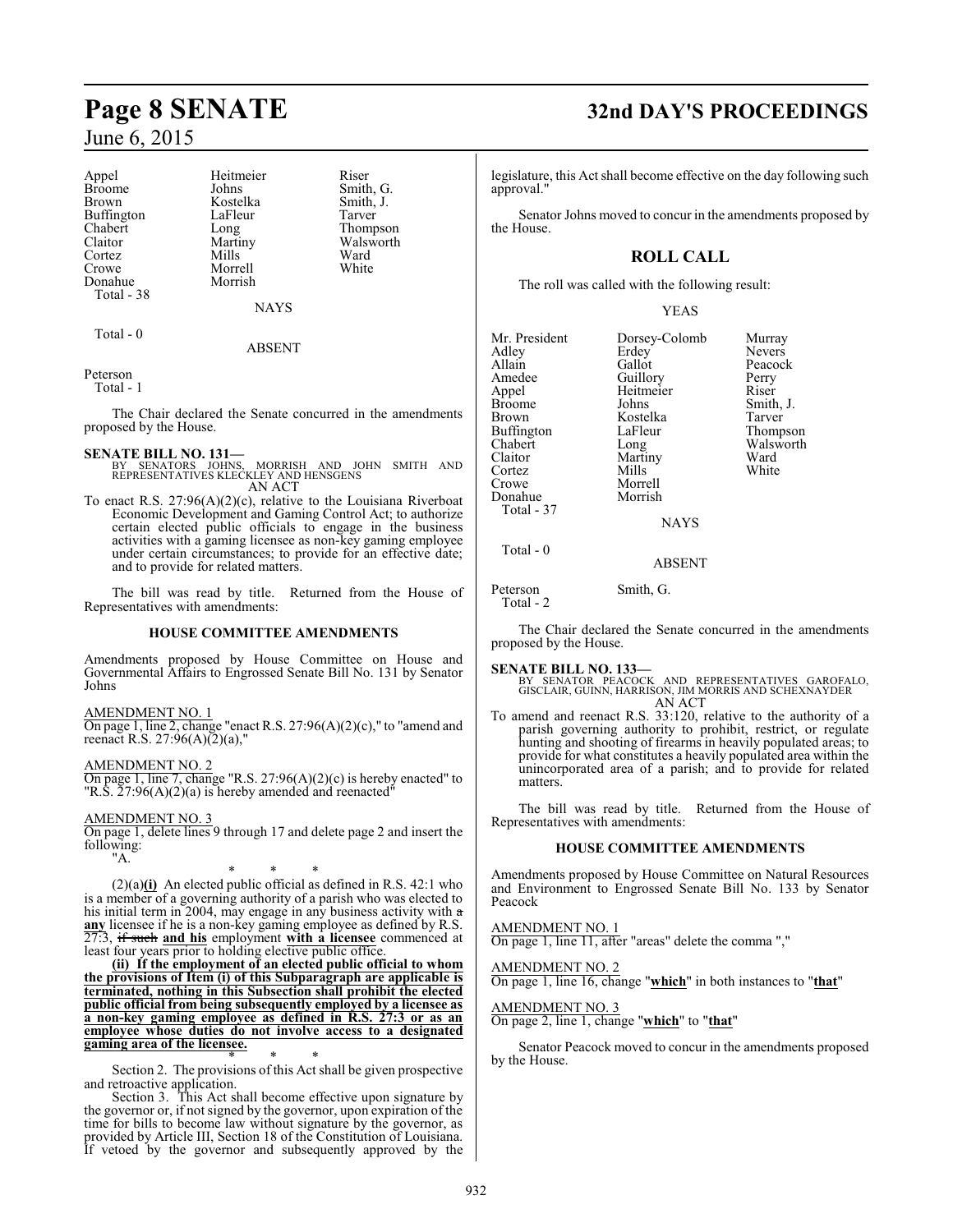| | | |
|---|---|---|
| Appel | Heitmeier | Riser |
| Broome | Johns | Smith, G. |
| Brown | Kostelka | Smith, J. |
| Buffington | LaFleur | Tarver |
| Chabert | Long | Thompson |
| Claitor | Martiny | Walsworth |
| Cortez | Mills | Ward |
| Crowe | Morrell | White |
| Donahue | Morrish | |
| Total - 38 | | |

NAYS

Total - 0

ABSENT

Peterson
Total - 1

The Chair declared the Senate concurred in the amendments proposed by the House.

**SENATE BILL NO. 131—**
BY SENATORS JOHNS, MORRISH AND JOHN SMITH AND REPRESENTATIVES KLECKLEY AND HENSGENS
AN ACT

To enact R.S. 27:96(A)(2)(c), relative to the Louisiana Riverboat Economic Development and Gaming Control Act; to authorize certain elected public officials to engage in the business activities with a gaming licensee as non-key gaming employee under certain circumstances; to provide for an effective date; and to provide for related matters.

The bill was read by title. Returned from the House of Representatives with amendments:

### HOUSE COMMITTEE AMENDMENTS

Amendments proposed by House Committee on House and Governmental Affairs to Engrossed Senate Bill No. 131 by Senator Johns

AMENDMENT NO. 1
On page 1, line 2, change "enact R.S. 27:96(A)(2)(c)," to "amend and reenact R.S. 27:96(A)(2)(a),"

AMENDMENT NO. 2
On page 1, line 7, change "R.S. 27:96(A)(2)(c) is hereby enacted" to "R.S. 27:96(A)(2)(a) is hereby amended and reenacted"

AMENDMENT NO. 3
On page 1, delete lines 9 through 17 and delete page 2 and insert the following:
"A.

\* \* \*

(2)(a)**(i)** An elected public official as defined in R.S. 42:1 who is a member of a governing authority of a parish who was elected to his initial term in 2004, may engage in any business activity with ~~a~~ **any** licensee if he is a non-key gaming employee as defined by R.S. 27:3, ~~if such~~ **and his** employment **with a licensee** commenced at least four years prior to holding elective public office.

**(ii) If the employment of an elected public official to whom the provisions of Item (i) of this Subparagraph are applicable is terminated, nothing in this Subsection shall prohibit the elected public official from being subsequently employed by a licensee as a non-key gaming employee as defined in R.S. 27:3 or as an employee whose duties do not involve access to a designated gaming area of the licensee.**

\* \* \*

Section 2. The provisions of this Act shall be given prospective and retroactive application.

Section 3. This Act shall become effective upon signature by the governor or, if not signed by the governor, upon expiration of the time for bills to become law without signature by the governor, as provided by Article III, Section 18 of the Constitution of Louisiana. If vetoed by the governor and subsequently approved by the legislature, this Act shall become effective on the day following such approval."

Senator Johns moved to concur in the amendments proposed by the House.

## ROLL CALL

The roll was called with the following result:

YEAS

| | | |
|---|---|---|
| Mr. President | Dorsey-Colomb | Murray |
| Adley | Erdey | Nevers |
| Allain | Gallot | Peacock |
| Amedee | Guillory | Perry |
| Appel | Heitmeier | Riser |
| Broome | Johns | Smith, J. |
| Brown | Kostelka | Tarver |
| Buffington | LaFleur | Thompson |
| Chabert | Long | Walsworth |
| Claitor | Martiny | Ward |
| Cortez | Mills | White |
| Crowe | Morrell | |
| Donahue | Morrish | |
| Total - 37 | | |

NAYS

Total - 0

ABSENT

Peterson Smith, G.
Total - 2

The Chair declared the Senate concurred in the amendments proposed by the House.

**SENATE BILL NO. 133—**
BY SENATOR PEACOCK AND REPRESENTATIVES GAROFALO, GISCLAIR, GUINN, HARRISON, JIM MORRIS AND SCHEXNAYDER
AN ACT

To amend and reenact R.S. 33:120, relative to the authority of a parish governing authority to prohibit, restrict, or regulate hunting and shooting of firearms in heavily populated areas; to provide for what constitutes a heavily populated area within the unincorporated area of a parish; and to provide for related matters.

The bill was read by title. Returned from the House of Representatives with amendments:

### HOUSE COMMITTEE AMENDMENTS

Amendments proposed by House Committee on Natural Resources and Environment to Engrossed Senate Bill No. 133 by Senator Peacock

AMENDMENT NO. 1
On page 1, line 11, after "areas" delete the comma ","

AMENDMENT NO. 2
On page 1, line 16, change "**which**" in both instances to "**that**"

AMENDMENT NO. 3
On page 2, line 1, change "**which**" to "**that**"

Senator Peacock moved to concur in the amendments proposed by the House.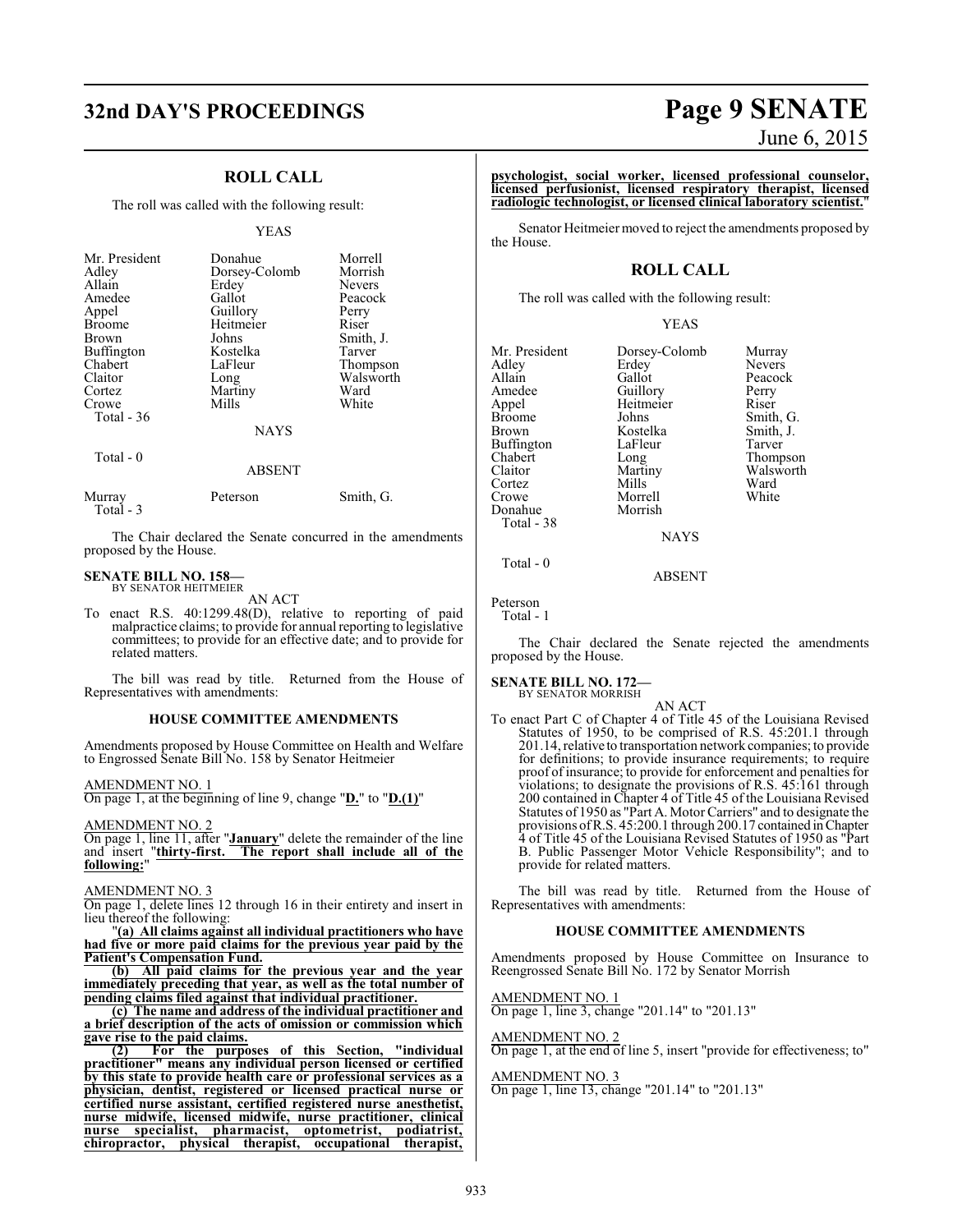## ROLL CALL

The roll was called with the following result:

YEAS

| | | |
|---|---|---|
| Mr. President | Donahue | Morrell |
| Adley | Dorsey-Colomb | Morrish |
| Allain | Erdey | Nevers |
| Amedee | Gallot | Peacock |
| Appel | Guillory | Perry |
| Broome | Heitmeier | Riser |
| Brown | Johns | Smith, J. |
| Buffington | Kostelka | Tarver |
| Chabert | LaFleur | Thompson |
| Claitor | Long | Walsworth |
| Cortez | Martiny | Ward |
| Crowe | Mills | White |

Total - 36

NAYS

Total - 0

ABSENT

| | | |
|---|---|---|
| Murray | Peterson | Smith, G. |

Total - 3

The Chair declared the Senate concurred in the amendments proposed by the House.

**SENATE BILL NO. 158—**
BY SENATOR HEITMEIER

AN ACT

To enact R.S. 40:1299.48(D), relative to reporting of paid malpractice claims; to provide for annual reporting to legislative committees; to provide for an effective date; and to provide for related matters.

The bill was read by title. Returned from the House of Representatives with amendments:

**HOUSE COMMITTEE AMENDMENTS**

Amendments proposed by House Committee on Health and Welfare to Engrossed Senate Bill No. 158 by Senator Heitmeier

AMENDMENT NO. 1
On page 1, at the beginning of line 9, change "**D.**" to "**D.(1)**"

AMENDMENT NO. 2
On page 1, line 11, after "**January**" delete the remainder of the line and insert "**thirty-first. The report shall include all of the following:**"

AMENDMENT NO. 3
On page 1, delete lines 12 through 16 in their entirety and insert in lieu thereof the following:

"**(a) All claims against all individual practitioners who have had five or more paid claims for the previous year paid by the Patient's Compensation Fund.**

**(b) All paid claims for the previous year and the year immediately preceding that year, as well as the total number of pending claims filed against that individual practitioner.**

**(c) The name and address of the individual practitioner and a brief description of the acts of omission or commission which gave rise to the paid claims.**

**(2) For the purposes of this Section, "individual practitioner" means any individual person licensed or certified by this state to provide health care or professional services as a physician, dentist, registered or licensed practical nurse or certified nurse assistant, certified registered nurse anesthetist, nurse midwife, licensed midwife, nurse practitioner, clinical nurse specialist, pharmacist, optometrist, podiatrist, chiropractor, physical therapist, occupational therapist, psychologist, social worker, licensed professional counselor, licensed perfusionist, licensed respiratory therapist, licensed radiologic technologist, or licensed clinical laboratory scientist.**"

Senator Heitmeier moved to reject the amendments proposed by the House.

## ROLL CALL

The roll was called with the following result:

YEAS

| | | |
|---|---|---|
| Mr. President | Dorsey-Colomb | Murray |
| Adley | Erdey | Nevers |
| Allain | Gallot | Peacock |
| Amedee | Guillory | Perry |
| Appel | Heitmeier | Riser |
| Broome | Johns | Smith, G. |
| Brown | Kostelka | Smith, J. |
| Buffington | LaFleur | Tarver |
| Chabert | Long | Thompson |
| Claitor | Martiny | Walsworth |
| Cortez | Mills | Ward |
| Crowe | Morrell | White |
| Donahue | Morrish | |

Total - 38

NAYS

Total - 0

ABSENT

Peterson

Total - 1

The Chair declared the Senate rejected the amendments proposed by the House.

**SENATE BILL NO. 172—**
BY SENATOR MORRISH

AN ACT

To enact Part C of Chapter 4 of Title 45 of the Louisiana Revised Statutes of 1950, to be comprised of R.S. 45:201.1 through 201.14, relative to transportation network companies; to provide for definitions; to provide insurance requirements; to require proof of insurance; to provide for enforcement and penalties for violations; to designate the provisions of R.S. 45:161 through 200 contained in Chapter 4 of Title 45 of the Louisiana Revised Statutes of 1950 as "Part A. Motor Carriers" and to designate the provisions of R.S. 45:200.1 through 200.17 contained in Chapter 4 of Title 45 of the Louisiana Revised Statutes of 1950 as "Part B. Public Passenger Motor Vehicle Responsibility"; and to provide for related matters.

The bill was read by title. Returned from the House of Representatives with amendments:

**HOUSE COMMITTEE AMENDMENTS**

Amendments proposed by House Committee on Insurance to Reengrossed Senate Bill No. 172 by Senator Morrish

AMENDMENT NO. 1
On page 1, line 3, change "201.14" to "201.13"

AMENDMENT NO. 2
On page 1, at the end of line 5, insert "provide for effectiveness; to"

AMENDMENT NO. 3
On page 1, line 13, change "201.14" to "201.13"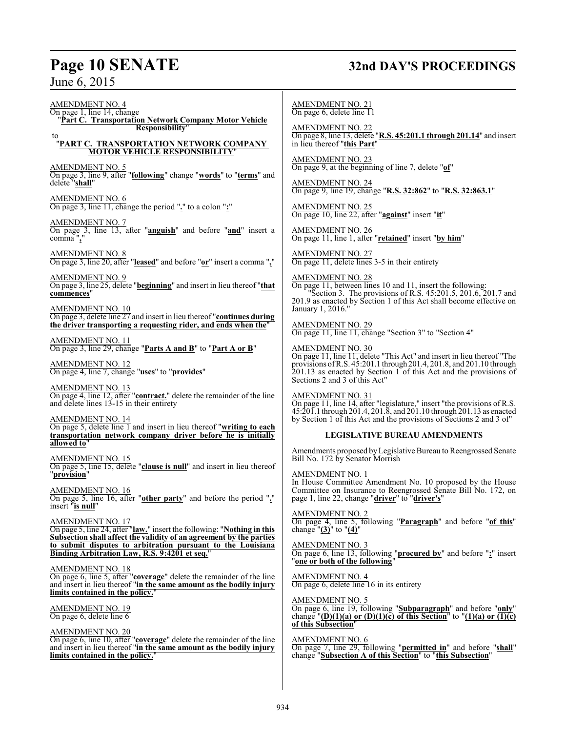AMENDMENT NO. 4

On page 1, line 14, change

"**Part C. Transportation Network Company Motor Vehicle Responsibility**"

to

"**PART C. TRANSPORTATION NETWORK COMPANY MOTOR VEHICLE RESPONSIBILITY**"

AMENDMENT NO. 5

On page 3, line 9, after "**following**" change "**words**" to "**terms**" and delete "**shall**"

AMENDMENT NO. 6

On page 3, line 11, change the period "**.**" to a colon "**:**"

AMENDMENT NO. 7

On page 3, line 13, after "**anguish**" and before "**and**" insert a comma "**,**"

AMENDMENT NO. 8

On page 3, line 20, after "**leased**" and before "**or**" insert a comma "**,**"

AMENDMENT NO. 9

On page 3, line 25, delete "**beginning**" and insert in lieu thereof "**that commences**"

AMENDMENT NO. 10

On page 3, delete line 27 and insert in lieu thereof "**continues during the driver transporting a requesting rider, and ends when the**"

AMENDMENT NO. 11

On page 3, line 29, change "**Parts A and B**" to "**Part A or B**"

AMENDMENT NO. 12

On page 4, line 7, change "**uses**" to "**provides**"

AMENDMENT NO. 13

On page 4, line 12, after "**contract.**" delete the remainder of the line and delete lines 13-15 in their entirety

AMENDMENT NO. 14

On page 5, delete line 1 and insert in lieu thereof "**writing to each transportation network company driver before he is initially allowed to**"

AMENDMENT NO. 15

On page 5, line 15, delete "**clause is null**" and insert in lieu thereof "**provision**"

AMENDMENT NO. 16

On page 5, line 16, after "**other party**" and before the period "**.**" insert "**is null**"

AMENDMENT NO. 17

On page 5, line 24, after "**law.**" insert the following: "**Nothing in this Subsection shall affect the validity of an agreement by the parties to submit disputes to arbitration pursuant to the Louisiana Binding Arbitration Law, R.S. 9:4201 et seq.**"

AMENDMENT NO. 18

On page 6, line 5, after "**coverage**" delete the remainder of the line and insert in lieu thereof "**in the same amount as the bodily injury limits contained in the policy.**"

AMENDMENT NO. 19

On page 6, delete line 6

AMENDMENT NO. 20

On page 6, line 10, after "**coverage**" delete the remainder of the line and insert in lieu thereof "**in the same amount as the bodily injury limits contained in the policy.**"

AMENDMENT NO. 21

On page 6, delete line 11

AMENDMENT NO. 22

On page 8, line 13, delete "**R.S. 45:201.1 through 201.14**" and insert in lieu thereof "**this Part**"

AMENDMENT NO. 23

On page 9, at the beginning of line 7, delete "**of**"

AMENDMENT NO. 24

On page 9, line 19, change "**R.S. 32:862**" to "**R.S. 32:863.1**"

AMENDMENT NO. 25

On page 10, line 22, after "**against**" insert "**it**"

AMENDMENT NO. 26

On page 11, line 1, after "**retained**" insert "**by him**"

AMENDMENT NO. 27

On page 11, delete lines 3-5 in their entirety

AMENDMENT NO. 28

On page 11, between lines 10 and 11, insert the following:

"Section 3. The provisions of R.S. 45:201.5, 201.6, 201.7 and 201.9 as enacted by Section 1 of this Act shall become effective on January 1, 2016."

AMENDMENT NO. 29

On page 11, line 11, change "Section 3" to "Section 4"

AMENDMENT NO. 30

On page 11, line 11, delete "This Act" and insert in lieu thereof "The provisions of R.S. 45:201.1 through 201.4, 201.8, and 201.10 through 201.13 as enacted by Section 1 of this Act and the provisions of Sections 2 and 3 of this Act"

AMENDMENT NO. 31

On page 11, line 14, after "legislature," insert "the provisions of R.S. 45:201.1 through 201.4, 201.8, and 201.10 through 201.13 as enacted by Section 1 of this Act and the provisions of Sections 2 and 3 of"

## LEGISLATIVE BUREAU AMENDMENTS

Amendments proposed by Legislative Bureau to Reengrossed Senate Bill No. 172 by Senator Morrish

AMENDMENT NO. 1

In House Committee Amendment No. 10 proposed by the House Committee on Insurance to Reengrossed Senate Bill No. 172, on page 1, line 22, change "**driver**" to "**driver's**"

AMENDMENT NO. 2

On page 4, line 5, following "**Paragraph**" and before "**of this**" change "**(3)**" to "**(4)**"

AMENDMENT NO. 3

On page 6, line 13, following "**procured by**" and before "**:**" insert "**one or both of the following**"

AMENDMENT NO. 4

On page 6, delete line 16 in its entirety

AMENDMENT NO. 5

On page 6, line 19, following "**Subparagraph**" and before "**only**" change "**(D)(1)(a) or (D)(1)(c) of this Section**" to "**(1)(a) or (1)(c) of this Subsection**"

AMENDMENT NO. 6

On page 7, line 29, following "**permitted in**" and before "**shall**" change "**Subsection A of this Section**" to "**this Subsection**"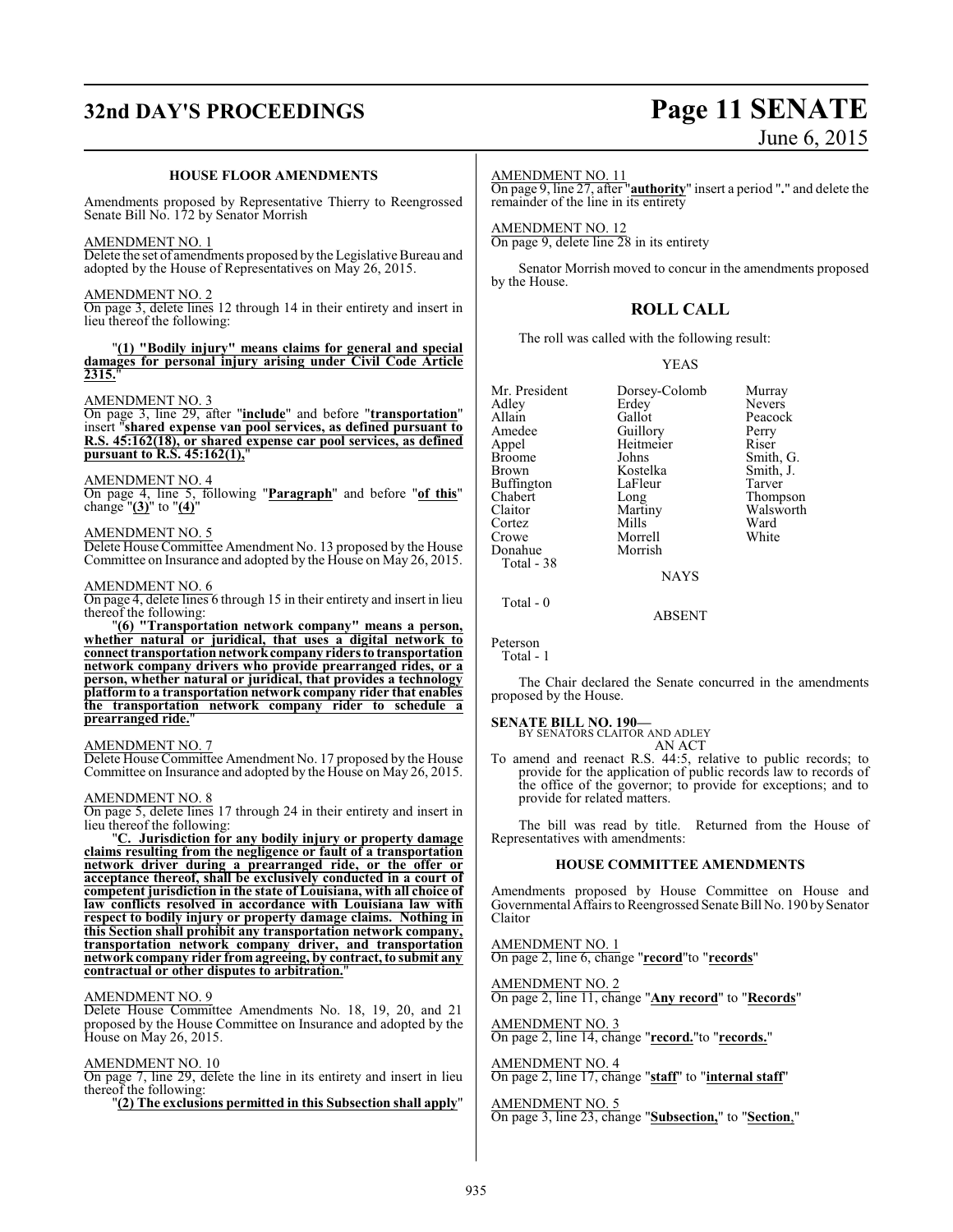### HOUSE FLOOR AMENDMENTS

Amendments proposed by Representative Thierry to Reengrossed Senate Bill No. 172 by Senator Morrish

AMENDMENT NO. 1

Delete the set of amendments proposed by the Legislative Bureau and adopted by the House of Representatives on May 26, 2015.

AMENDMENT NO. 2

On page 3, delete lines 12 through 14 in their entirety and insert in lieu thereof the following:

"**(1) "Bodily injury" means claims for general and special damages for personal injury arising under Civil Code Article 2315.**"

AMENDMENT NO. 3

On page 3, line 29, after "**include**" and before "**transportation**" insert "**shared expense van pool services, as defined pursuant to R.S. 45:162(18), or shared expense car pool services, as defined pursuant to R.S. 45:162(1),**"

AMENDMENT NO. 4

On page 4, line 5, following "**Paragraph**" and before "**of this**" change "**(3)**" to "**(4)**"

AMENDMENT NO. 5

Delete House Committee Amendment No. 13 proposed by the House Committee on Insurance and adopted by the House on May 26, 2015.

AMENDMENT NO. 6

On page 4, delete lines 6 through 15 in their entirety and insert in lieu thereof the following:

"**(6) "Transportation network company" means a person, whether natural or juridical, that uses a digital network to connect transportation network company riders to transportation network company drivers who provide prearranged rides, or a person, whether natural or juridical, that provides a technology platform to a transportation network company rider that enables the transportation network company rider to schedule a prearranged ride.**"

AMENDMENT NO. 7

Delete House Committee Amendment No. 17 proposed by the House Committee on Insurance and adopted by the House on May 26, 2015.

AMENDMENT NO. 8

On page 5, delete lines 17 through 24 in their entirety and insert in lieu thereof the following:

"**C. Jurisdiction for any bodily injury or property damage claims resulting from the negligence or fault of a transportation network driver during a prearranged ride, or the offer or acceptance thereof, shall be exclusively conducted in a court of competent jurisdiction in the state of Louisiana, with all choice of law conflicts resolved in accordance with Louisiana law with respect to bodily injury or property damage claims. Nothing in this Section shall prohibit any transportation network company, transportation network company driver, and transportation network company rider from agreeing, by contract, to submit any contractual or other disputes to arbitration.**"

AMENDMENT NO. 9

Delete House Committee Amendments No. 18, 19, 20, and 21 proposed by the House Committee on Insurance and adopted by the House on May 26, 2015.

AMENDMENT NO. 10

On page 7, line 29, delete the line in its entirety and insert in lieu thereof the following:

"**(2) The exclusions permitted in this Subsection shall apply**"

AMENDMENT NO. 11

On page 9, line 27, after "**authority**" insert a period "**.**" and delete the remainder of the line in its entirety

AMENDMENT NO. 12

On page 9, delete line 28 in its entirety

Senator Morrish moved to concur in the amendments proposed by the House.

## ROLL CALL

The roll was called with the following result:

YEAS

| | | |
|---|---|---|
| Mr. President | Dorsey-Colomb | Murray |
| Adley | Erdey | Nevers |
| Allain | Gallot | Peacock |
| Amedee | Guillory | Perry |
| Appel | Heitmeier | Riser |
| Broome | Johns | Smith, G. |
| Brown | Kostelka | Smith, J. |
| Buffington | LaFleur | Tarver |
| Chabert | Long | Thompson |
| Claitor | Martiny | Walsworth |
| Cortez | Mills | Ward |
| Crowe | Morrell | White |
| Donahue | Morrish | |

Total - 38

NAYS

Total - 0

ABSENT

Peterson

Total - 1

The Chair declared the Senate concurred in the amendments proposed by the House.

**SENATE BILL NO. 190—**
BY SENATORS CLAITOR AND ADLEY
AN ACT

To amend and reenact R.S. 44:5, relative to public records; to provide for the application of public records law to records of the office of the governor; to provide for exceptions; and to provide for related matters.

The bill was read by title. Returned from the House of Representatives with amendments:

### HOUSE COMMITTEE AMENDMENTS

Amendments proposed by House Committee on House and Governmental Affairs to Reengrossed Senate Bill No. 190 by Senator Claitor

AMENDMENT NO. 1

On page 2, line 6, change "**record**"to "**records**"

AMENDMENT NO. 2

On page 2, line 11, change "**Any record**" to "**Records**"

AMENDMENT NO. 3

On page 2, line 14, change "**record.**"to "**records.**"

AMENDMENT NO. 4

On page 2, line 17, change "**staff**" to "**internal staff**"

AMENDMENT NO. 5

On page 3, line 23, change "**Subsection,**" to "**Section**,"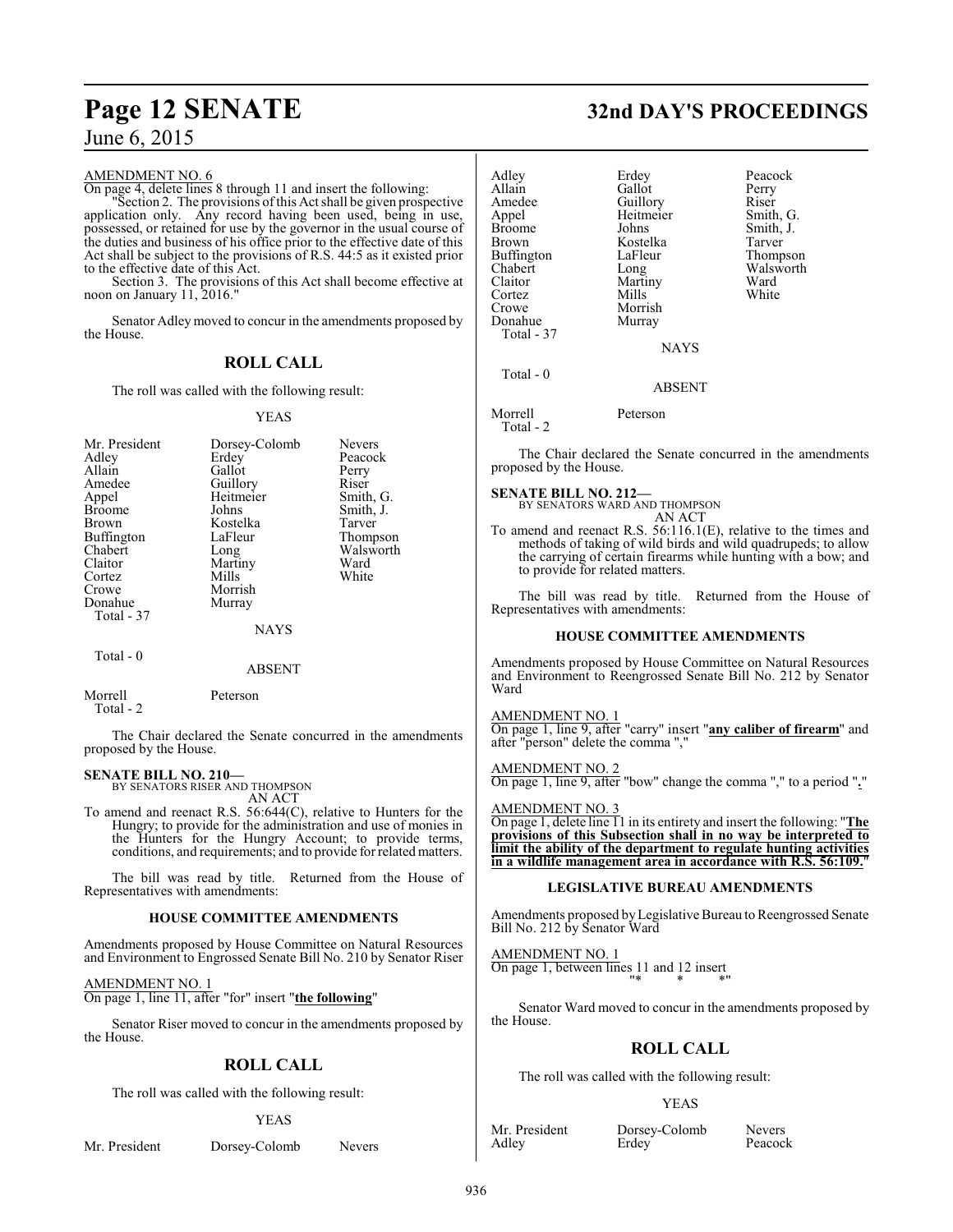AMENDMENT NO. 6

On page 4, delete lines 8 through 11 and insert the following:

"Section 2. The provisions of this Act shall be given prospective application only. Any record having been used, being in use, possessed, or retained for use by the governor in the usual course of the duties and business of his office prior to the effective date of this Act shall be subject to the provisions of R.S. 44:5 as it existed prior to the effective date of this Act.

Section 3. The provisions of this Act shall become effective at noon on January 11, 2016."

Senator Adley moved to concur in the amendments proposed by the House.

## ROLL CALL

The roll was called with the following result:

YEAS

| | | |
|---|---|---|
| Mr. President | Dorsey-Colomb | Nevers |
| Adley | Erdey | Peacock |
| Allain | Gallot | Perry |
| Amedee | Guillory | Riser |
| Appel | Heitmeier | Smith, G. |
| Broome | Johns | Smith, J. |
| Brown | Kostelka | Tarver |
| Buffington | LaFleur | Thompson |
| Chabert | Long | Walsworth |
| Claitor | Martiny | Ward |
| Cortez | Mills | White |
| Crowe | Morrish | |
| Donahue | Murray | |

Total - 37

NAYS

Total - 0

ABSENT

Morrell    Peterson

Total - 2

The Chair declared the Senate concurred in the amendments proposed by the House.

**SENATE BILL NO. 210—**
BY SENATORS RISER AND THOMPSON
AN ACT

To amend and reenact R.S. 56:644(C), relative to Hunters for the Hungry; to provide for the administration and use of monies in the Hunters for the Hungry Account; to provide terms, conditions, and requirements; and to provide for related matters.

The bill was read by title. Returned from the House of Representatives with amendments:

### HOUSE COMMITTEE AMENDMENTS

Amendments proposed by House Committee on Natural Resources and Environment to Engrossed Senate Bill No. 210 by Senator Riser

AMENDMENT NO. 1

On page 1, line 11, after "for" insert "**the following**"

Senator Riser moved to concur in the amendments proposed by the House.

## ROLL CALL

The roll was called with the following result:

YEAS

| | | |
|---|---|---|
| Mr. President | Dorsey-Colomb | Nevers |
| Adley | Erdey | Peacock |
| Allain | Gallot | Perry |
| Amedee | Guillory | Riser |
| Appel | Heitmeier | Smith, G. |
| Broome | Johns | Smith, J. |
| Brown | Kostelka | Tarver |
| Buffington | LaFleur | Thompson |
| Chabert | Long | Walsworth |
| Claitor | Martiny | Ward |
| Cortez | Mills | White |
| Crowe | Morrish | |
| Donahue | Murray | |

Total - 37

NAYS

Total - 0

ABSENT

Morrell    Peterson

Total - 2

The Chair declared the Senate concurred in the amendments proposed by the House.

**SENATE BILL NO. 212—**
BY SENATORS WARD AND THOMPSON
AN ACT

To amend and reenact R.S. 56:116.1(E), relative to the times and methods of taking of wild birds and wild quadrupeds; to allow the carrying of certain firearms while hunting with a bow; and to provide for related matters.

The bill was read by title. Returned from the House of Representatives with amendments:

### HOUSE COMMITTEE AMENDMENTS

Amendments proposed by House Committee on Natural Resources and Environment to Reengrossed Senate Bill No. 212 by Senator Ward

AMENDMENT NO. 1

On page 1, line 9, after "carry" insert "**any caliber of firearm**" and after "person" delete the comma ","

AMENDMENT NO. 2

On page 1, line 9, after "bow" change the comma "," to a period "**.**"

AMENDMENT NO. 3

On page 1, delete line 11 in its entirety and insert the following: "**The provisions of this Subsection shall in no way be interpreted to limit the ability of the department to regulate hunting activities in a wildlife management area in accordance with R.S. 56:109.**"

### LEGISLATIVE BUREAU AMENDMENTS

Amendments proposed by Legislative Bureau to Reengrossed Senate Bill No. 212 by Senator Ward

AMENDMENT NO. 1

On page 1, between lines 11 and 12 insert

"*    *    *"

Senator Ward moved to concur in the amendments proposed by the House.

## ROLL CALL

The roll was called with the following result:

YEAS

| | | |
|---|---|---|
| Mr. President | Dorsey-Colomb | Nevers |
| Adley | Erdey | Peacock |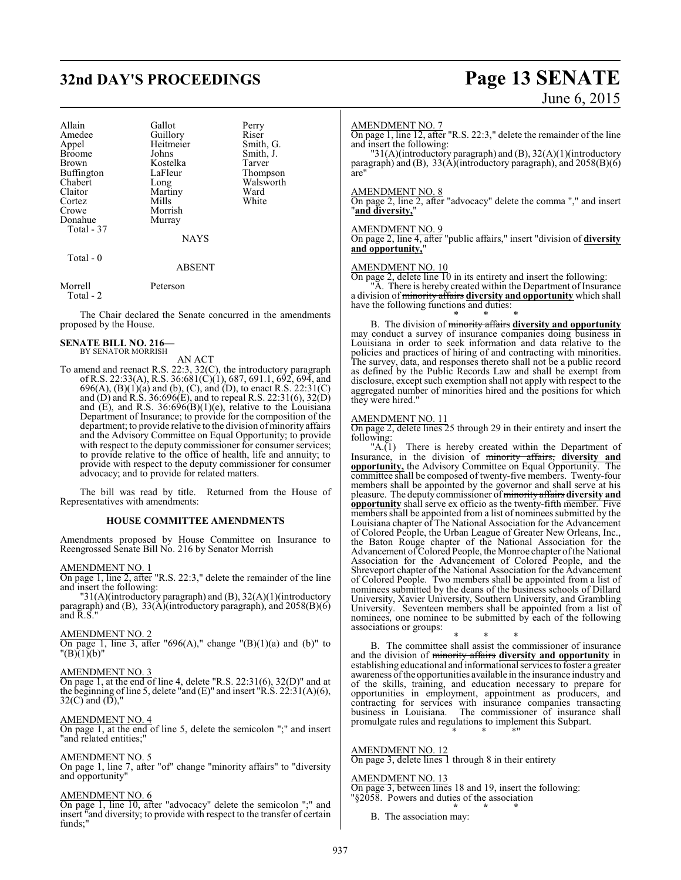| | | |
|---|---|---|
| Allain | Gallot | Perry |
| Amedee | Guillory | Riser |
| Appel | Heitmeier | Smith, G. |
| Broome | Johns | Smith, J. |
| Brown | Kostelka | Tarver |
| Buffington | LaFleur | Thompson |
| Chabert | Long | Walsworth |
| Claitor | Martiny | Ward |
| Cortez | Mills | White |
| Crowe | Morrish | |
| Donahue | Murray | |
| Total - 37 | | |

NAYS

Total - 0

ABSENT

| | |
|---|---|
| Morrell | Peterson |
| Total - 2 | |

The Chair declared the Senate concurred in the amendments proposed by the House.

**SENATE BILL NO. 216—**
BY SENATOR MORRISH

AN ACT

To amend and reenact R.S. 22:3, 32(C), the introductory paragraph of R.S. 22:33(A), R.S. 36:681(C)(1), 687, 691.1, 692, 694, and 696(A), (B)(1)(a) and (b), (C), and (D), to enact R.S. 22:31(C) and (D) and R.S. 36:696(E), and to repeal R.S. 22:31(6), 32(D) and (E), and R.S. 36:696(B)(1)(e), relative to the Louisiana Department of Insurance; to provide for the composition of the department; to provide relative to the division of minority affairs and the Advisory Committee on Equal Opportunity; to provide with respect to the deputy commissioner for consumer services; to provide relative to the office of health, life and annuity; to provide with respect to the deputy commissioner for consumer advocacy; and to provide for related matters.

The bill was read by title. Returned from the House of Representatives with amendments:

**HOUSE COMMITTEE AMENDMENTS**

Amendments proposed by House Committee on Insurance to Reengrossed Senate Bill No. 216 by Senator Morrish

AMENDMENT NO. 1

On page 1, line 2, after "R.S. 22:3," delete the remainder of the line and insert the following:

"31(A)(introductory paragraph) and (B), 32(A)(1)(introductory paragraph) and (B), 33(A)(introductory paragraph), and 2058(B)(6) and R.S."

AMENDMENT NO. 2

On page 1, line 3, after "696(A)," change "(B)(1)(a) and (b)" to "(B)(1)(b)"

AMENDMENT NO. 3

On page 1, at the end of line 4, delete "R.S. 22:31(6), 32(D)" and at the beginning of line 5, delete "and (E)" and insert "R.S. 22:31(A)(6), 32(C) and (D),"

AMENDMENT NO. 4

On page 1, at the end of line 5, delete the semicolon ";" and insert "and related entities;"

AMENDMENT NO. 5

On page 1, line 7, after "of" change "minority affairs" to "diversity and opportunity"

AMENDMENT NO. 6

On page 1, line 10, after "advocacy" delete the semicolon ";" and insert "and diversity; to provide with respect to the transfer of certain funds;"

AMENDMENT NO. 7

On page 1, line 12, after "R.S. 22:3," delete the remainder of the line and insert the following:

"31(A)(introductory paragraph) and (B), 32(A)(1)(introductory paragraph) and (B), 33(A)(introductory paragraph), and 2058(B)(6) are"

AMENDMENT NO. 8

On page 2, line 2, after "advocacy" delete the comma "," and insert "**and diversity,**"

AMENDMENT NO. 9

On page 2, line 4, after "public affairs," insert "division of **diversity and opportunity,**"

AMENDMENT NO. 10

On page 2, delete line 10 in its entirety and insert the following:

"A. There is hereby created within the Department of Insurance a division of ~~minority affairs~~ **diversity and opportunity** which shall have the following functions and duties:

\* \* \*

B. The division of ~~minority affairs~~ **diversity and opportunity** may conduct a survey of insurance companies doing business in Louisiana in order to seek information and data relative to the policies and practices of hiring of and contracting with minorities. The survey, data, and responses thereto shall not be a public record as defined by the Public Records Law and shall be exempt from disclosure, except such exemption shall not apply with respect to the aggregated number of minorities hired and the positions for which they were hired."

AMENDMENT NO. 11

On page 2, delete lines 25 through 29 in their entirety and insert the following:

"A.(1) There is hereby created within the Department of Insurance, in the division of ~~minority affairs,~~ **diversity and opportunity,** the Advisory Committee on Equal Opportunity. The committee shall be composed of twenty-five members. Twenty-four members shall be appointed by the governor and shall serve at his pleasure. The deputy commissioner of ~~minority affairs~~ **diversity and opportunity** shall serve ex officio as the twenty-fifth member. Five members shall be appointed from a list of nominees submitted by the Louisiana chapter of The National Association for the Advancement of Colored People, the Urban League of Greater New Orleans, Inc., the Baton Rouge chapter of the National Association for the Advancement of Colored People, the Monroe chapter of the National Association for the Advancement of Colored People, and the Shreveport chapter of the National Association for the Advancement of Colored People. Two members shall be appointed from a list of nominees submitted by the deans of the business schools of Dillard University, Xavier University, Southern University, and Grambling University. Seventeen members shall be appointed from a list of nominees, one nominee to be submitted by each of the following associations or groups:

\* \* \*

B. The committee shall assist the commissioner of insurance and the division of ~~minority affairs~~ **diversity and opportunity** in establishing educational and informational services to foster a greater awareness of the opportunities available in the insurance industry and of the skills, training, and education necessary to prepare for opportunities in employment, appointment as producers, and contracting for services with insurance companies transacting business in Louisiana. The commissioner of insurance shall promulgate rules and regulations to implement this Subpart.

\* \* \*"

AMENDMENT NO. 12

On page 3, delete lines 1 through 8 in their entirety

AMENDMENT NO. 13

On page 3, between lines 18 and 19, insert the following:

"§2058. Powers and duties of the association

\* \* \*

B. The association may: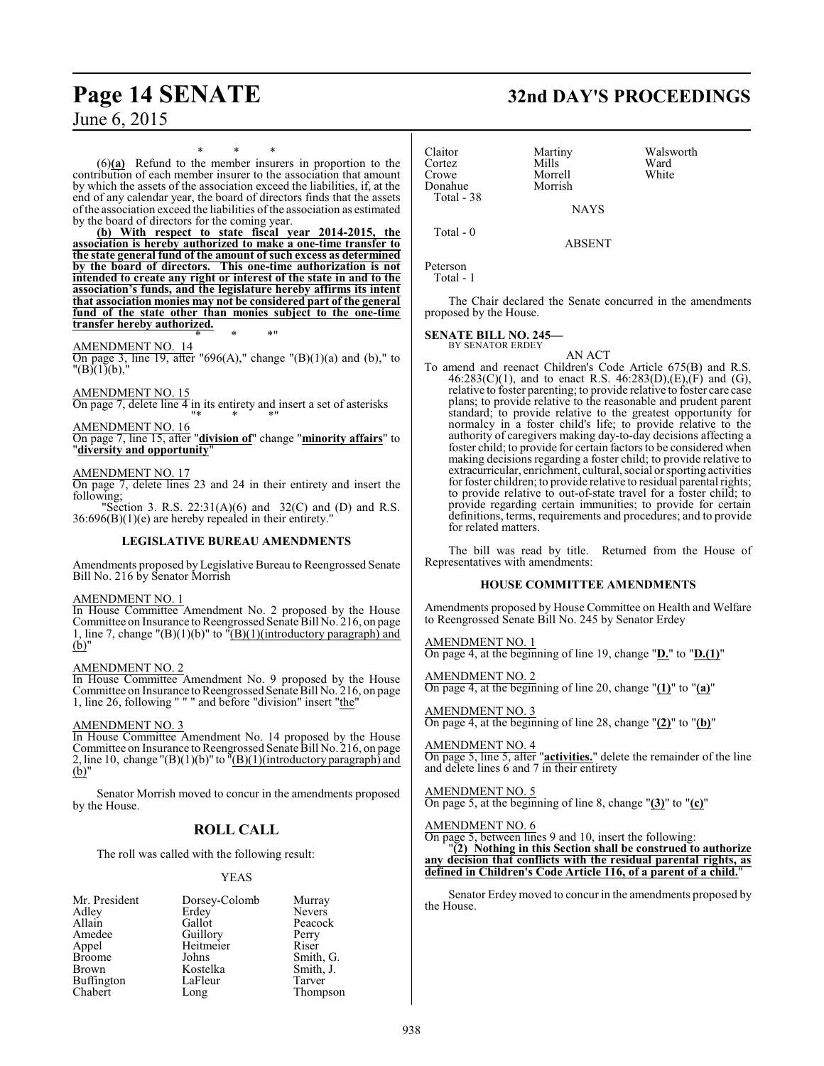\* \* \*

(6)**(a)** Refund to the member insurers in proportion to the contribution of each member insurer to the association that amount by which the assets of the association exceed the liabilities, if, at the end of any calendar year, the board of directors finds that the assets of the association exceed the liabilities of the association as estimated by the board of directors for the coming year.

**(b) With respect to state fiscal year 2014-2015, the association is hereby authorized to make a one-time transfer to the state general fund of the amount of such excess as determined by the board of directors. This one-time authorization is not intended to create any right or interest of the state in and to the association's funds, and the legislature hereby affirms its intent that association monies may not be considered part of the general fund of the state other than monies subject to the one-time transfer hereby authorized.**

\* \* \*"

AMENDMENT NO. 14

On page 3, line 19, after "696(A)," change "(B)(1)(a) and (b)," to "(B)(1)(b),"

AMENDMENT NO. 15

On page 7, delete line 4 in its entirety and insert a set of asterisks "\* \* \*"

AMENDMENT NO. 16

On page 7, line 15, after "**division of**" change "**minority affairs**" to "**diversity and opportunity**"

AMENDMENT NO. 17

On page 7, delete lines 23 and 24 in their entirety and insert the following:

"Section 3. R.S. 22:31(A)(6) and 32(C) and (D) and R.S. 36:696(B)(1)(e) are hereby repealed in their entirety."

## LEGISLATIVE BUREAU AMENDMENTS

Amendments proposed by Legislative Bureau to Reengrossed Senate Bill No. 216 by Senator Morrish

AMENDMENT NO. 1

In House Committee Amendment No. 2 proposed by the House Committee on Insurance to Reengrossed Senate Bill No. 216, on page 1, line 7, change "(B)(1)(b)" to "(B)(1)(introductory paragraph) and (b)"

AMENDMENT NO. 2

In House Committee Amendment No. 9 proposed by the House Committee on Insurance to Reengrossed Senate Bill No. 216, on page 1, line 26, following " " " and before "division" insert "the"

AMENDMENT NO. 3

In House Committee Amendment No. 14 proposed by the House Committee on Insurance to Reengrossed Senate Bill No. 216, on page 2, line 10, change "(B)(1)(b)" to "(B)(1)(introductory paragraph) and (b)"

Senator Morrish moved to concur in the amendments proposed by the House.

## ROLL CALL

The roll was called with the following result:

YEAS

| | | |
|---|---|---|
| Mr. President | Dorsey-Colomb | Murray |
| Adley | Erdey | Nevers |
| Allain | Gallot | Peacock |
| Amedee | Guillory | Perry |
| Appel | Heitmeier | Riser |
| Broome | Johns | Smith, G. |
| Brown | Kostelka | Smith, J. |
| Buffington | LaFleur | Tarver |
| Chabert | Long | Thompson |
| Claitor | Martiny | Walsworth |
| Cortez | Mills | Ward |
| Crowe | Morrell | White |
| Donahue | Morrish | |

Total - 38

NAYS

Total - 0

ABSENT

Peterson

Total - 1

The Chair declared the Senate concurred in the amendments proposed by the House.

**SENATE BILL NO. 245—**
BY SENATOR ERDEY

AN ACT

To amend and reenact Children's Code Article 675(B) and R.S. 46:283(C)(1), and to enact R.S. 46:283(D),(E),(F) and (G), relative to foster parenting; to provide relative to foster care case plans; to provide relative to the reasonable and prudent parent standard; to provide relative to the greatest opportunity for normalcy in a foster child's life; to provide relative to the authority of caregivers making day-to-day decisions affecting a foster child; to provide for certain factors to be considered when making decisions regarding a foster child; to provide relative to extracurricular, enrichment, cultural, social or sporting activities for foster children; to provide relative to residual parental rights; to provide relative to out-of-state travel for a foster child; to provide regarding certain immunities; to provide for certain definitions, terms, requirements and procedures; and to provide for related matters.

The bill was read by title. Returned from the House of Representatives with amendments:

## HOUSE COMMITTEE AMENDMENTS

Amendments proposed by House Committee on Health and Welfare to Reengrossed Senate Bill No. 245 by Senator Erdey

AMENDMENT NO. 1

On page 4, at the beginning of line 19, change "**D.**" to "**D.(1)**"

AMENDMENT NO. 2

On page 4, at the beginning of line 20, change "**(1)**" to "**(a)**"

AMENDMENT NO. 3

On page 4, at the beginning of line 28, change "**(2)**" to "**(b)**"

AMENDMENT NO. 4

On page 5, line 5, after "**activities.**" delete the remainder of the line and delete lines 6 and 7 in their entirety

AMENDMENT NO. 5

On page 5, at the beginning of line 8, change "**(3)**" to "**(c)**"

AMENDMENT NO. 6

On page 5, between lines 9 and 10, insert the following:

"**(2) Nothing in this Section shall be construed to authorize any decision that conflicts with the residual parental rights, as defined in Children's Code Article 116, of a parent of a child.**"

Senator Erdey moved to concur in the amendments proposed by the House.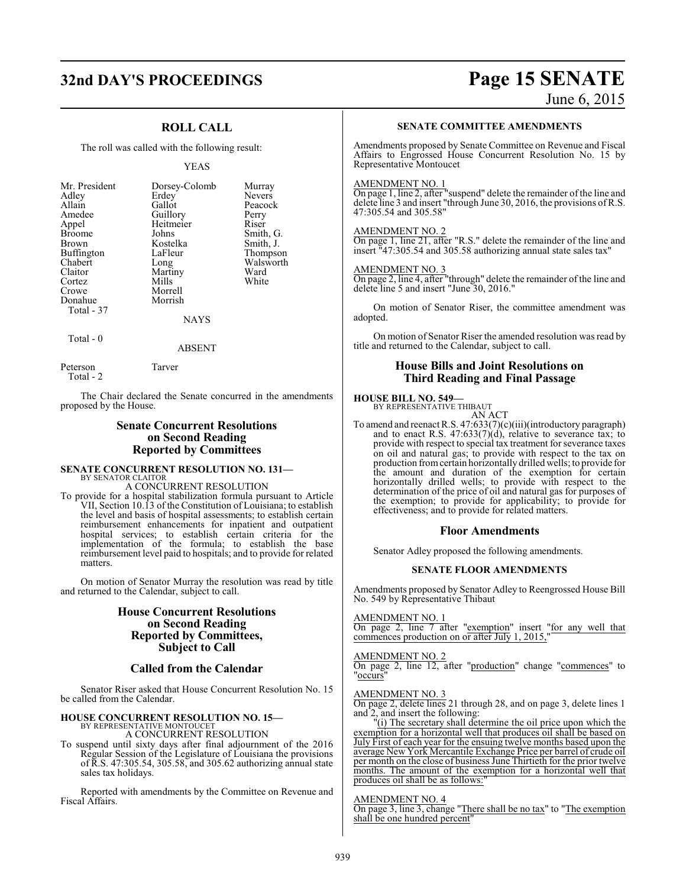## ROLL CALL

The roll was called with the following result:

YEAS

| | | |
|---|---|---|
| Mr. President | Dorsey-Colomb | Murray |
| Adley | Erdey | Nevers |
| Allain | Gallot | Peacock |
| Amedee | Guillory | Perry |
| Appel | Heitmeier | Riser |
| Broome | Johns | Smith, G. |
| Brown | Kostelka | Smith, J. |
| Buffington | LaFleur | Thompson |
| Chabert | Long | Walsworth |
| Claitor | Martiny | Ward |
| Cortez | Mills | White |
| Crowe | Morrell | |
| Donahue | Morrish | |

Total - 37

NAYS

Total - 0

ABSENT

| | |
|---|---|
| Peterson | Tarver |

Total - 2

The Chair declared the Senate concurred in the amendments proposed by the House.

## Senate Concurrent Resolutions on Second Reading Reported by Committees

**SENATE CONCURRENT RESOLUTION NO. 131—**
BY SENATOR CLAITOR
A CONCURRENT RESOLUTION

To provide for a hospital stabilization formula pursuant to Article VII, Section 10.13 of the Constitution of Louisiana; to establish the level and basis of hospital assessments; to establish certain reimbursement enhancements for inpatient and outpatient hospital services; to establish certain criteria for the implementation of the formula; to establish the base reimbursement level paid to hospitals; and to provide for related matters.

On motion of Senator Murray the resolution was read by title and returned to the Calendar, subject to call.

## House Concurrent Resolutions on Second Reading Reported by Committees, Subject to Call

## Called from the Calendar

Senator Riser asked that House Concurrent Resolution No. 15 be called from the Calendar.

**HOUSE CONCURRENT RESOLUTION NO. 15—**
BY REPRESENTATIVE MONTOUCET
A CONCURRENT RESOLUTION

To suspend until sixty days after final adjournment of the 2016 Regular Session of the Legislature of Louisiana the provisions of R.S. 47:305.54, 305.58, and 305.62 authorizing annual state sales tax holidays.

Reported with amendments by the Committee on Revenue and Fiscal Affairs.

### SENATE COMMITTEE AMENDMENTS

Amendments proposed by Senate Committee on Revenue and Fiscal Affairs to Engrossed House Concurrent Resolution No. 15 by Representative Montoucet

AMENDMENT NO. 1
On page 1, line 2, after "suspend" delete the remainder of the line and delete line 3 and insert "through June 30, 2016, the provisions of R.S. 47:305.54 and 305.58"

AMENDMENT NO. 2
On page 1, line 21, after "R.S." delete the remainder of the line and insert "47:305.54 and 305.58 authorizing annual state sales tax"

AMENDMENT NO. 3
On page 2, line 4, after "through" delete the remainder of the line and delete line 5 and insert "June 30, 2016."

On motion of Senator Riser, the committee amendment was adopted.

On motion of Senator Riser the amended resolution was read by title and returned to the Calendar, subject to call.

## House Bills and Joint Resolutions on Third Reading and Final Passage

**HOUSE BILL NO. 549—**
BY REPRESENTATIVE THIBAUT
AN ACT

To amend and reenact R.S. 47:633(7)(c)(iii)(introductory paragraph) and to enact R.S. 47:633(7)(d), relative to severance tax; to provide with respect to special tax treatment for severance taxes on oil and natural gas; to provide with respect to the tax on production from certain horizontally drilled wells; to provide for the amount and duration of the exemption for certain horizontally drilled wells; to provide with respect to the determination of the price of oil and natural gas for purposes of the exemption; to provide for applicability; to provide for effectiveness; and to provide for related matters.

## Floor Amendments

Senator Adley proposed the following amendments.

### SENATE FLOOR AMENDMENTS

Amendments proposed by Senator Adley to Reengrossed House Bill No. 549 by Representative Thibaut

AMENDMENT NO. 1
On page 2, line 7 after "exemption" insert "for any well that commences production on or after July 1, 2015,"

AMENDMENT NO. 2
On page 2, line 12, after "production" change "commences" to "occurs"

AMENDMENT NO. 3
On page 2, delete lines 21 through 28, and on page 3, delete lines 1 and 2, and insert the following:

"(i) The secretary shall determine the oil price upon which the exemption for a horizontal well that produces oil shall be based on July First of each year for the ensuing twelve months based upon the average New York Mercantile Exchange Price per barrel of crude oil per month on the close of business June Thirtieth for the prior twelve months. The amount of the exemption for a horizontal well that produces oil shall be as follows:"

AMENDMENT NO. 4
On page 3, line 3, change "There shall be no tax" to "The exemption shall be one hundred percent"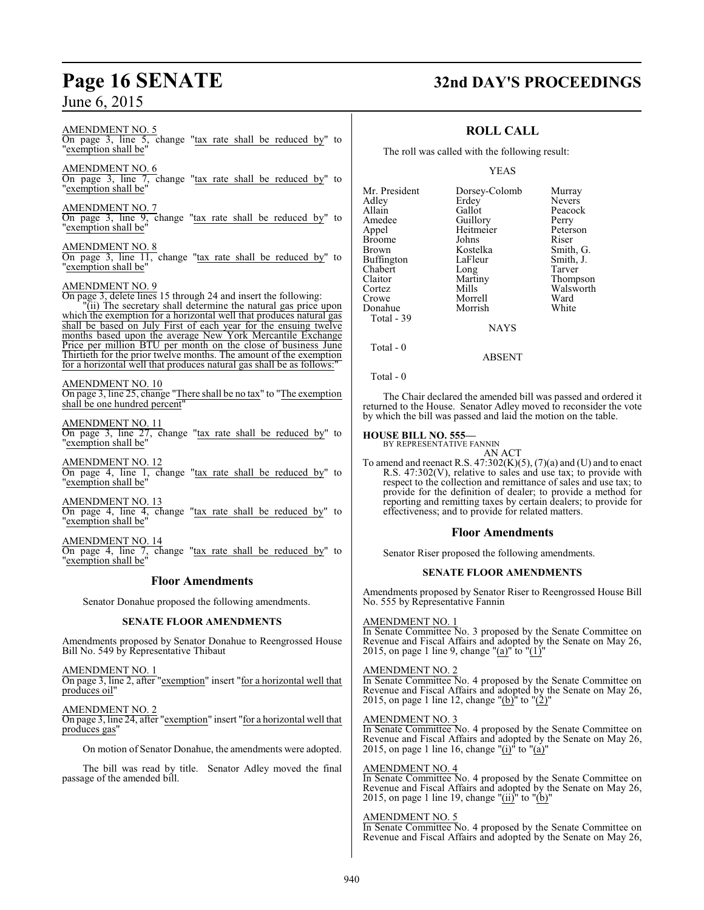AMENDMENT NO. 5
On page 3, line 5, change "tax rate shall be reduced by" to "exemption shall be"

AMENDMENT NO. 6
On page 3, line 7, change "tax rate shall be reduced by" to "exemption shall be"

AMENDMENT NO. 7
On page 3, line 9, change "tax rate shall be reduced by" to "exemption shall be"

AMENDMENT NO. 8
On page 3, line 11, change "tax rate shall be reduced by" to "exemption shall be"

AMENDMENT NO. 9
On page 3, delete lines 15 through 24 and insert the following:

"(ii) The secretary shall determine the natural gas price upon which the exemption for a horizontal well that produces natural gas shall be based on July First of each year for the ensuing twelve months based upon the average New York Mercantile Exchange Price per million BTU per month on the close of business June Thirtieth for the prior twelve months. The amount of the exemption for a horizontal well that produces natural gas shall be as follows:"

AMENDMENT NO. 10
On page 3, line 25, change "There shall be no tax" to "The exemption shall be one hundred percent"

AMENDMENT NO. 11
On page 3, line 27, change "tax rate shall be reduced by" to "exemption shall be"

AMENDMENT NO. 12
On page 4, line 1, change "tax rate shall be reduced by" to "exemption shall be"

AMENDMENT NO. 13
On page 4, line 4, change "tax rate shall be reduced by" to "exemption shall be"

AMENDMENT NO. 14
On page 4, line 7, change "tax rate shall be reduced by" to "exemption shall be"

## Floor Amendments

Senator Donahue proposed the following amendments.

**SENATE FLOOR AMENDMENTS**

Amendments proposed by Senator Donahue to Reengrossed House Bill No. 549 by Representative Thibaut

AMENDMENT NO. 1
On page 3, line 2, after "exemption" insert "for a horizontal well that produces oil"

AMENDMENT NO. 2
On page 3, line 24, after "exemption" insert "for a horizontal well that produces gas"

On motion of Senator Donahue, the amendments were adopted.

The bill was read by title. Senator Adley moved the final passage of the amended bill.

## ROLL CALL

The roll was called with the following result:

YEAS

| | | |
|---|---|---|
| Mr. President | Dorsey-Colomb | Murray |
| Adley | Erdey | Nevers |
| Allain | Gallot | Peacock |
| Amedee | Guillory | Perry |
| Appel | Heitmeier | Peterson |
| Broome | Johns | Riser |
| Brown | Kostelka | Smith, G. |
| Buffington | LaFleur | Smith, J. |
| Chabert | Long | Tarver |
| Claitor | Martiny | Thompson |
| Cortez | Mills | Walsworth |
| Crowe | Morrell | Ward |
| Donahue | Morrish | White |

Total - 39

NAYS

Total - 0

ABSENT

Total - 0

The Chair declared the amended bill was passed and ordered it returned to the House. Senator Adley moved to reconsider the vote by which the bill was passed and laid the motion on the table.

**HOUSE BILL NO. 555—**
BY REPRESENTATIVE FANNIN
AN ACT

To amend and reenact R.S. 47:302(K)(5), (7)(a) and (U) and to enact R.S. 47:302(V), relative to sales and use tax; to provide with respect to the collection and remittance of sales and use tax; to provide for the definition of dealer; to provide a method for reporting and remitting taxes by certain dealers; to provide for effectiveness; and to provide for related matters.

## Floor Amendments

Senator Riser proposed the following amendments.

**SENATE FLOOR AMENDMENTS**

Amendments proposed by Senator Riser to Reengrossed House Bill No. 555 by Representative Fannin

AMENDMENT NO. 1
In Senate Committee No. 3 proposed by the Senate Committee on Revenue and Fiscal Affairs and adopted by the Senate on May 26, 2015, on page 1 line 9, change "(a)" to "(1)"

AMENDMENT NO. 2
In Senate Committee No. 4 proposed by the Senate Committee on Revenue and Fiscal Affairs and adopted by the Senate on May 26, 2015, on page 1 line 12, change "(b)" to "(2)"

AMENDMENT NO. 3
In Senate Committee No. 4 proposed by the Senate Committee on Revenue and Fiscal Affairs and adopted by the Senate on May 26, 2015, on page 1 line 16, change "(i)" to "(a)"

AMENDMENT NO. 4
In Senate Committee No. 4 proposed by the Senate Committee on Revenue and Fiscal Affairs and adopted by the Senate on May 26, 2015, on page 1 line 19, change "(ii)" to "(b)"

AMENDMENT NO. 5
In Senate Committee No. 4 proposed by the Senate Committee on Revenue and Fiscal Affairs and adopted by the Senate on May 26,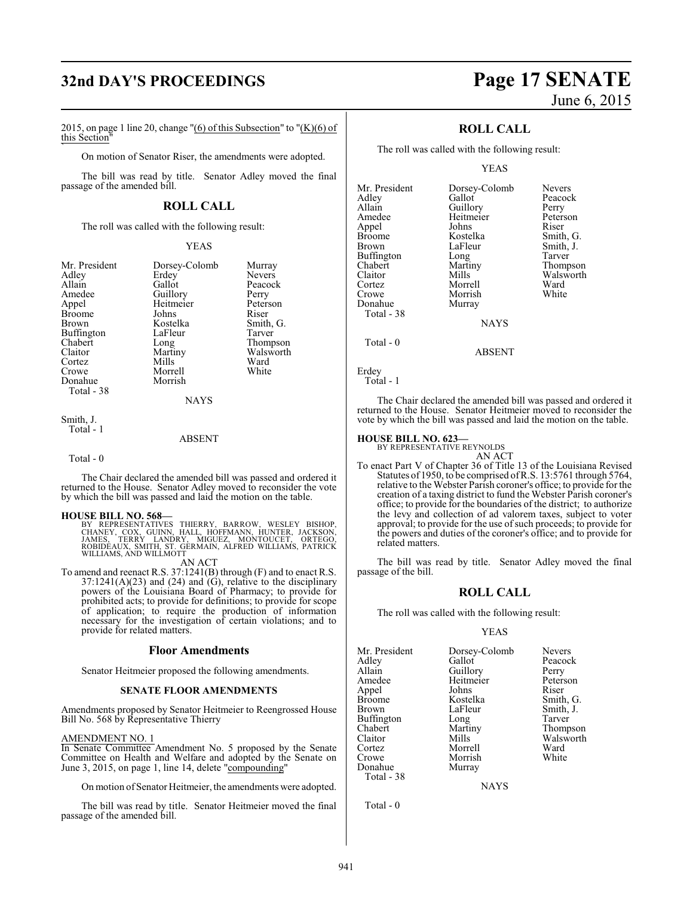2015, on page 1 line 20, change "(6) of this Subsection" to "(K)(6) of this Section"

On motion of Senator Riser, the amendments were adopted.

The bill was read by title. Senator Adley moved the final passage of the amended bill.

## ROLL CALL

The roll was called with the following result:

YEAS

| | | |
|---|---|---|
| Mr. President | Dorsey-Colomb | Murray |
| Adley | Erdey | Nevers |
| Allain | Gallot | Peacock |
| Amedee | Guillory | Perry |
| Appel | Heitmeier | Peterson |
| Broome | Johns | Riser |
| Brown | Kostelka | Smith, G. |
| Buffington | LaFleur | Tarver |
| Chabert | Long | Thompson |
| Claitor | Martiny | Walsworth |
| Cortez | Mills | Ward |
| Crowe | Morrell | White |
| Donahue | Morrish | |

Total - 38

NAYS

Smith, J.
Total - 1

ABSENT

Total - 0

The Chair declared the amended bill was passed and ordered it returned to the House. Senator Adley moved to reconsider the vote by which the bill was passed and laid the motion on the table.

**HOUSE BILL NO. 568—**
BY REPRESENTATIVES THIERRY, BARROW, WESLEY BISHOP, CHANEY, COX, GUINN, HALL, HOFFMANN, HUNTER, JACKSON, JAMES, TERRY LANDRY, MIGUEZ, MONTOUCET, ORTEGO, ROBIDEAUX, SMITH, ST. GERMAIN, ALFRED WILLIAMS, PATRICK WILLIAMS, AND WILLMOTT

AN ACT

To amend and reenact R.S. 37:1241(B) through (F) and to enact R.S. 37:1241(A)(23) and (24) and (G), relative to the disciplinary powers of the Louisiana Board of Pharmacy; to provide for prohibited acts; to provide for definitions; to provide for scope of application; to require the production of information necessary for the investigation of certain violations; and to provide for related matters.

## Floor Amendments

Senator Heitmeier proposed the following amendments.

### SENATE FLOOR AMENDMENTS

Amendments proposed by Senator Heitmeier to Reengrossed House Bill No. 568 by Representative Thierry

AMENDMENT NO. 1
In Senate Committee Amendment No. 5 proposed by the Senate Committee on Health and Welfare and adopted by the Senate on June 3, 2015, on page 1, line 14, delete "compounding"

On motion of Senator Heitmeier, the amendments were adopted.

The bill was read by title. Senator Heitmeier moved the final passage of the amended bill.

## ROLL CALL

The roll was called with the following result:

YEAS

| | | |
|---|---|---|
| Mr. President | Dorsey-Colomb | Nevers |
| Adley | Gallot | Peacock |
| Allain | Guillory | Perry |
| Amedee | Heitmeier | Peterson |
| Appel | Johns | Riser |
| Broome | Kostelka | Smith, G. |
| Brown | LaFleur | Smith, J. |
| Buffington | Long | Tarver |
| Chabert | Martiny | Thompson |
| Claitor | Mills | Walsworth |
| Cortez | Morrell | Ward |
| Crowe | Morrish | White |
| Donahue | Murray | |

Total - 38

NAYS

Total - 0

ABSENT

Erdey
Total - 1

The Chair declared the amended bill was passed and ordered it returned to the House. Senator Heitmeier moved to reconsider the vote by which the bill was passed and laid the motion on the table.

**HOUSE BILL NO. 623—**
BY REPRESENTATIVE REYNOLDS

AN ACT

To enact Part V of Chapter 36 of Title 13 of the Louisiana Revised Statutes of 1950, to be comprised of R.S. 13:5761 through 5764, relative to the Webster Parish coroner's office; to provide for the creation of a taxing district to fund the Webster Parish coroner's office; to provide for the boundaries of the district; to authorize the levy and collection of ad valorem taxes, subject to voter approval; to provide for the use of such proceeds; to provide for the powers and duties of the coroner's office; and to provide for related matters.

The bill was read by title. Senator Adley moved the final passage of the bill.

## ROLL CALL

The roll was called with the following result:

YEAS

| | | |
|---|---|---|
| Mr. President | Dorsey-Colomb | Nevers |
| Adley | Gallot | Peacock |
| Allain | Guillory | Perry |
| Amedee | Heitmeier | Peterson |
| Appel | Johns | Riser |
| Broome | Kostelka | Smith, G. |
| Brown | LaFleur | Smith, J. |
| Buffington | Long | Tarver |
| Chabert | Martiny | Thompson |
| Claitor | Mills | Walsworth |
| Cortez | Morrell | Ward |
| Crowe | Morrish | White |
| Donahue | Murray | |

Total - 38

NAYS

Total - 0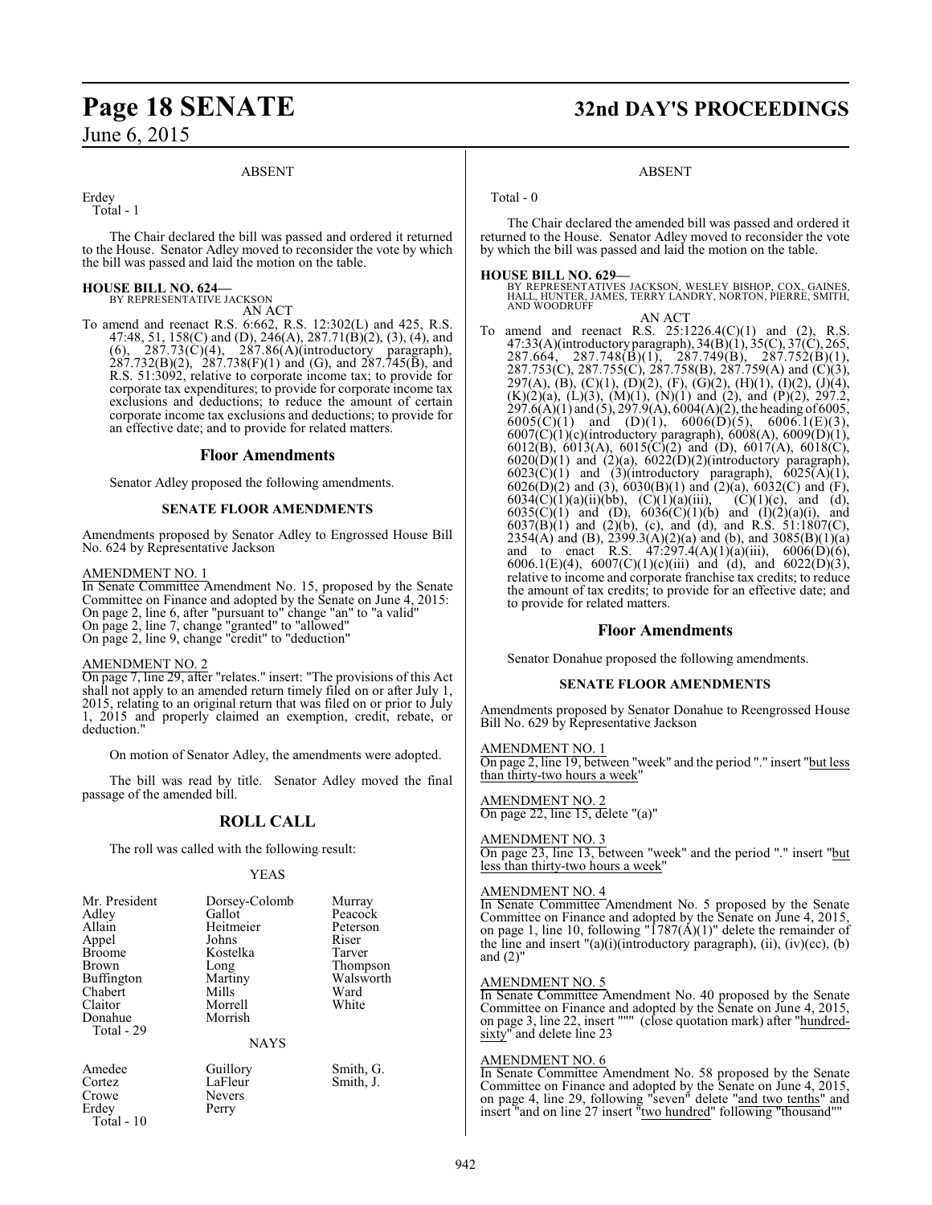ABSENT

Erdey
Total - 1

The Chair declared the bill was passed and ordered it returned to the House. Senator Adley moved to reconsider the vote by which the bill was passed and laid the motion on the table.

**HOUSE BILL NO. 624—**
BY REPRESENTATIVE JACKSON
AN ACT

To amend and reenact R.S. 6:662, R.S. 12:302(L) and 425, R.S. 47:48, 51, 158(C) and (D), 246(A), 287.71(B)(2), (3), (4), and (6), 287.73(C)(4), 287.86(A)(introductory paragraph), 287.732(B)(2), 287.738(F)(1) and (G), and 287.745(B), and R.S. 51:3092, relative to corporate income tax; to provide for corporate tax expenditures; to provide for corporate income tax exclusions and deductions; to reduce the amount of certain corporate income tax exclusions and deductions; to provide for an effective date; and to provide for related matters.

## Floor Amendments

Senator Adley proposed the following amendments.

### SENATE FLOOR AMENDMENTS

Amendments proposed by Senator Adley to Engrossed House Bill No. 624 by Representative Jackson

AMENDMENT NO. 1
In Senate Committee Amendment No. 15, proposed by the Senate Committee on Finance and adopted by the Senate on June 4, 2015:
On page 2, line 6, after "pursuant to" change "an" to "a valid"
On page 2, line 7, change "granted" to "allowed"
On page 2, line 9, change "credit" to "deduction"

AMENDMENT NO. 2
On page 7, line 29, after "relates." insert: "The provisions of this Act shall not apply to an amended return timely filed on or after July 1, 2015, relating to an original return that was filed on or prior to July 1, 2015 and properly claimed an exemption, credit, rebate, or deduction."

On motion of Senator Adley, the amendments were adopted.

The bill was read by title. Senator Adley moved the final passage of the amended bill.

## ROLL CALL

The roll was called with the following result:

YEAS

| | | |
|---|---|---|
| Mr. President | Dorsey-Colomb | Murray |
| Adley | Gallot | Peacock |
| Allain | Heitmeier | Peterson |
| Appel | Johns | Riser |
| Broome | Kostelka | Tarver |
| Brown | Long | Thompson |
| Buffington | Martiny | Walsworth |
| Chabert | Mills | Ward |
| Claitor | Morrell | White |
| Donahue | Morrish | |

Total - 29

NAYS

| | | |
|---|---|---|
| Amedee | Guillory | Smith, G. |
| Cortez | LaFleur | Smith, J. |
| Crowe | Nevers | |
| Erdey | Perry | |

Total - 10

ABSENT

Total - 0

The Chair declared the amended bill was passed and ordered it returned to the House. Senator Adley moved to reconsider the vote by which the bill was passed and laid the motion on the table.

**HOUSE BILL NO. 629—**
BY REPRESENTATIVES JACKSON, WESLEY BISHOP, COX, GAINES, HALL, HUNTER, JAMES, TERRY LANDRY, NORTON, PIERRE, SMITH, AND WOODRUFF
AN ACT

To amend and reenact R.S. 25:1226.4(C)(1) and (2), R.S. 47:33(A)(introductory paragraph), 34(B)(1), 35(C), 37(C), 265, 287.664, 287.748(B)(1), 287.749(B), 287.752(B)(1), 287.753(C), 287.755(C), 287.758(B), 287.759(A) and (C)(3), 297(A), (B), (C)(1), (D)(2), (F), (G)(2), (H)(1), (I)(2), (J)(4), (K)(2)(a), (L)(3), (M)(1), (N)(1) and (2), and (P)(2), 297.2, 297.6(A)(1) and (5), 297.9(A), 6004(A)(2), the heading of 6005, 6005(C)(1) and (D)(1), 6006(D)(5), 6006.1(E)(3), 6007(C)(1)(c)(introductory paragraph), 6008(A), 6009(D)(1), 6012(B), 6013(A), 6015(C)(2) and (D), 6017(A), 6018(C), 6020(D)(1) and (2)(a), 6022(D)(2)(introductory paragraph), 6023(C)(1) and (3)(introductory paragraph), 6025(A)(1), 6026(D)(2) and (3), 6030(B)(1) and (2)(a), 6032(C) and (F), 6034(C)(1)(a)(ii)(bb), (C)(1)(a)(iii), (C)(1)(c), and (d), 6035(C)(1) and (D), 6036(C)(1)(b) and (I)(2)(a)(i), and 6037(B)(1) and (2)(b), (c), and (d), and R.S. 51:1807(C), 2354(A) and (B), 2399.3(A)(2)(a) and (b), and 3085(B)(1)(a) and to enact R.S. 47:297.4(A)(1)(a)(iii), 6006(D)(6), 6006.1(E)(4), 6007(C)(1)(c)(iii) and (d), and 6022(D)(3), relative to income and corporate franchise tax credits; to reduce the amount of tax credits; to provide for an effective date; and to provide for related matters.

## Floor Amendments

Senator Donahue proposed the following amendments.

### SENATE FLOOR AMENDMENTS

Amendments proposed by Senator Donahue to Reengrossed House Bill No. 629 by Representative Jackson

AMENDMENT NO. 1
On page 2, line 19, between "week" and the period "." insert "but less than thirty-two hours a week"

AMENDMENT NO. 2
On page 22, line 15, delete "(a)"

AMENDMENT NO. 3
On page 23, line 13, between "week" and the period "." insert "but less than thirty-two hours a week"

AMENDMENT NO. 4
In Senate Committee Amendment No. 5 proposed by the Senate Committee on Finance and adopted by the Senate on June 4, 2015, on page 1, line 10, following "1787(A)(1)" delete the remainder of the line and insert "(a)(i)(introductory paragraph), (ii), (iv)(cc), (b) and (2)"

AMENDMENT NO. 5
In Senate Committee Amendment No. 40 proposed by the Senate Committee on Finance and adopted by the Senate on June 4, 2015, on page 3, line 22, insert """ (close quotation mark) after "hundred-sixty" and delete line 23

AMENDMENT NO. 6
In Senate Committee Amendment No. 58 proposed by the Senate Committee on Finance and adopted by the Senate on June 4, 2015, on page 4, line 29, following "seven" delete "and two tenths" and insert "and on line 27 insert "two hundred" following "thousand""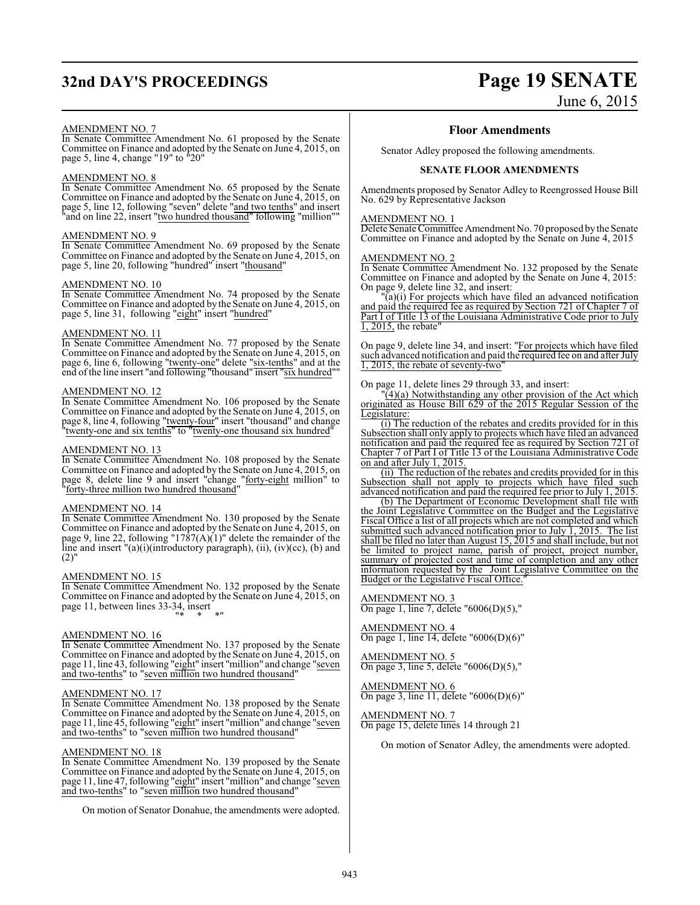AMENDMENT NO. 7
In Senate Committee Amendment No. 61 proposed by the Senate Committee on Finance and adopted by the Senate on June 4, 2015, on page 5, line 4, change "19" to "20"

AMENDMENT NO. 8
In Senate Committee Amendment No. 65 proposed by the Senate Committee on Finance and adopted by the Senate on June 4, 2015, on page 5, line 12, following "seven" delete "and two tenths" and insert "and on line 22, insert "two hundred thousand" following "million""

AMENDMENT NO. 9
In Senate Committee Amendment No. 69 proposed by the Senate Committee on Finance and adopted by the Senate on June 4, 2015, on page 5, line 20, following "hundred" insert "thousand"

AMENDMENT NO. 10
In Senate Committee Amendment No. 74 proposed by the Senate Committee on Finance and adopted by the Senate on June 4, 2015, on page 5, line 31, following "eight" insert "hundred"

AMENDMENT NO. 11
In Senate Committee Amendment No. 77 proposed by the Senate Committee on Finance and adopted by the Senate on June 4, 2015, on page 6, line 6, following "twenty-one" delete "six-tenths" and at the end of the line insert "and following "thousand" insert "six hundred""

AMENDMENT NO. 12
In Senate Committee Amendment No. 106 proposed by the Senate Committee on Finance and adopted by the Senate on June 4, 2015, on page 8, line 4, following "twenty-four" insert "thousand" and change "twenty-one and six tenths" to "twenty-one thousand six hundred"

AMENDMENT NO. 13
In Senate Committee Amendment No. 108 proposed by the Senate Committee on Finance and adopted by the Senate on June 4, 2015, on page 8, delete line 9 and insert "change "forty-eight million" to "forty-three million two hundred thousand"

AMENDMENT NO. 14
In Senate Committee Amendment No. 130 proposed by the Senate Committee on Finance and adopted by the Senate on June 4, 2015, on page 9, line 22, following "1787(A)(1)" delete the remainder of the line and insert "(a)(i)(introductory paragraph), (ii), (iv)(cc), (b) and (2)"

AMENDMENT NO. 15
In Senate Committee Amendment No. 132 proposed by the Senate Committee on Finance and adopted by the Senate on June 4, 2015, on page 11, between lines 33-34, insert
"* * *"

AMENDMENT NO. 16
In Senate Committee Amendment No. 137 proposed by the Senate Committee on Finance and adopted by the Senate on June 4, 2015, on page 11, line 43, following "eight" insert "million" and change "seven and two-tenths" to "seven million two hundred thousand"

AMENDMENT NO. 17
In Senate Committee Amendment No. 138 proposed by the Senate Committee on Finance and adopted by the Senate on June 4, 2015, on page 11, line 45, following "eight" insert "million" and change "seven and two-tenths" to "seven million two hundred thousand"

AMENDMENT NO. 18
In Senate Committee Amendment No. 139 proposed by the Senate Committee on Finance and adopted by the Senate on June 4, 2015, on page 11, line 47, following "eight" insert "million" and change "seven and two-tenths" to "seven million two hundred thousand"

On motion of Senator Donahue, the amendments were adopted.

## Floor Amendments

Senator Adley proposed the following amendments.

### SENATE FLOOR AMENDMENTS

Amendments proposed by Senator Adley to Reengrossed House Bill No. 629 by Representative Jackson

AMENDMENT NO. 1
Delete Senate Committee Amendment No. 70 proposed by the Senate Committee on Finance and adopted by the Senate on June 4, 2015

AMENDMENT NO. 2
In Senate Committee Amendment No. 132 proposed by the Senate Committee on Finance and adopted by the Senate on June 4, 2015:
On page 9, delete line 32, and insert:
"(a)(i) For projects which have filed an advanced notification and paid the required fee as required by Section 721 of Chapter 7 of Part I of Title 13 of the Louisiana Administrative Code prior to July 1, 2015, the rebate"

On page 9, delete line 34, and insert: "For projects which have filed such advanced notification and paid the required fee on and after July 1, 2015, the rebate of seventy-two"

On page 11, delete lines 29 through 33, and insert:
"(4)(a) Notwithstanding any other provision of the Act which originated as House Bill 629 of the 2015 Regular Session of the Legislature:
(i) The reduction of the rebates and credits provided for in this Subsection shall only apply to projects which have filed an advanced notification and paid the required fee as required by Section 721 of Chapter 7 of Part I of Title 13 of the Louisiana Administrative Code on and after July 1, 2015.
(ii) The reduction of the rebates and credits provided for in this Subsection shall not apply to projects which have filed such advanced notification and paid the required fee prior to July 1, 2015.
(b) The Department of Economic Development shall file with the Joint Legislative Committee on the Budget and the Legislative Fiscal Office a list of all projects which are not completed and which submitted such advanced notification prior to July 1, 2015. The list shall be filed no later than August 15, 2015 and shall include, but not be limited to project name, parish of project, project number, summary of projected cost and time of completion and any other information requested by the Joint Legislative Committee on the Budget or the Legislative Fiscal Office."

AMENDMENT NO. 3
On page 1, line 7, delete "6006(D)(5),"

AMENDMENT NO. 4
On page 1, line 14, delete "6006(D)(6)"

AMENDMENT NO. 5
On page 3, line 5, delete "6006(D)(5),"

AMENDMENT NO. 6
On page 3, line 11, delete "6006(D)(6)"

AMENDMENT NO. 7
On page 15, delete lines 14 through 21

On motion of Senator Adley, the amendments were adopted.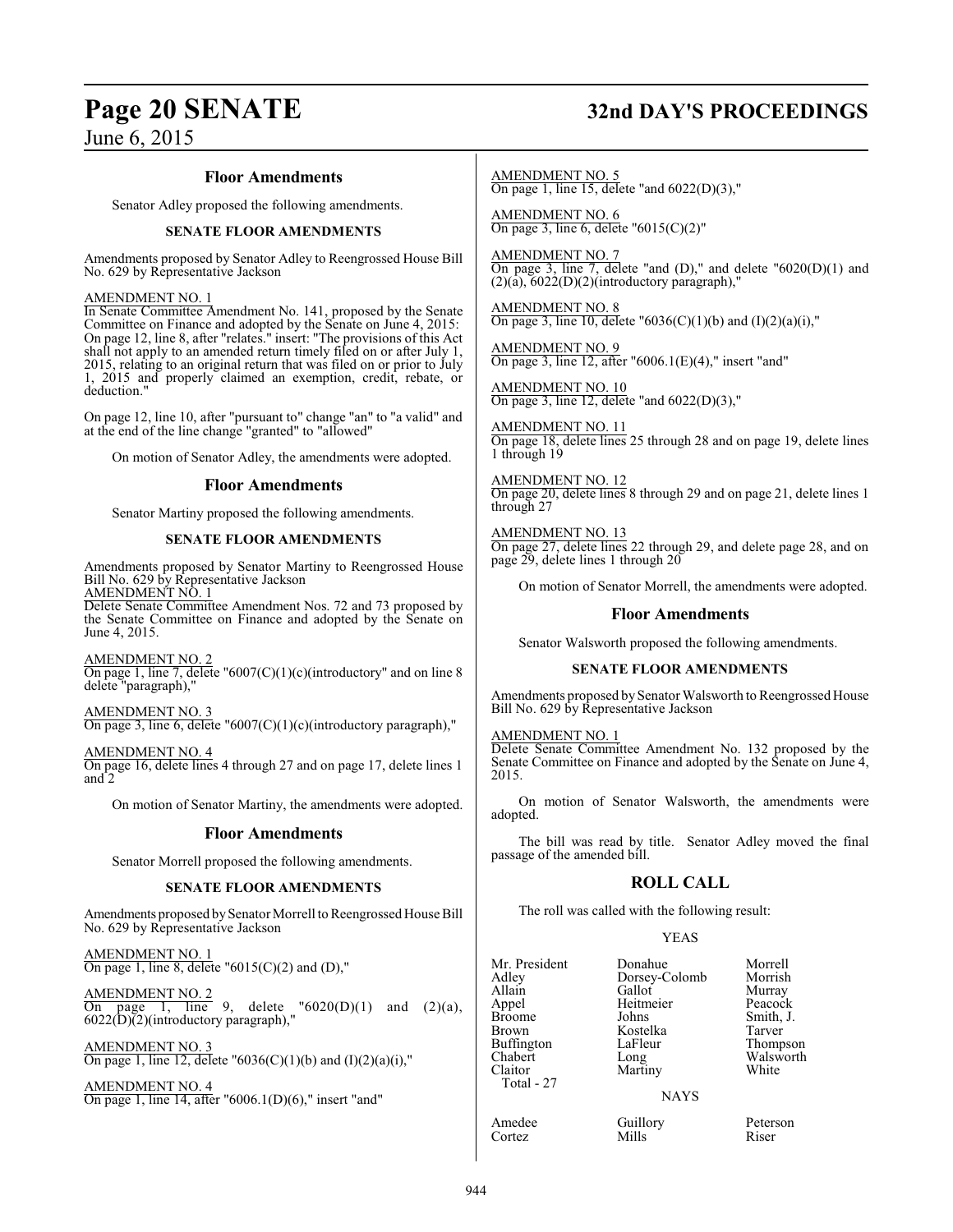### Floor Amendments

Senator Adley proposed the following amendments.

**SENATE FLOOR AMENDMENTS**

Amendments proposed by Senator Adley to Reengrossed House Bill No. 629 by Representative Jackson

AMENDMENT NO. 1

In Senate Committee Amendment No. 141, proposed by the Senate Committee on Finance and adopted by the Senate on June 4, 2015: On page 12, line 8, after "relates." insert: "The provisions of this Act shall not apply to an amended return timely filed on or after July 1, 2015, relating to an original return that was filed on or prior to July 1, 2015 and properly claimed an exemption, credit, rebate, or deduction."

On page 12, line 10, after "pursuant to" change "an" to "a valid" and at the end of the line change "granted" to "allowed"

On motion of Senator Adley, the amendments were adopted.

### Floor Amendments

Senator Martiny proposed the following amendments.

**SENATE FLOOR AMENDMENTS**

Amendments proposed by Senator Martiny to Reengrossed House Bill No. 629 by Representative Jackson

AMENDMENT NO. 1

Delete Senate Committee Amendment Nos. 72 and 73 proposed by the Senate Committee on Finance and adopted by the Senate on June 4, 2015.

AMENDMENT NO. 2

On page 1, line 7, delete "6007(C)(1)(c)(introductory" and on line 8 delete "paragraph),"

AMENDMENT NO. 3

On page 3, line 6, delete "6007(C)(1)(c)(introductory paragraph),"

AMENDMENT NO. 4

On page 16, delete lines 4 through 27 and on page 17, delete lines 1 and 2

On motion of Senator Martiny, the amendments were adopted.

### Floor Amendments

Senator Morrell proposed the following amendments.

**SENATE FLOOR AMENDMENTS**

Amendments proposed by Senator Morrell to Reengrossed House Bill No. 629 by Representative Jackson

AMENDMENT NO. 1

On page 1, line 8, delete "6015(C)(2) and (D),"

AMENDMENT NO. 2

On page 1, line 9, delete "6020(D)(1) and (2)(a), 6022(D)(2)(introductory paragraph),"

AMENDMENT NO. 3

On page 1, line 12, delete "6036(C)(1)(b) and (I)(2)(a)(i),"

AMENDMENT NO. 4

On page 1, line 14, after "6006.1(D)(6)," insert "and"

AMENDMENT NO. 5

On page 1, line 15, delete "and 6022(D)(3),"

AMENDMENT NO. 6

On page 3, line 6, delete "6015(C)(2)"

AMENDMENT NO. 7

On page 3, line 7, delete "and (D)," and delete "6020(D)(1) and (2)(a), 6022(D)(2)(introductory paragraph),"

AMENDMENT NO. 8

On page 3, line 10, delete "6036(C)(1)(b) and (I)(2)(a)(i),"

AMENDMENT NO. 9

On page 3, line 12, after "6006.1(E)(4)," insert "and"

AMENDMENT NO. 10

On page 3, line 12, delete "and 6022(D)(3),"

AMENDMENT NO. 11

On page 18, delete lines 25 through 28 and on page 19, delete lines 1 through 19

AMENDMENT NO. 12

On page 20, delete lines 8 through 29 and on page 21, delete lines 1 through 27

AMENDMENT NO. 13

On page 27, delete lines 22 through 29, and delete page 28, and on page 29, delete lines 1 through 20

On motion of Senator Morrell, the amendments were adopted.

### Floor Amendments

Senator Walsworth proposed the following amendments.

**SENATE FLOOR AMENDMENTS**

Amendments proposed by Senator Walsworth to Reengrossed House Bill No. 629 by Representative Jackson

AMENDMENT NO. 1

Delete Senate Committee Amendment No. 132 proposed by the Senate Committee on Finance and adopted by the Senate on June 4, 2015.

On motion of Senator Walsworth, the amendments were adopted.

The bill was read by title. Senator Adley moved the final passage of the amended bill.

## ROLL CALL

The roll was called with the following result:

YEAS

| | | |
|---|---|---|
| Mr. President | Donahue | Morrell |
| Adley | Dorsey-Colomb | Morrish |
| Allain | Gallot | Murray |
| Appel | Heitmeier | Peacock |
| Broome | Johns | Smith, J. |
| Brown | Kostelka | Tarver |
| Buffington | LaFleur | Thompson |
| Chabert | Long | Walsworth |
| Claitor | Martiny | White |

Total - 27

NAYS

| | | |
|---|---|---|
| Amedee | Guillory | Peterson |
| Cortez | Mills | Riser |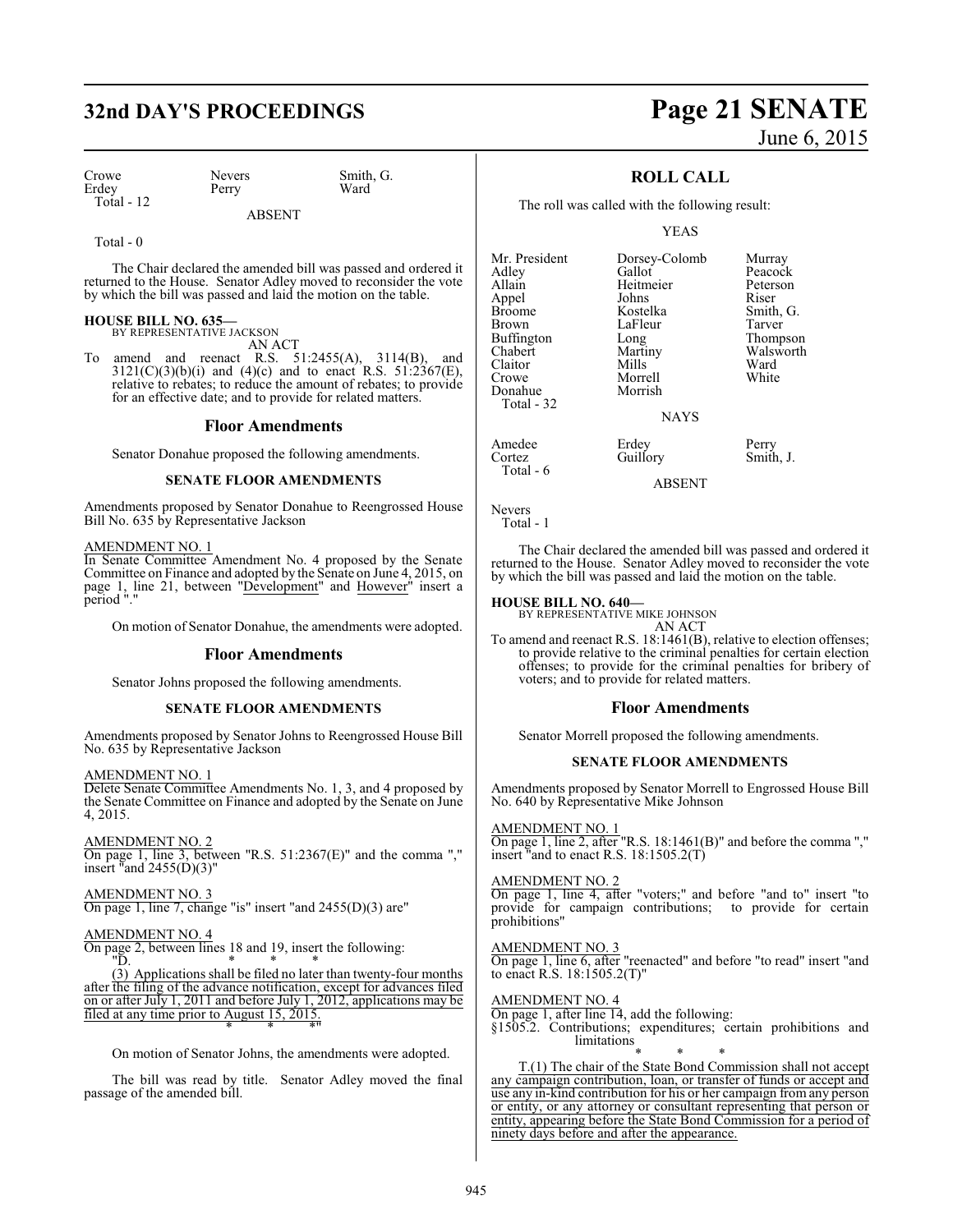| Crowe | Nevers | Smith, G. |
|---|---|---|
| Erdey | Perry | Ward |
| Total - 12 | | |

ABSENT

Total - 0

The Chair declared the amended bill was passed and ordered it returned to the House. Senator Adley moved to reconsider the vote by which the bill was passed and laid the motion on the table.

**HOUSE BILL NO. 635—**
BY REPRESENTATIVE JACKSON
AN ACT

To amend and reenact R.S. 51:2455(A), 3114(B), and 3121(C)(3)(b)(i) and (4)(c) and to enact R.S. 51:2367(E), relative to rebates; to reduce the amount of rebates; to provide for an effective date; and to provide for related matters.

## Floor Amendments

Senator Donahue proposed the following amendments.

### SENATE FLOOR AMENDMENTS

Amendments proposed by Senator Donahue to Reengrossed House Bill No. 635 by Representative Jackson

AMENDMENT NO. 1
In Senate Committee Amendment No. 4 proposed by the Senate Committee on Finance and adopted by the Senate on June 4, 2015, on page 1, line 21, between "Development" and However" insert a period "."

On motion of Senator Donahue, the amendments were adopted.

## Floor Amendments

Senator Johns proposed the following amendments.

### SENATE FLOOR AMENDMENTS

Amendments proposed by Senator Johns to Reengrossed House Bill No. 635 by Representative Jackson

AMENDMENT NO. 1
Delete Senate Committee Amendments No. 1, 3, and 4 proposed by the Senate Committee on Finance and adopted by the Senate on June 4, 2015.

AMENDMENT NO. 2
On page 1, line 3, between "R.S. 51:2367(E)" and the comma "," insert "and 2455(D)(3)"

AMENDMENT NO. 3
On page 1, line 7, change "is" insert "and 2455(D)(3) are"

AMENDMENT NO. 4
On page 2, between lines 18 and 19, insert the following:
"D. * * *
(3) Applications shall be filed no later than twenty-four months after the filing of the advance notification, except for advances filed on or after July 1, 2011 and before July 1, 2012, applications may be filed at any time prior to August 15, 2015.
* * *"

On motion of Senator Johns, the amendments were adopted.

The bill was read by title. Senator Adley moved the final passage of the amended bill.

## ROLL CALL

The roll was called with the following result:

YEAS

| Mr. President | Dorsey-Colomb | Murray |
|---|---|---|
| Adley | Gallot | Peacock |
| Allain | Heitmeier | Peterson |
| Appel | Johns | Riser |
| Broome | Kostelka | Smith, G. |
| Brown | LaFleur | Tarver |
| Buffington | Long | Thompson |
| Chabert | Martiny | Walsworth |
| Claitor | Mills | Ward |
| Crowe | Morrell | White |
| Donahue | Morrish | |
| Total - 32 | | |

NAYS

| Amedee | Erdey | Perry |
|---|---|---|
| Cortez | Guillory | Smith, J. |
| Total - 6 | | |

ABSENT

Nevers
Total - 1

The Chair declared the amended bill was passed and ordered it returned to the House. Senator Adley moved to reconsider the vote by which the bill was passed and laid the motion on the table.

**HOUSE BILL NO. 640—**
BY REPRESENTATIVE MIKE JOHNSON
AN ACT

To amend and reenact R.S. 18:1461(B), relative to election offenses; to provide relative to the criminal penalties for certain election offenses; to provide for the criminal penalties for bribery of voters; and to provide for related matters.

## Floor Amendments

Senator Morrell proposed the following amendments.

### SENATE FLOOR AMENDMENTS

Amendments proposed by Senator Morrell to Engrossed House Bill No. 640 by Representative Mike Johnson

AMENDMENT NO. 1
On page 1, line 2, after "R.S. 18:1461(B)" and before the comma "," insert "and to enact R.S. 18:1505.2(T)

AMENDMENT NO. 2
On page 1, line 4, after "voters;" and before "and to" insert "to provide for campaign contributions; to provide for certain prohibitions"

AMENDMENT NO. 3
On page 1, line 6, after "reenacted" and before "to read" insert "and to enact R.S. 18:1505.2(T)"

AMENDMENT NO. 4
On page 1, after line 14, add the following:
§1505.2. Contributions; expenditures; certain prohibitions and limitations
* * *
T.(1) The chair of the State Bond Commission shall not accept any campaign contribution, loan, or transfer of funds or accept and use any in-kind contribution for his or her campaign from any person or entity, or any attorney or consultant representing that person or entity, appearing before the State Bond Commission for a period of ninety days before and after the appearance.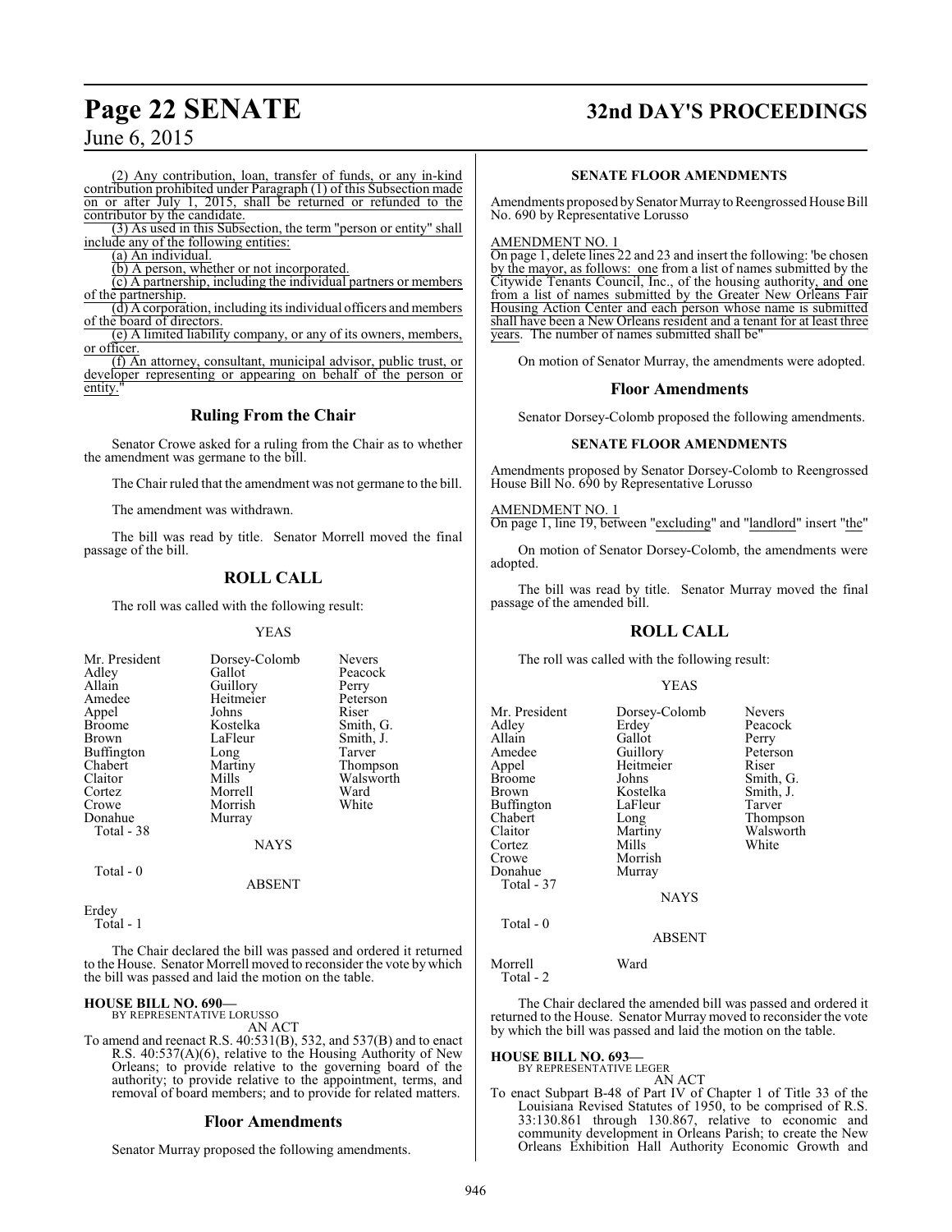(2) Any contribution, loan, transfer of funds, or any in-kind contribution prohibited under Paragraph (1) of this Subsection made on or after July 1, 2015, shall be returned or refunded to the contributor by the candidate.

(3) As used in this Subsection, the term "person or entity" shall include any of the following entities:

(a) An individual.

(b) A person, whether or not incorporated.

(c) A partnership, including the individual partners or members of the partnership.

(d) A corporation, including its individual officers and members of the board of directors.

(e) A limited liability company, or any of its owners, members, or officer.

(f) An attorney, consultant, municipal advisor, public trust, or developer representing or appearing on behalf of the person or entity."

## Ruling From the Chair

Senator Crowe asked for a ruling from the Chair as to whether the amendment was germane to the bill.

The Chair ruled that the amendment was not germane to the bill.

The amendment was withdrawn.

The bill was read by title. Senator Morrell moved the final passage of the bill.

## ROLL CALL

The roll was called with the following result:

YEAS

| | | |
|---|---|---|
| Mr. President | Dorsey-Colomb | Nevers |
| Adley | Gallot | Peacock |
| Allain | Guillory | Perry |
| Amedee | Heitmeier | Peterson |
| Appel | Johns | Riser |
| Broome | Kostelka | Smith, G. |
| Brown | LaFleur | Smith, J. |
| Buffington | Long | Tarver |
| Chabert | Martiny | Thompson |
| Claitor | Mills | Walsworth |
| Cortez | Morrell | Ward |
| Crowe | Morrish | White |
| Donahue | Murray | |

Total - 38

NAYS

Total - 0

ABSENT

Erdey

Total - 1

The Chair declared the bill was passed and ordered it returned to the House. Senator Morrell moved to reconsider the vote by which the bill was passed and laid the motion on the table.

**HOUSE BILL NO. 690—**
BY REPRESENTATIVE LORUSSO
AN ACT

To amend and reenact R.S. 40:531(B), 532, and 537(B) and to enact R.S. 40:537(A)(6), relative to the Housing Authority of New Orleans; to provide relative to the governing board of the authority; to provide relative to the appointment, terms, and removal of board members; and to provide for related matters.

## Floor Amendments

Senator Murray proposed the following amendments.

### SENATE FLOOR AMENDMENTS

Amendments proposed by Senator Murray to Reengrossed House Bill No. 690 by Representative Lorusso

AMENDMENT NO. 1

On page 1, delete lines 22 and 23 and insert the following: "be chosen by the mayor, as follows: one from a list of names submitted by the Citywide Tenants Council, Inc., of the housing authority, and one from a list of names submitted by the Greater New Orleans Fair Housing Action Center and each person whose name is submitted shall have been a New Orleans resident and a tenant for at least three years. The number of names submitted shall be"

On motion of Senator Murray, the amendments were adopted.

## Floor Amendments

Senator Dorsey-Colomb proposed the following amendments.

### SENATE FLOOR AMENDMENTS

Amendments proposed by Senator Dorsey-Colomb to Reengrossed House Bill No. 690 by Representative Lorusso

AMENDMENT NO. 1

On page 1, line 19, between "excluding" and "landlord" insert "the"

On motion of Senator Dorsey-Colomb, the amendments were adopted.

The bill was read by title. Senator Murray moved the final passage of the amended bill.

## ROLL CALL

The roll was called with the following result:

YEAS

| | | |
|---|---|---|
| Mr. President | Dorsey-Colomb | Nevers |
| Adley | Erdey | Peacock |
| Allain | Gallot | Perry |
| Amedee | Guillory | Peterson |
| Appel | Heitmeier | Riser |
| Broome | Johns | Smith, G. |
| Brown | Kostelka | Smith, J. |
| Buffington | LaFleur | Tarver |
| Chabert | Long | Thompson |
| Claitor | Martiny | Walsworth |
| Cortez | Mills | White |
| Crowe | Morrish | |
| Donahue | Murray | |

Total - 37

NAYS

Total - 0

ABSENT

Morrell Ward

Total - 2

The Chair declared the amended bill was passed and ordered it returned to the House. Senator Murray moved to reconsider the vote by which the bill was passed and laid the motion on the table.

**HOUSE BILL NO. 693—**
BY REPRESENTATIVE LEGER
AN ACT

To enact Subpart B-48 of Part IV of Chapter 1 of Title 33 of the Louisiana Revised Statutes of 1950, to be comprised of R.S. 33:130.861 through 130.867, relative to economic and community development in Orleans Parish; to create the New Orleans Exhibition Hall Authority Economic Growth and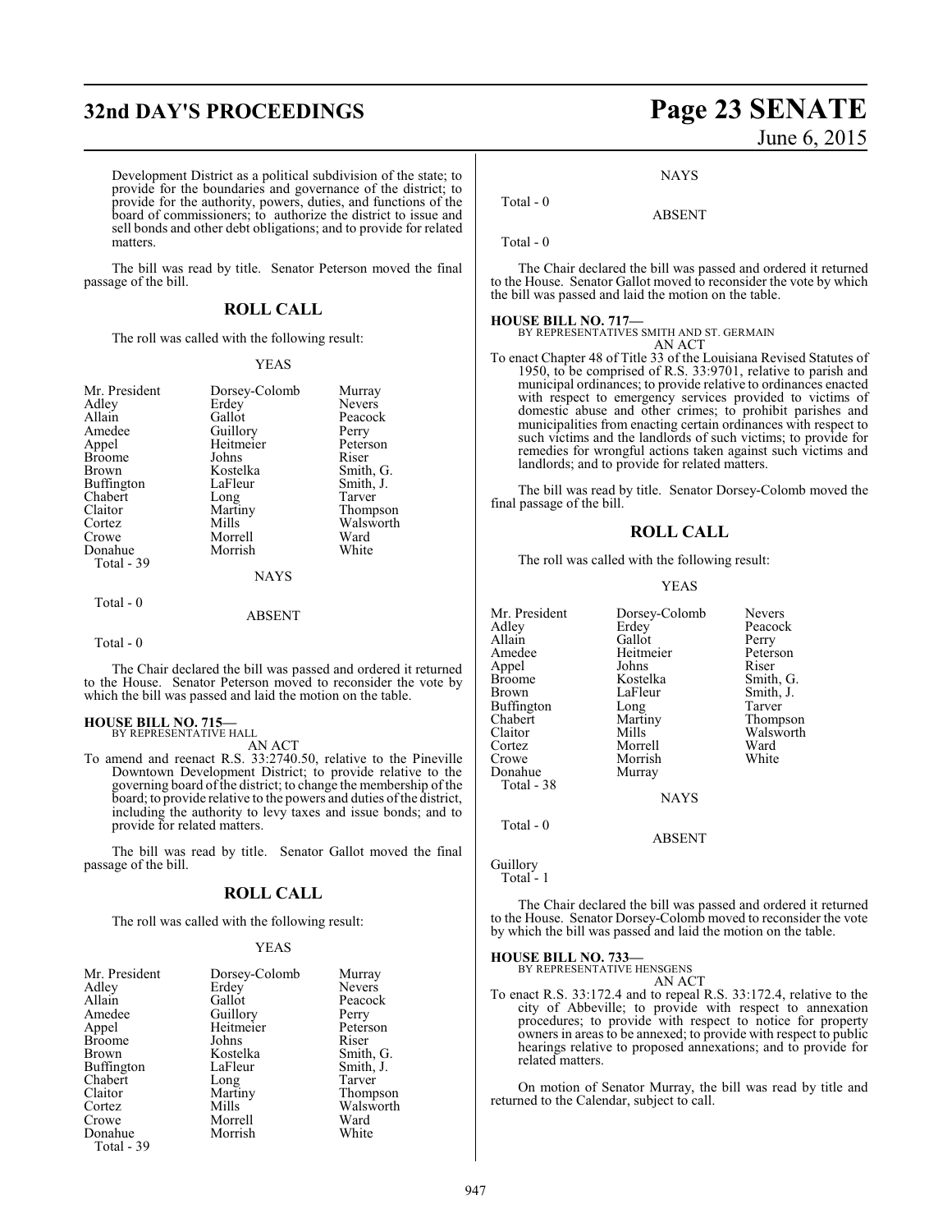Development District as a political subdivision of the state; to provide for the boundaries and governance of the district; to provide for the authority, powers, duties, and functions of the board of commissioners; to authorize the district to issue and sell bonds and other debt obligations; and to provide for related matters.

The bill was read by title. Senator Peterson moved the final passage of the bill.

## ROLL CALL

The roll was called with the following result:

YEAS

| | | |
|---|---|---|
| Mr. President | Dorsey-Colomb | Murray |
| Adley | Erdey | Nevers |
| Allain | Gallot | Peacock |
| Amedee | Guillory | Perry |
| Appel | Heitmeier | Peterson |
| Broome | Johns | Riser |
| Brown | Kostelka | Smith, G. |
| Buffington | LaFleur | Smith, J. |
| Chabert | Long | Tarver |
| Claitor | Martiny | Thompson |
| Cortez | Mills | Walsworth |
| Crowe | Morrell | Ward |
| Donahue | Morrish | White |

Total - 39

NAYS

Total - 0

ABSENT

Total - 0

The Chair declared the bill was passed and ordered it returned to the House. Senator Peterson moved to reconsider the vote by which the bill was passed and laid the motion on the table.

**HOUSE BILL NO. 715—**
BY REPRESENTATIVE HALL

AN ACT

To amend and reenact R.S. 33:2740.50, relative to the Pineville Downtown Development District; to provide relative to the governing board of the district; to change the membership of the board; to provide relative to the powers and duties of the district, including the authority to levy taxes and issue bonds; and to provide for related matters.

The bill was read by title. Senator Gallot moved the final passage of the bill.

## ROLL CALL

The roll was called with the following result:

YEAS

| | | |
|---|---|---|
| Mr. President | Dorsey-Colomb | Murray |
| Adley | Erdey | Nevers |
| Allain | Gallot | Peacock |
| Amedee | Guillory | Perry |
| Appel | Heitmeier | Peterson |
| Broome | Johns | Riser |
| Brown | Kostelka | Smith, G. |
| Buffington | LaFleur | Smith, J. |
| Chabert | Long | Tarver |
| Claitor | Martiny | Thompson |
| Cortez | Mills | Walsworth |
| Crowe | Morrell | Ward |
| Donahue | Morrish | White |

Total - 39

NAYS

Total - 0

ABSENT

Total - 0

The Chair declared the bill was passed and ordered it returned to the House. Senator Gallot moved to reconsider the vote by which the bill was passed and laid the motion on the table.

**HOUSE BILL NO. 717—**
BY REPRESENTATIVES SMITH AND ST. GERMAIN

AN ACT

To enact Chapter 48 of Title 33 of the Louisiana Revised Statutes of 1950, to be comprised of R.S. 33:9701, relative to parish and municipal ordinances; to provide relative to ordinances enacted with respect to emergency services provided to victims of domestic abuse and other crimes; to prohibit parishes and municipalities from enacting certain ordinances with respect to such victims and the landlords of such victims; to provide for remedies for wrongful actions taken against such victims and landlords; and to provide for related matters.

The bill was read by title. Senator Dorsey-Colomb moved the final passage of the bill.

## ROLL CALL

The roll was called with the following result:

YEAS

| | | |
|---|---|---|
| Mr. President | Dorsey-Colomb | Nevers |
| Adley | Erdey | Peacock |
| Allain | Gallot | Perry |
| Amedee | Heitmeier | Peterson |
| Appel | Johns | Riser |
| Broome | Kostelka | Smith, G. |
| Brown | LaFleur | Smith, J. |
| Buffington | Long | Tarver |
| Chabert | Martiny | Thompson |
| Claitor | Mills | Walsworth |
| Cortez | Morrell | Ward |
| Crowe | Morrish | White |
| Donahue | Murray | |

Total - 38

NAYS

Total - 0

ABSENT

Guillory

Total - 1

The Chair declared the bill was passed and ordered it returned to the House. Senator Dorsey-Colomb moved to reconsider the vote by which the bill was passed and laid the motion on the table.

**HOUSE BILL NO. 733—**
BY REPRESENTATIVE HENSGENS

AN ACT

To enact R.S. 33:172.4 and to repeal R.S. 33:172.4, relative to the city of Abbeville; to provide with respect to annexation procedures; to provide with respect to notice for property owners in areas to be annexed; to provide with respect to public hearings relative to proposed annexations; and to provide for related matters.

On motion of Senator Murray, the bill was read by title and returned to the Calendar, subject to call.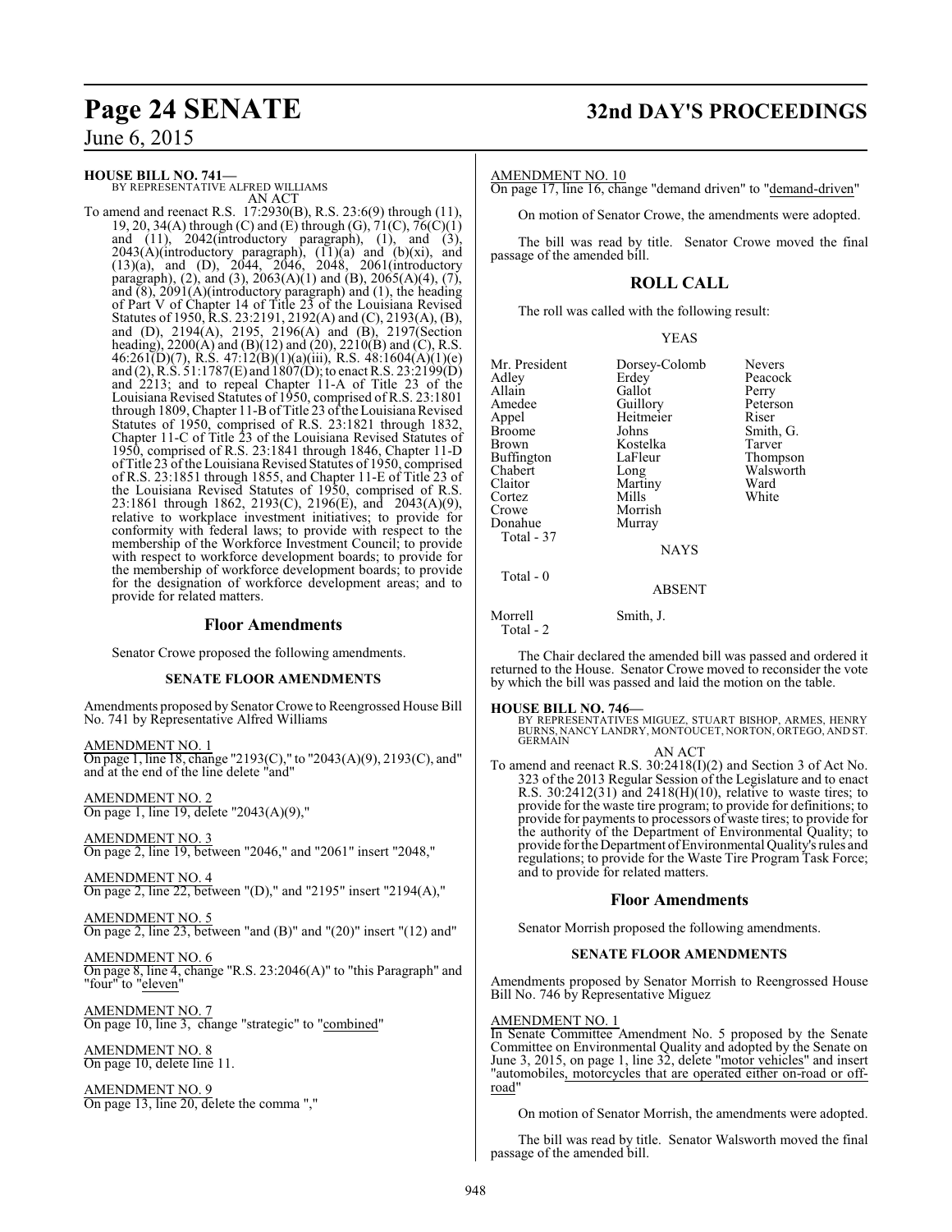**HOUSE BILL NO. 741—**
BY REPRESENTATIVE ALFRED WILLIAMS
AN ACT

To amend and reenact R.S. 17:2930(B), R.S. 23:6(9) through (11), 19, 20, 34(A) through (C) and (E) through (G), 71(C), 76(C)(1) and (11), 2042(introductory paragraph), (1), and (3), 2043(A)(introductory paragraph), (11)(a) and (b)(xi), and (13)(a), and (D), 2044, 2046, 2048, 2061(introductory paragraph), (2), and (3), 2063(A)(1) and (B), 2065(A)(4), (7), and (8), 2091(A)(introductory paragraph) and (1), the heading of Part V of Chapter 14 of Title 23 of the Louisiana Revised Statutes of 1950, R.S. 23:2191, 2192(A) and (C), 2193(A), (B), and (D), 2194(A), 2195, 2196(A) and (B), 2197(Section heading), 2200(A) and (B)(12) and (20), 2210(B) and (C), R.S. 46:261(D)(7), R.S. 47:12(B)(1)(a)(iii), R.S. 48:1604(A)(1)(e) and (2), R.S. 51:1787(E) and 1807(D); to enact R.S. 23:2199(D) and 2213; and to repeal Chapter 11-A of Title 23 of the Louisiana Revised Statutes of 1950, comprised of R.S. 23:1801 through 1809, Chapter 11-B of Title 23 of the Louisiana Revised Statutes of 1950, comprised of R.S. 23:1821 through 1832, Chapter 11-C of Title 23 of the Louisiana Revised Statutes of 1950, comprised of R.S. 23:1841 through 1846, Chapter 11-D of Title 23 of the Louisiana Revised Statutes of 1950, comprised of R.S. 23:1851 through 1855, and Chapter 11-E of Title 23 of the Louisiana Revised Statutes of 1950, comprised of R.S. 23:1861 through 1862, 2193(C), 2196(E), and 2043(A)(9), relative to workplace investment initiatives; to provide for conformity with federal laws; to provide with respect to the membership of the Workforce Investment Council; to provide with respect to workforce development boards; to provide for the membership of workforce development boards; to provide for the designation of workforce development areas; and to provide for related matters.

## Floor Amendments

Senator Crowe proposed the following amendments.

### SENATE FLOOR AMENDMENTS

Amendments proposed by Senator Crowe to Reengrossed House Bill No. 741 by Representative Alfred Williams

AMENDMENT NO. 1
On page 1, line 18, change "2193(C)," to "2043(A)(9), 2193(C), and" and at the end of the line delete "and"

AMENDMENT NO. 2
On page 1, line 19, delete "2043(A)(9),"

AMENDMENT NO. 3
On page 2, line 19, between "2046," and "2061" insert "2048,"

AMENDMENT NO. 4
On page 2, line 22, between "(D)," and "2195" insert "2194(A),"

AMENDMENT NO. 5
On page 2, line 23, between "and (B)" and "(20)" insert "(12) and"

AMENDMENT NO. 6
On page 8, line 4, change "R.S. 23:2046(A)" to "this Paragraph" and "four" to "eleven"

AMENDMENT NO. 7
On page 10, line 3, change "strategic" to "combined"

AMENDMENT NO. 8
On page 10, delete line 11.

AMENDMENT NO. 9
On page 13, line 20, delete the comma ","

AMENDMENT NO. 10
On page 17, line 16, change "demand driven" to "demand-driven"

On motion of Senator Crowe, the amendments were adopted.

The bill was read by title. Senator Crowe moved the final passage of the amended bill.

## ROLL CALL

The roll was called with the following result:

YEAS

| | | |
|---|---|---|
| Mr. President | Dorsey-Colomb | Nevers |
| Adley | Erdey | Peacock |
| Allain | Gallot | Perry |
| Amedee | Guillory | Peterson |
| Appel | Heitmeier | Riser |
| Broome | Johns | Smith, G. |
| Brown | Kostelka | Tarver |
| Buffington | LaFleur | Thompson |
| Chabert | Long | Walsworth |
| Claitor | Martiny | Ward |
| Cortez | Mills | White |
| Crowe | Morrish | |
| Donahue | Murray | |

Total - 37

NAYS

Total - 0

ABSENT

Morrell Smith, J.

Total - 2

The Chair declared the amended bill was passed and ordered it returned to the House. Senator Crowe moved to reconsider the vote by which the bill was passed and laid the motion on the table.

**HOUSE BILL NO. 746—**
BY REPRESENTATIVES MIGUEZ, STUART BISHOP, ARMES, HENRY BURNS, NANCY LANDRY, MONTOUCET, NORTON, ORTEGO, AND ST. GERMAIN
AN ACT

To amend and reenact R.S. 30:2418(I)(2) and Section 3 of Act No. 323 of the 2013 Regular Session of the Legislature and to enact R.S. 30:2412(31) and 2418(H)(10), relative to waste tires; to provide for the waste tire program; to provide for definitions; to provide for payments to processors of waste tires; to provide for the authority of the Department of Environmental Quality; to provide for the Department of Environmental Quality's rules and regulations; to provide for the Waste Tire Program Task Force; and to provide for related matters.

## Floor Amendments

Senator Morrish proposed the following amendments.

### SENATE FLOOR AMENDMENTS

Amendments proposed by Senator Morrish to Reengrossed House Bill No. 746 by Representative Miguez

AMENDMENT NO. 1
In Senate Committee Amendment No. 5 proposed by the Senate Committee on Environmental Quality and adopted by the Senate on June 3, 2015, on page 1, line 32, delete "motor vehicles" and insert "automobiles, motorcycles that are operated either on-road or off-road"

On motion of Senator Morrish, the amendments were adopted.

The bill was read by title. Senator Walsworth moved the final passage of the amended bill.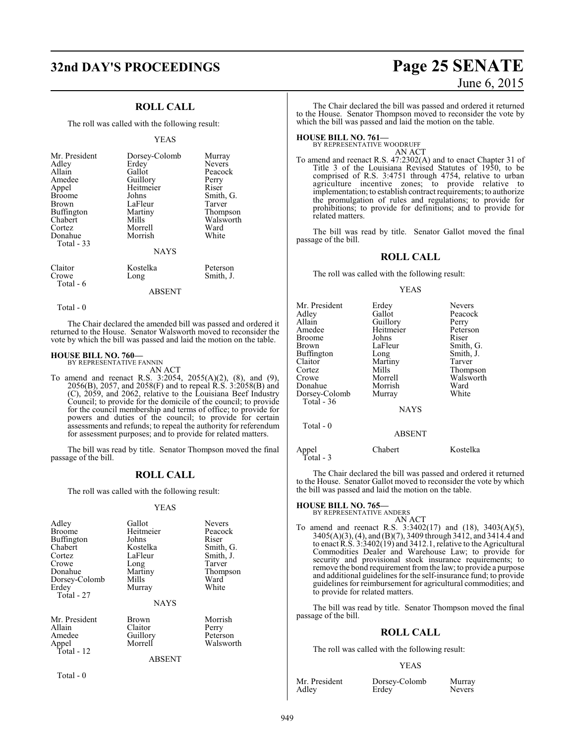## ROLL CALL

The roll was called with the following result:

YEAS

| | | |
|---|---|---|
| Mr. President | Dorsey-Colomb | Murray |
| Adley | Erdey | Nevers |
| Allain | Gallot | Peacock |
| Amedee | Guillory | Perry |
| Appel | Heitmeier | Riser |
| Broome | Johns | Smith, G. |
| Brown | LaFleur | Tarver |
| Buffington | Martiny | Thompson |
| Chabert | Mills | Walsworth |
| Cortez | Morrell | Ward |
| Donahue | Morrish | White |

Total - 33

NAYS

| | | |
|---|---|---|
| Claitor | Kostelka | Peterson |
| Crowe | Long | Smith, J. |

Total - 6

ABSENT

Total - 0

The Chair declared the amended bill was passed and ordered it returned to the House. Senator Walsworth moved to reconsider the vote by which the bill was passed and laid the motion on the table.

**HOUSE BILL NO. 760—**
BY REPRESENTATIVE FANNIN

AN ACT

To amend and reenact R.S. 3:2054, 2055(A)(2), (8), and (9), 2056(B), 2057, and 2058(F) and to repeal R.S. 3:2058(B) and (C), 2059, and 2062, relative to the Louisiana Beef Industry Council; to provide for the domicile of the council; to provide for the council membership and terms of office; to provide for powers and duties of the council; to provide for certain assessments and refunds; to repeal the authority for referendum for assessment purposes; and to provide for related matters.

The bill was read by title. Senator Thompson moved the final passage of the bill.

## ROLL CALL

The roll was called with the following result:

YEAS

| | | |
|---|---|---|
| Adley | Gallot | Nevers |
| Broome | Heitmeier | Peacock |
| Buffington | Johns | Riser |
| Chabert | Kostelka | Smith, G. |
| Cortez | LaFleur | Smith, J. |
| Crowe | Long | Tarver |
| Donahue | Martiny | Thompson |
| Dorsey-Colomb | Mills | Ward |
| Erdey | Murray | White |

Total - 27

NAYS

| | | |
|---|---|---|
| Mr. President | Brown | Morrish |
| Allain | Claitor | Perry |
| Amedee | Guillory | Peterson |
| Appel | Morrell | Walsworth |

Total - 12

ABSENT

Total - 0

The Chair declared the bill was passed and ordered it returned to the House. Senator Thompson moved to reconsider the vote by which the bill was passed and laid the motion on the table.

**HOUSE BILL NO. 761—**
BY REPRESENTATIVE WOODRUFF

AN ACT

To amend and reenact R.S. 47:2302(A) and to enact Chapter 31 of Title 3 of the Louisiana Revised Statutes of 1950, to be comprised of R.S. 3:4751 through 4754, relative to urban agriculture incentive zones; to provide relative to implementation; to establish contract requirements; to authorize the promulgation of rules and regulations; to provide for prohibitions; to provide for definitions; and to provide for related matters.

The bill was read by title. Senator Gallot moved the final passage of the bill.

## ROLL CALL

The roll was called with the following result:

YEAS

| | | |
|---|---|---|
| Mr. President | Erdey | Nevers |
| Adley | Gallot | Peacock |
| Allain | Guillory | Perry |
| Amedee | Heitmeier | Peterson |
| Broome | Johns | Riser |
| Brown | LaFleur | Smith, G. |
| Buffington | Long | Smith, J. |
| Claitor | Martiny | Tarver |
| Cortez | Mills | Thompson |
| Crowe | Morrell | Walsworth |
| Donahue | Morrish | Ward |
| Dorsey-Colomb | Murray | White |

Total - 36

NAYS

Total - 0

ABSENT

| | | |
|---|---|---|
| Appel | Chabert | Kostelka |

Total - 3

The Chair declared the bill was passed and ordered it returned to the House. Senator Gallot moved to reconsider the vote by which the bill was passed and laid the motion on the table.

**HOUSE BILL NO. 765—**
BY REPRESENTATIVE ANDERS

AN ACT

To amend and reenact R.S. 3:3402(17) and (18), 3403(A)(5), 3405(A)(3), (4), and (B)(7), 3409 through 3412, and 3414.4 and to enact R.S. 3:3402(19) and 3412.1, relative to the Agricultural Commodities Dealer and Warehouse Law; to provide for security and provisional stock insurance requirements; to remove the bond requirement from the law; to provide a purpose and additional guidelines for the self-insurance fund; to provide guidelines for reimbursement for agricultural commodities; and to provide for related matters.

The bill was read by title. Senator Thompson moved the final passage of the bill.

## ROLL CALL

The roll was called with the following result:

YEAS

| | | |
|---|---|---|
| Mr. President | Dorsey-Colomb | Murray |
| Adley | Erdey | Nevers |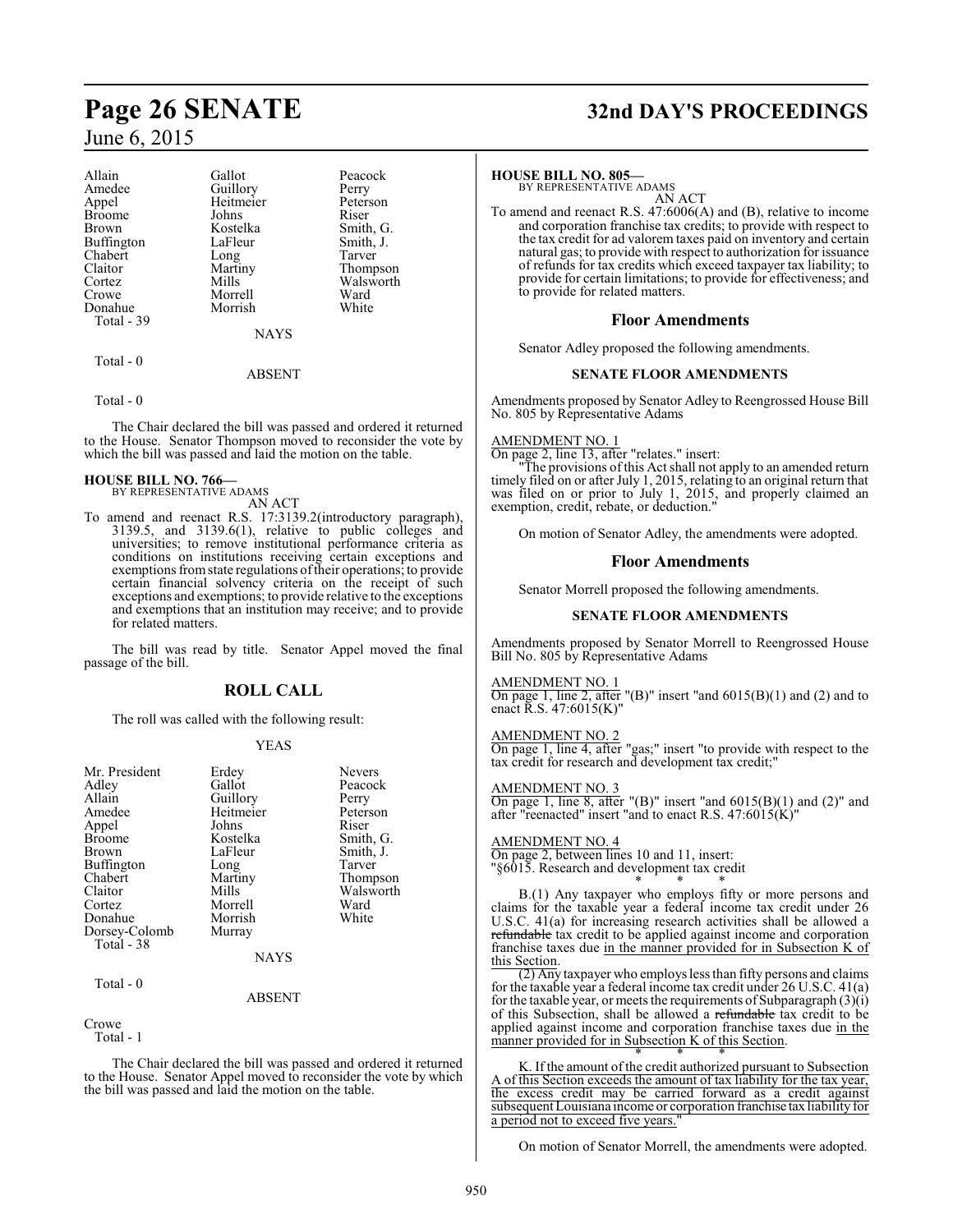| Allain | Gallot | Peacock |
|---|---|---|
| Amedee | Guillory | Perry |
| Appel | Heitmeier | Peterson |
| Broome | Johns | Riser |
| Brown | Kostelka | Smith, G. |
| Buffington | LaFleur | Smith, J. |
| Chabert | Long | Tarver |
| Claitor | Martiny | Thompson |
| Cortez | Mills | Walsworth |
| Crowe | Morrell | Ward |
| Donahue | Morrish | White |
| Total - 39 | | |

NAYS

Total - 0

ABSENT

Total - 0

The Chair declared the bill was passed and ordered it returned to the House. Senator Thompson moved to reconsider the vote by which the bill was passed and laid the motion on the table.

**HOUSE BILL NO. 766—**
BY REPRESENTATIVE ADAMS
AN ACT

To amend and reenact R.S. 17:3139.2(introductory paragraph), 3139.5, and 3139.6(1), relative to public colleges and universities; to remove institutional performance criteria as conditions on institutions receiving certain exceptions and exemptions from state regulations of their operations; to provide certain financial solvency criteria on the receipt of such exceptions and exemptions; to provide relative to the exceptions and exemptions that an institution may receive; and to provide for related matters.

The bill was read by title. Senator Appel moved the final passage of the bill.

## ROLL CALL

The roll was called with the following result:

YEAS

| Mr. President | Erdey | Nevers |
|---|---|---|
| Adley | Gallot | Peacock |
| Allain | Guillory | Perry |
| Amedee | Heitmeier | Peterson |
| Appel | Johns | Riser |
| Broome | Kostelka | Smith, G. |
| Brown | LaFleur | Smith, J. |
| Buffington | Long | Tarver |
| Chabert | Martiny | Thompson |
| Claitor | Mills | Walsworth |
| Cortez | Morrell | Ward |
| Donahue | Morrish | White |
| Dorsey-Colomb | Murray | |
| Total - 38 | | |

NAYS

Total - 0

ABSENT

Crowe
Total - 1

The Chair declared the bill was passed and ordered it returned to the House. Senator Appel moved to reconsider the vote by which the bill was passed and laid the motion on the table.

**HOUSE BILL NO. 805—**
BY REPRESENTATIVE ADAMS
AN ACT

To amend and reenact R.S. 47:6006(A) and (B), relative to income and corporation franchise tax credits; to provide with respect to the tax credit for ad valorem taxes paid on inventory and certain natural gas; to provide with respect to authorization for issuance of refunds for tax credits which exceed taxpayer tax liability; to provide for certain limitations; to provide for effectiveness; and to provide for related matters.

## Floor Amendments

Senator Adley proposed the following amendments.

### SENATE FLOOR AMENDMENTS

Amendments proposed by Senator Adley to Reengrossed House Bill No. 805 by Representative Adams

AMENDMENT NO. 1
On page 2, line 13, after "relates." insert:
"The provisions of this Act shall not apply to an amended return timely filed on or after July 1, 2015, relating to an original return that was filed on or prior to July 1, 2015, and properly claimed an exemption, credit, rebate, or deduction."

On motion of Senator Adley, the amendments were adopted.

## Floor Amendments

Senator Morrell proposed the following amendments.

### SENATE FLOOR AMENDMENTS

Amendments proposed by Senator Morrell to Reengrossed House Bill No. 805 by Representative Adams

AMENDMENT NO. 1
On page 1, line 2, after "(B)" insert "and 6015(B)(1) and (2) and to enact R.S. 47:6015(K)"

AMENDMENT NO. 2
On page 1, line 4, after "gas;" insert "to provide with respect to the tax credit for research and development tax credit;"

AMENDMENT NO. 3
On page 1, line 8, after "(B)" insert "and 6015(B)(1) and (2)" and after "reenacted" insert "and to enact R.S. 47:6015(K)"

AMENDMENT NO. 4
On page 2, between lines 10 and 11, insert:
"§6015. Research and development tax credit

\* \* \*

B.(1) Any taxpayer who employs fifty or more persons and claims for the taxable year a federal income tax credit under 26 U.S.C. 41(a) for increasing research activities shall be allowed a ~~refundable~~ tax credit to be applied against income and corporation franchise taxes due in the manner provided for in Subsection K of this Section.

(2) Any taxpayer who employs less than fifty persons and claims for the taxable year a federal income tax credit under 26 U.S.C. 41(a) for the taxable year, or meets the requirements of Subparagraph (3)(i) of this Subsection, shall be allowed a ~~refundable~~ tax credit to be applied against income and corporation franchise taxes due in the manner provided for in Subsection K of this Section.

\* \* \*

K. If the amount of the credit authorized pursuant to Subsection A of this Section exceeds the amount of tax liability for the tax year, the excess credit may be carried forward as a credit against subsequent Louisiana income or corporation franchise tax liability for a period not to exceed five years."

On motion of Senator Morrell, the amendments were adopted.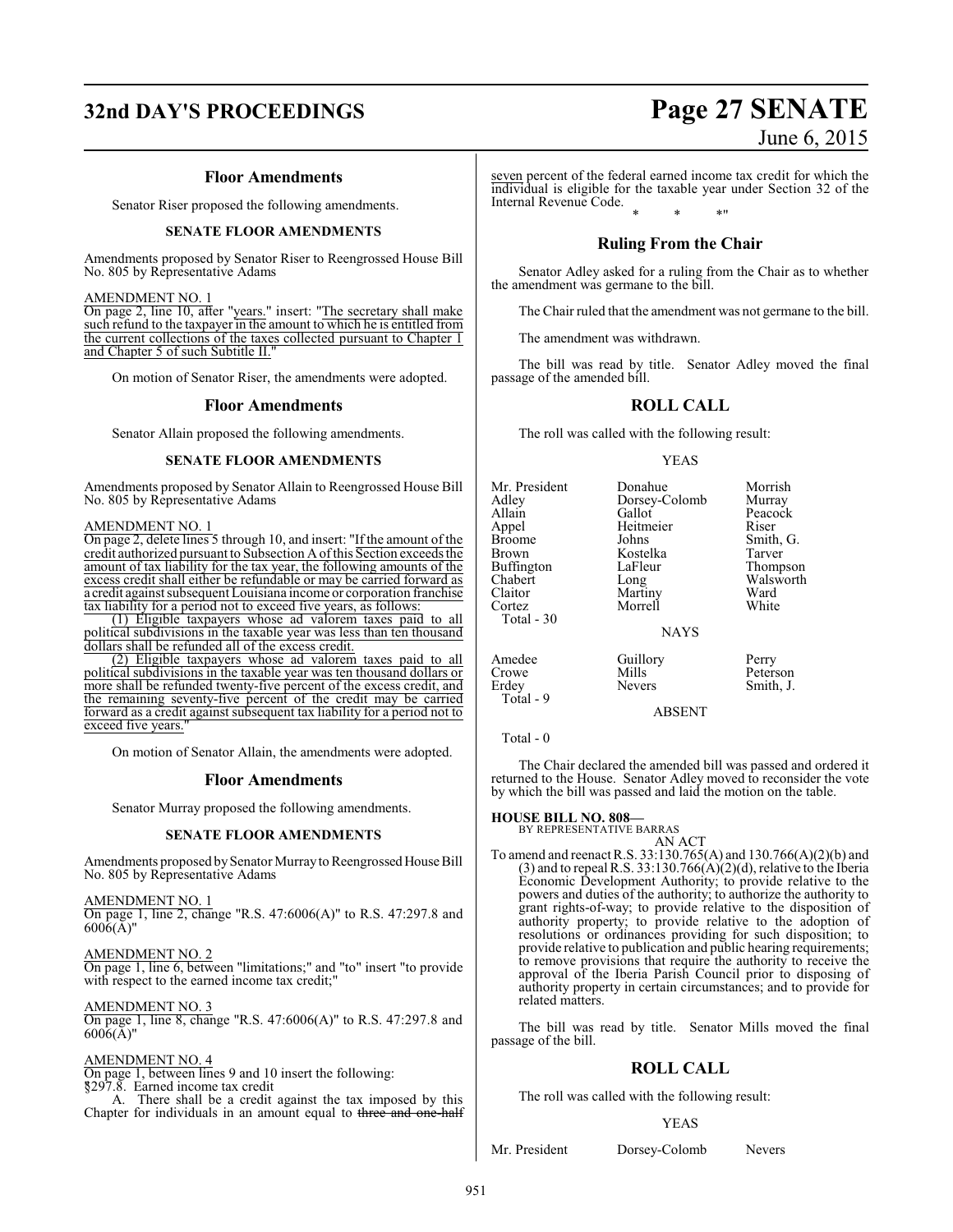### Floor Amendments

Senator Riser proposed the following amendments.

#### SENATE FLOOR AMENDMENTS

Amendments proposed by Senator Riser to Reengrossed House Bill No. 805 by Representative Adams

AMENDMENT NO. 1

On page 2, line 10, after "years." insert: "The secretary shall make such refund to the taxpayer in the amount to which he is entitled from the current collections of the taxes collected pursuant to Chapter 1 and Chapter 5 of such Subtitle II."

On motion of Senator Riser, the amendments were adopted.

### Floor Amendments

Senator Allain proposed the following amendments.

#### SENATE FLOOR AMENDMENTS

Amendments proposed by Senator Allain to Reengrossed House Bill No. 805 by Representative Adams

AMENDMENT NO. 1

On page 2, delete lines 5 through 10, and insert: "If the amount of the credit authorized pursuant to Subsection A of this Section exceeds the amount of tax liability for the tax year, the following amounts of the excess credit shall either be refundable or may be carried forward as a credit against subsequent Louisiana income or corporation franchise tax liability for a period not to exceed five years, as follows:

(1) Eligible taxpayers whose ad valorem taxes paid to all political subdivisions in the taxable year was less than ten thousand dollars shall be refunded all of the excess credit.

(2) Eligible taxpayers whose ad valorem taxes paid to all political subdivisions in the taxable year was ten thousand dollars or more shall be refunded twenty-five percent of the excess credit, and the remaining seventy-five percent of the credit may be carried forward as a credit against subsequent tax liability for a period not to exceed five years."

On motion of Senator Allain, the amendments were adopted.

### Floor Amendments

Senator Murray proposed the following amendments.

#### SENATE FLOOR AMENDMENTS

Amendments proposed by Senator Murray to Reengrossed House Bill No. 805 by Representative Adams

AMENDMENT NO. 1

On page 1, line 2, change "R.S. 47:6006(A)" to R.S. 47:297.8 and 6006(A)"

AMENDMENT NO. 2

On page 1, line 6, between "limitations;" and "to" insert "to provide with respect to the earned income tax credit;"

AMENDMENT NO. 3

On page 1, line 8, change "R.S. 47:6006(A)" to R.S. 47:297.8 and 6006(A)"

AMENDMENT NO. 4

On page 1, between lines 9 and 10 insert the following:

§297.8. Earned income tax credit

A. There shall be a credit against the tax imposed by this Chapter for individuals in an amount equal to ~~three and one-half~~ seven percent of the federal earned income tax credit for which the individual is eligible for the taxable year under Section 32 of the Internal Revenue Code.

\* \* \*"

### Ruling From the Chair

Senator Adley asked for a ruling from the Chair as to whether the amendment was germane to the bill.

The Chair ruled that the amendment was not germane to the bill.

The amendment was withdrawn.

The bill was read by title. Senator Adley moved the final passage of the amended bill.

### ROLL CALL

The roll was called with the following result:

YEAS

| | | |
|---|---|---|
| Mr. President | Donahue | Morrish |
| Adley | Dorsey-Colomb | Murray |
| Allain | Gallot | Peacock |
| Appel | Heitmeier | Riser |
| Broome | Johns | Smith, G. |
| Brown | Kostelka | Tarver |
| Buffington | LaFleur | Thompson |
| Chabert | Long | Walsworth |
| Claitor | Martiny | Ward |
| Cortez | Morrell | White |

Total - 30

NAYS

| | | |
|---|---|---|
| Amedee | Guillory | Perry |
| Crowe | Mills | Peterson |
| Erdey | Nevers | Smith, J. |

Total - 9

ABSENT

Total - 0

The Chair declared the amended bill was passed and ordered it returned to the House. Senator Adley moved to reconsider the vote by which the bill was passed and laid the motion on the table.

**HOUSE BILL NO. 808—**
BY REPRESENTATIVE BARRAS

AN ACT

To amend and reenact R.S. 33:130.765(A) and 130.766(A)(2)(b) and (3) and to repeal R.S. 33:130.766(A)(2)(d), relative to the Iberia Economic Development Authority; to provide relative to the powers and duties of the authority; to authorize the authority to grant rights-of-way; to provide relative to the disposition of authority property; to provide relative to the adoption of resolutions or ordinances providing for such disposition; to provide relative to publication and public hearing requirements; to remove provisions that require the authority to receive the approval of the Iberia Parish Council prior to disposing of authority property in certain circumstances; and to provide for related matters.

The bill was read by title. Senator Mills moved the final passage of the bill.

### ROLL CALL

The roll was called with the following result:

YEAS

| | | |
|---|---|---|
| Mr. President | Dorsey-Colomb | Nevers |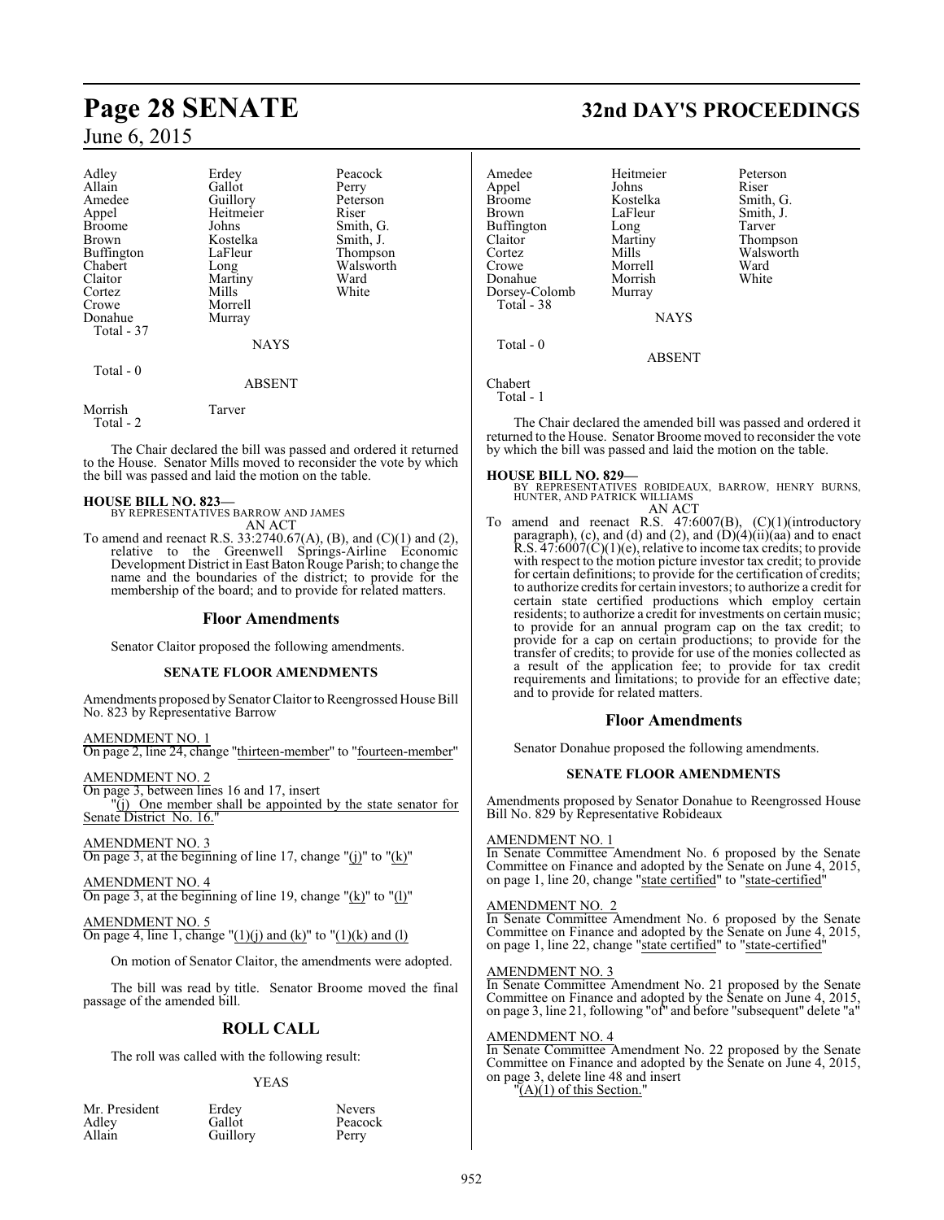| | | |
|---|---|---|
| Adley | Erdey | Peacock |
| Allain | Gallot | Perry |
| Amedee | Guillory | Peterson |
| Appel | Heitmeier | Riser |
| Broome | Johns | Smith, G. |
| Brown | Kostelka | Smith, J. |
| Buffington | LaFleur | Thompson |
| Chabert | Long | Walsworth |
| Claitor | Martiny | Ward |
| Cortez | Mills | White |
| Crowe | Morrell | |
| Donahue | Murray | |

Total - 37

NAYS

Total - 0

ABSENT

| | |
|---|---|
| Morrish | Tarver |

Total - 2

The Chair declared the bill was passed and ordered it returned to the House. Senator Mills moved to reconsider the vote by which the bill was passed and laid the motion on the table.

**HOUSE BILL NO. 823—**
BY REPRESENTATIVES BARROW AND JAMES
AN ACT

To amend and reenact R.S. 33:2740.67(A), (B), and (C)(1) and (2), relative to the Greenwell Springs-Airline Economic Development District in East Baton Rouge Parish; to change the name and the boundaries of the district; to provide for the membership of the board; and to provide for related matters.

## Floor Amendments

Senator Claitor proposed the following amendments.

### SENATE FLOOR AMENDMENTS

Amendments proposed by Senator Claitor to Reengrossed House Bill No. 823 by Representative Barrow

AMENDMENT NO. 1
On page 2, line 24, change "thirteen-member" to "fourteen-member"

AMENDMENT NO. 2
On page 3, between lines 16 and 17, insert
"(j) One member shall be appointed by the state senator for Senate District No. 16."

AMENDMENT NO. 3
On page 3, at the beginning of line 17, change "(j)" to "(k)"

AMENDMENT NO. 4
On page 3, at the beginning of line 19, change "(k)" to "(l)"

AMENDMENT NO. 5
On page 4, line 1, change "(1)(j) and (k)" to "(1)(k) and (l)

On motion of Senator Claitor, the amendments were adopted.

The bill was read by title. Senator Broome moved the final passage of the amended bill.

## ROLL CALL

The roll was called with the following result:

YEAS

| | | |
|---|---|---|
| Mr. President | Erdey | Nevers |
| Adley | Gallot | Peacock |
| Allain | Guillory | Perry |
| Amedee | Heitmeier | Peterson |
| Appel | Johns | Riser |
| Broome | Kostelka | Smith, G. |
| Brown | LaFleur | Smith, J. |
| Buffington | Long | Tarver |
| Claitor | Martiny | Thompson |
| Cortez | Mills | Walsworth |
| Crowe | Morrell | Ward |
| Donahue | Morrish | White |
| Dorsey-Colomb | Murray | |

Total - 38

NAYS

Total - 0

ABSENT

Chabert

Total - 1

The Chair declared the amended bill was passed and ordered it returned to the House. Senator Broome moved to reconsider the vote by which the bill was passed and laid the motion on the table.

**HOUSE BILL NO. 829—**
BY REPRESENTATIVES ROBIDEAUX, BARROW, HENRY BURNS, HUNTER, AND PATRICK WILLIAMS
AN ACT

To amend and reenact R.S. 47:6007(B), (C)(1)(introductory paragraph), (c), and (d) and (2), and (D)(4)(ii)(aa) and to enact R.S. 47:6007(C)(1)(e), relative to income tax credits; to provide with respect to the motion picture investor tax credit; to provide for certain definitions; to provide for the certification of credits; to authorize credits for certain investors; to authorize a credit for certain state certified productions which employ certain residents; to authorize a credit for investments on certain music; to provide for an annual program cap on the tax credit; to provide for a cap on certain productions; to provide for the transfer of credits; to provide for use of the monies collected as a result of the application fee; to provide for tax credit requirements and limitations; to provide for an effective date; and to provide for related matters.

## Floor Amendments

Senator Donahue proposed the following amendments.

### SENATE FLOOR AMENDMENTS

Amendments proposed by Senator Donahue to Reengrossed House Bill No. 829 by Representative Robideaux

AMENDMENT NO. 1
In Senate Committee Amendment No. 6 proposed by the Senate Committee on Finance and adopted by the Senate on June 4, 2015, on page 1, line 20, change "state certified" to "state-certified"

AMENDMENT NO. 2
In Senate Committee Amendment No. 6 proposed by the Senate Committee on Finance and adopted by the Senate on June 4, 2015, on page 1, line 22, change "state certified" to "state-certified"

AMENDMENT NO. 3
In Senate Committee Amendment No. 21 proposed by the Senate Committee on Finance and adopted by the Senate on June 4, 2015, on page 3, line 21, following "of" and before "subsequent" delete "a"

AMENDMENT NO. 4
In Senate Committee Amendment No. 22 proposed by the Senate Committee on Finance and adopted by the Senate on June 4, 2015, on page 3, delete line 48 and insert
"(A)(1) of this Section."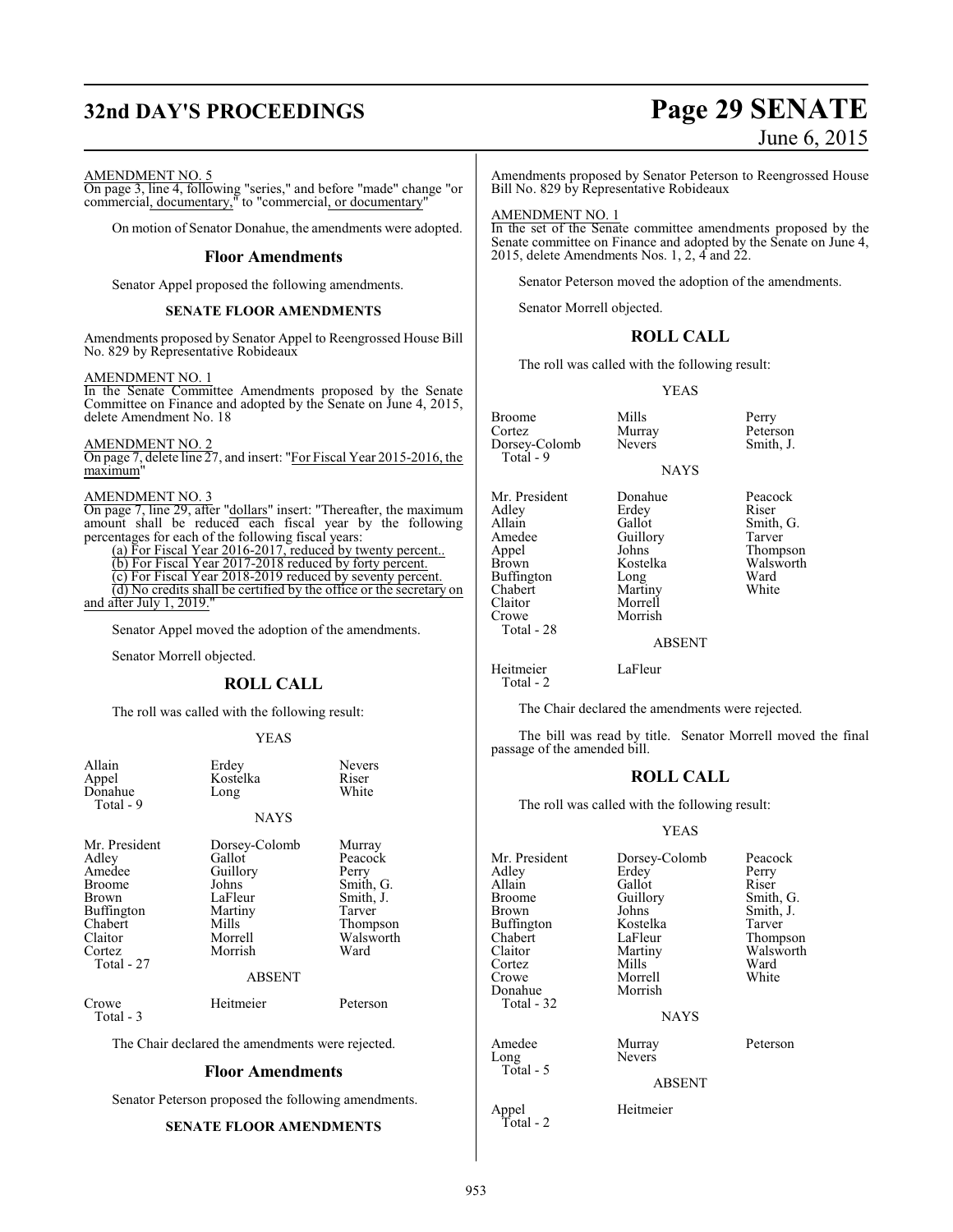AMENDMENT NO. 5

On page 3, line 4, following "series," and before "made" change "or commercial, documentary," to "commercial, or documentary"

On motion of Senator Donahue, the amendments were adopted.

## Floor Amendments

Senator Appel proposed the following amendments.

### SENATE FLOOR AMENDMENTS

Amendments proposed by Senator Appel to Reengrossed House Bill No. 829 by Representative Robideaux

AMENDMENT NO. 1

In the Senate Committee Amendments proposed by the Senate Committee on Finance and adopted by the Senate on June 4, 2015, delete Amendment No. 18

AMENDMENT NO. 2

On page 7, delete line 27, and insert: "For Fiscal Year 2015-2016, the maximum"

AMENDMENT NO. 3

On page 7, line 29, after "dollars" insert: "Thereafter, the maximum amount shall be reduced each fiscal year by the following percentages for each of the following fiscal years:

(a) For Fiscal Year 2016-2017, reduced by twenty percent..

(b) For Fiscal Year 2017-2018 reduced by forty percent.

(c) For Fiscal Year 2018-2019 reduced by seventy percent.

(d) No credits shall be certified by the office or the secretary on and after July 1, 2019."

Senator Appel moved the adoption of the amendments.

Senator Morrell objected.

## ROLL CALL

The roll was called with the following result:

YEAS

| | | |
|---|---|---|
| Allain | Erdey | Nevers |
| Appel | Kostelka | Riser |
| Donahue | Long | White |
| Total - 9 | | |

NAYS

| | | |
|---|---|---|
| Mr. President | Dorsey-Colomb | Murray |
| Adley | Gallot | Peacock |
| Amedee | Guillory | Perry |
| Broome | Johns | Smith, G. |
| Brown | LaFleur | Smith, J. |
| Buffington | Martiny | Tarver |
| Chabert | Mills | Thompson |
| Claitor | Morrell | Walsworth |
| Cortez | Morrish | Ward |
| Total - 27 | | |

ABSENT

| | | |
|---|---|---|
| Crowe | Heitmeier | Peterson |
| Total - 3 | | |

The Chair declared the amendments were rejected.

## Floor Amendments

Senator Peterson proposed the following amendments.

### SENATE FLOOR AMENDMENTS

Amendments proposed by Senator Peterson to Reengrossed House Bill No. 829 by Representative Robideaux

AMENDMENT NO. 1

In the set of the Senate committee amendments proposed by the Senate committee on Finance and adopted by the Senate on June 4, 2015, delete Amendments Nos. 1, 2, 4 and 22.

Senator Peterson moved the adoption of the amendments.

Senator Morrell objected.

## ROLL CALL

The roll was called with the following result:

YEAS

| | | |
|---|---|---|
| Broome | Mills | Perry |
| Cortez | Murray | Peterson |
| Dorsey-Colomb | Nevers | Smith, J. |
| Total - 9 | | |

NAYS

| | | |
|---|---|---|
| Mr. President | Donahue | Peacock |
| Adley | Erdey | Riser |
| Allain | Gallot | Smith, G. |
| Amedee | Guillory | Tarver |
| Appel | Johns | Thompson |
| Brown | Kostelka | Walsworth |
| Buffington | Long | Ward |
| Chabert | Martiny | White |
| Claitor | Morrell | |
| Crowe | Morrish | |
| Total - 28 | | |

ABSENT

| | |
|---|---|
| Heitmeier | LaFleur |
| Total - 2 | |

The Chair declared the amendments were rejected.

The bill was read by title. Senator Morrell moved the final passage of the amended bill.

## ROLL CALL

The roll was called with the following result:

YEAS

| | | |
|---|---|---|
| Mr. President | Dorsey-Colomb | Peacock |
| Adley | Erdey | Perry |
| Allain | Gallot | Riser |
| Broome | Guillory | Smith, G. |
| Brown | Johns | Smith, J. |
| Buffington | Kostelka | Tarver |
| Chabert | LaFleur | Thompson |
| Claitor | Martiny | Walsworth |
| Cortez | Mills | Ward |
| Crowe | Morrell | White |
| Donahue | Morrish | |
| Total - 32 | | |

NAYS

| | | |
|---|---|---|
| Amedee | Murray | Peterson |
| Long | Nevers | |
| Total - 5 | | |

ABSENT

| | |
|---|---|
| Appel | Heitmeier |
| Total - 2 | |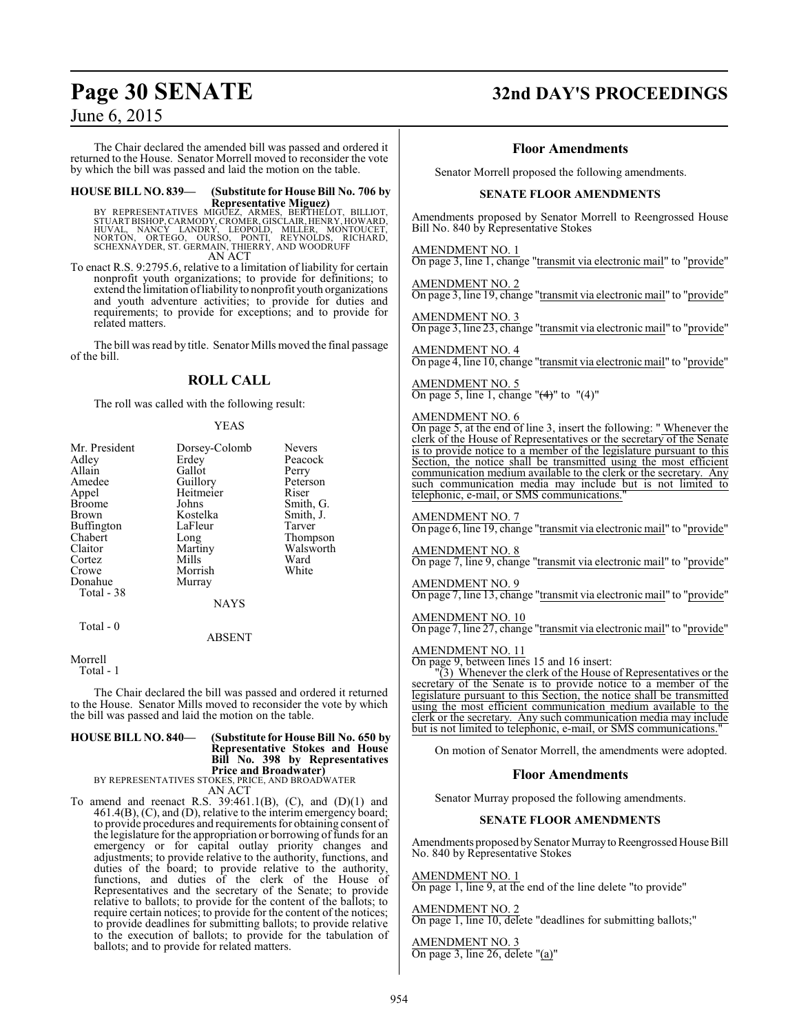The Chair declared the amended bill was passed and ordered it returned to the House. Senator Morrell moved to reconsider the vote by which the bill was passed and laid the motion on the table.

**HOUSE BILL NO. 839— (Substitute for House Bill No. 706 by Representative Miguez)**

BY REPRESENTATIVES MIGUEZ, ARMES, BERTHELOT, BILLIOT, STUART BISHOP, CARMODY, CROMER, GISCLAIR, HENRY, HOWARD, HUVAL, NANCY LANDRY, LEOPOLD, MILLER, MONTOUCET, NORTON, ORTEGO, OURSO, PONTI, REYNOLDS, RICHARD, SCHEXNAYDER, ST. GERMAIN, THIERRY, AND WOODRUFF

AN ACT

To enact R.S. 9:2795.6, relative to a limitation of liability for certain nonprofit youth organizations; to provide for definitions; to extend the limitation of liability to nonprofit youth organizations and youth adventure activities; to provide for duties and requirements; to provide for exceptions; and to provide for related matters.

The bill was read by title. Senator Mills moved the final passage of the bill.

## ROLL CALL

The roll was called with the following result:

YEAS

| | | |
|---|---|---|
| Mr. President | Dorsey-Colomb | Nevers |
| Adley | Erdey | Peacock |
| Allain | Gallot | Perry |
| Amedee | Guillory | Peterson |
| Appel | Heitmeier | Riser |
| Broome | Johns | Smith, G. |
| Brown | Kostelka | Smith, J. |
| Buffington | LaFleur | Tarver |
| Chabert | Long | Thompson |
| Claitor | Martiny | Walsworth |
| Cortez | Mills | Ward |
| Crowe | Morrish | White |
| Donahue | Murray | |

Total - 38

NAYS

Total - 0

ABSENT

Morrell

Total - 1

The Chair declared the bill was passed and ordered it returned to the House. Senator Mills moved to reconsider the vote by which the bill was passed and laid the motion on the table.

**HOUSE BILL NO. 840— (Substitute for House Bill No. 650 by Representative Stokes and House Bill No. 398 by Representatives Price and Broadwater)**

BY REPRESENTATIVES STOKES, PRICE, AND BROADWATER

AN ACT

To amend and reenact R.S. 39:461.1(B), (C), and (D)(1) and 461.4(B), (C), and (D), relative to the interim emergency board; to provide procedures and requirements for obtaining consent of the legislature for the appropriation or borrowing of funds for an emergency or for capital outlay priority changes and adjustments; to provide relative to the authority, functions, and duties of the board; to provide relative to the authority, functions, and duties of the clerk of the House of Representatives and the secretary of the Senate; to provide relative to ballots; to provide for the content of the ballots; to require certain notices; to provide for the content of the notices; to provide deadlines for submitting ballots; to provide relative to the execution of ballots; to provide for the tabulation of ballots; and to provide for related matters.

## Floor Amendments

Senator Morrell proposed the following amendments.

### SENATE FLOOR AMENDMENTS

Amendments proposed by Senator Morrell to Reengrossed House Bill No. 840 by Representative Stokes

AMENDMENT NO. 1
On page 3, line 1, change "transmit via electronic mail" to "provide"

AMENDMENT NO. 2
On page 3, line 19, change "transmit via electronic mail" to "provide"

AMENDMENT NO. 3
On page 3, line 23, change "transmit via electronic mail" to "provide"

AMENDMENT NO. 4
On page 4, line 10, change "transmit via electronic mail" to "provide"

AMENDMENT NO. 5
On page 5, line 1, change "~~(4)~~" to "(4)"

AMENDMENT NO. 6
On page 5, at the end of line 3, insert the following: " Whenever the clerk of the House of Representatives or the secretary of the Senate is to provide notice to a member of the legislature pursuant to this Section, the notice shall be transmitted using the most efficient communication medium available to the clerk or the secretary. Any such communication media may include but is not limited to telephonic, e-mail, or SMS communications."

AMENDMENT NO. 7
On page 6, line 19, change "transmit via electronic mail" to "provide"

AMENDMENT NO. 8
On page 7, line 9, change "transmit via electronic mail" to "provide"

AMENDMENT NO. 9
On page 7, line 13, change "transmit via electronic mail" to "provide"

AMENDMENT NO. 10
On page 7, line 27, change "transmit via electronic mail" to "provide"

AMENDMENT NO. 11
On page 9, between lines 15 and 16 insert:

"(3) Whenever the clerk of the House of Representatives or the secretary of the Senate is to provide notice to a member of the legislature pursuant to this Section, the notice shall be transmitted using the most efficient communication medium available to the clerk or the secretary. Any such communication media may include but is not limited to telephonic, e-mail, or SMS communications."

On motion of Senator Morrell, the amendments were adopted.

## Floor Amendments

Senator Murray proposed the following amendments.

### SENATE FLOOR AMENDMENTS

Amendments proposed by Senator Murray to Reengrossed House Bill No. 840 by Representative Stokes

AMENDMENT NO. 1
On page 1, line 9, at the end of the line delete "to provide"

AMENDMENT NO. 2
On page 1, line 10, delete "deadlines for submitting ballots;"

AMENDMENT NO. 3
On page 3, line 26, delete "(a)"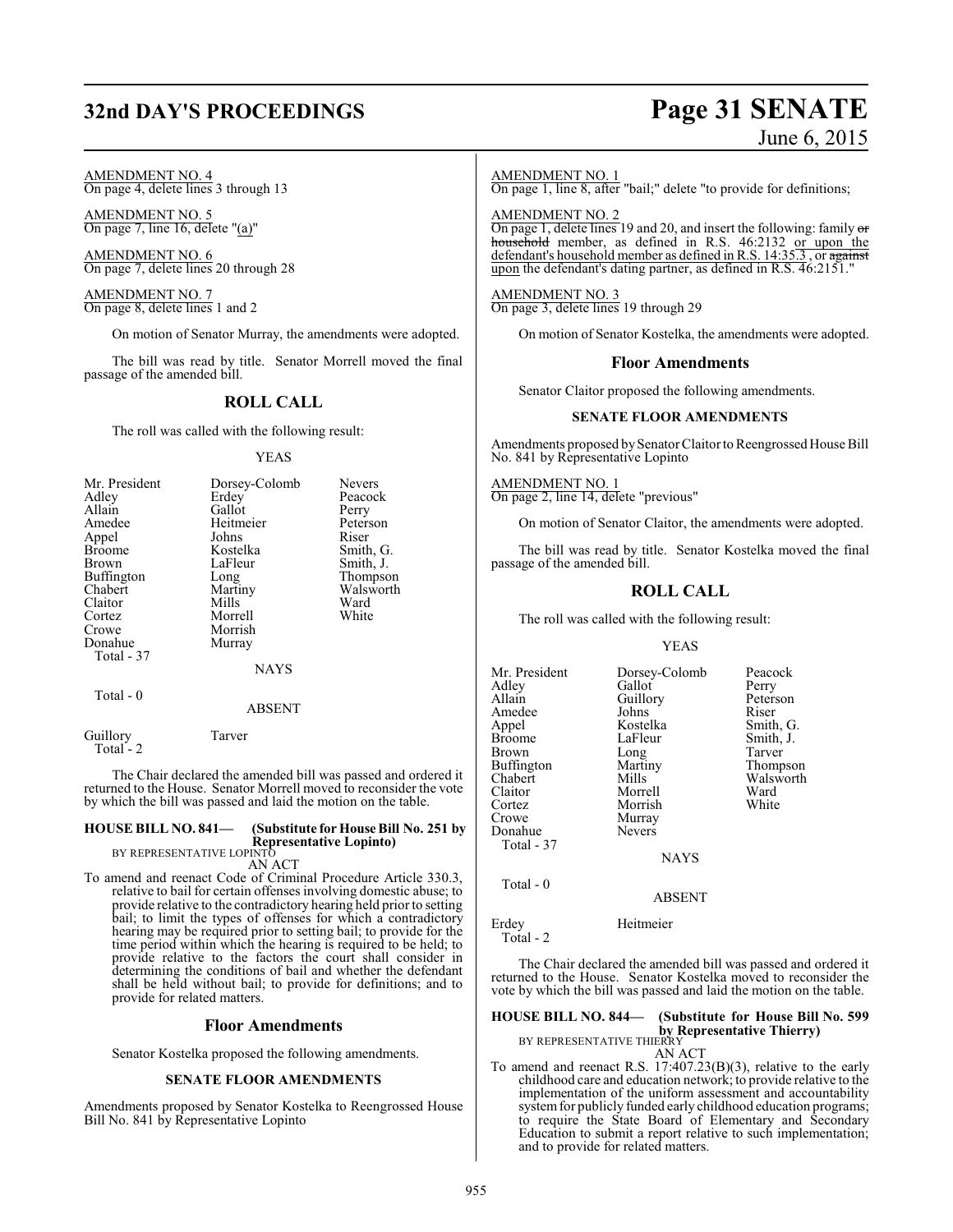AMENDMENT NO. 4
On page 4, delete lines 3 through 13

AMENDMENT NO. 5
On page 7, line 16, delete "(a)"

AMENDMENT NO. 6
On page 7, delete lines 20 through 28

AMENDMENT NO. 7
On page 8, delete lines 1 and 2

On motion of Senator Murray, the amendments were adopted.

The bill was read by title. Senator Morrell moved the final passage of the amended bill.

## ROLL CALL

The roll was called with the following result:

YEAS

| | | |
|---|---|---|
| Mr. President | Dorsey-Colomb | Nevers |
| Adley | Erdey | Peacock |
| Allain | Gallot | Perry |
| Amedee | Heitmeier | Peterson |
| Appel | Johns | Riser |
| Broome | Kostelka | Smith, G. |
| Brown | LaFleur | Smith, J. |
| Buffington | Long | Thompson |
| Chabert | Martiny | Walsworth |
| Claitor | Mills | Ward |
| Cortez | Morrell | White |
| Crowe | Morrish | |
| Donahue | Murray | |

Total - 37

NAYS

Total - 0

ABSENT

Guillory Tarver

Total - 2

The Chair declared the amended bill was passed and ordered it returned to the House. Senator Morrell moved to reconsider the vote by which the bill was passed and laid the motion on the table.

**HOUSE BILL NO. 841— (Substitute for House Bill No. 251 by Representative Lopinto)**
BY REPRESENTATIVE LOPINTO
AN ACT

To amend and reenact Code of Criminal Procedure Article 330.3, relative to bail for certain offenses involving domestic abuse; to provide relative to the contradictory hearing held prior to setting bail; to limit the types of offenses for which a contradictory hearing may be required prior to setting bail; to provide for the time period within which the hearing is required to be held; to provide relative to the factors the court shall consider in determining the conditions of bail and whether the defendant shall be held without bail; to provide for definitions; and to provide for related matters.

## Floor Amendments

Senator Kostelka proposed the following amendments.

### SENATE FLOOR AMENDMENTS

Amendments proposed by Senator Kostelka to Reengrossed House Bill No. 841 by Representative Lopinto

AMENDMENT NO. 1
On page 1, line 8, after "bail;" delete "to provide for definitions;

AMENDMENT NO. 2
On page 1, delete lines 19 and 20, and insert the following: family or household member, as defined in R.S. 46:2132 or upon the defendant's household member as defined in R.S. 14:35.3 , or against upon the defendant's dating partner, as defined in R.S. 46:2151."

AMENDMENT NO. 3
On page 3, delete lines 19 through 29

On motion of Senator Kostelka, the amendments were adopted.

## Floor Amendments

Senator Claitor proposed the following amendments.

### SENATE FLOOR AMENDMENTS

Amendments proposed by Senator Claitor to Reengrossed House Bill No. 841 by Representative Lopinto

AMENDMENT NO. 1
On page 2, line 14, delete "previous"

On motion of Senator Claitor, the amendments were adopted.

The bill was read by title. Senator Kostelka moved the final passage of the amended bill.

## ROLL CALL

The roll was called with the following result:

YEAS

| | | |
|---|---|---|
| Mr. President | Dorsey-Colomb | Peacock |
| Adley | Gallot | Perry |
| Allain | Guillory | Peterson |
| Amedee | Johns | Riser |
| Appel | Kostelka | Smith, G. |
| Broome | LaFleur | Smith, J. |
| Brown | Long | Tarver |
| Buffington | Martiny | Thompson |
| Chabert | Mills | Walsworth |
| Claitor | Morrell | Ward |
| Cortez | Morrish | White |
| Crowe | Murray | |
| Donahue | Nevers | |

Total - 37

NAYS

Total - 0

ABSENT

Erdey Heitmeier

Total - 2

The Chair declared the amended bill was passed and ordered it returned to the House. Senator Kostelka moved to reconsider the vote by which the bill was passed and laid the motion on the table.

**HOUSE BILL NO. 844— (Substitute for House Bill No. 599 by Representative Thierry)**
BY REPRESENTATIVE THIERRY
AN ACT

To amend and reenact R.S. 17:407.23(B)(3), relative to the early childhood care and education network; to provide relative to the implementation of the uniform assessment and accountability system for publicly funded early childhood education programs; to require the State Board of Elementary and Secondary Education to submit a report relative to such implementation; and to provide for related matters.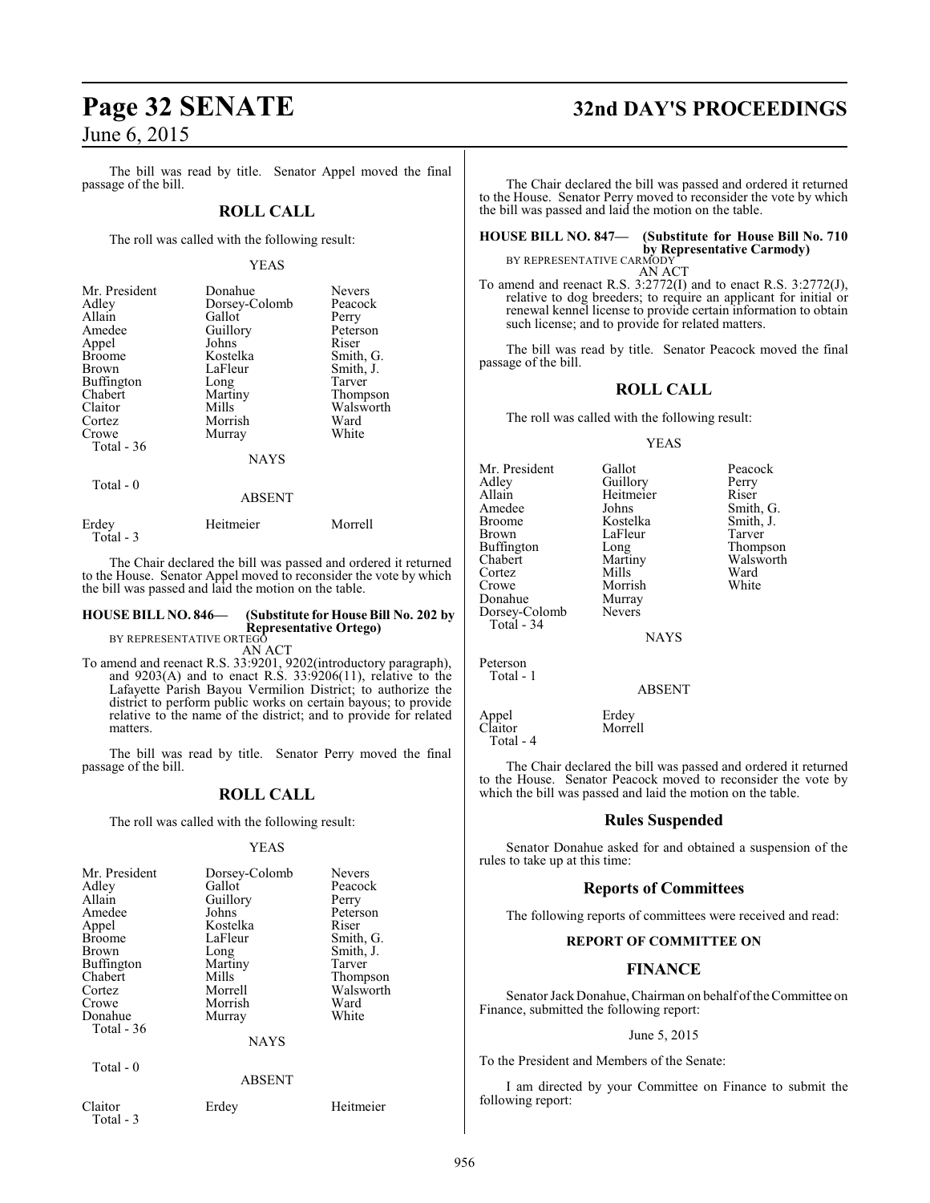The bill was read by title. Senator Appel moved the final passage of the bill.

## ROLL CALL

The roll was called with the following result:

YEAS

| | | |
|---|---|---|
| Mr. President | Donahue | Nevers |
| Adley | Dorsey-Colomb | Peacock |
| Allain | Gallot | Perry |
| Amedee | Guillory | Peterson |
| Appel | Johns | Riser |
| Broome | Kostelka | Smith, G. |
| Brown | LaFleur | Smith, J. |
| Buffington | Long | Tarver |
| Chabert | Martiny | Thompson |
| Claitor | Mills | Walsworth |
| Cortez | Morrish | Ward |
| Crowe | Murray | White |
| Total - 36 | | |

NAYS

Total - 0

ABSENT

| | | |
|---|---|---|
| Erdey | Heitmeier | Morrell |
| Total - 3 | | |

The Chair declared the bill was passed and ordered it returned to the House. Senator Appel moved to reconsider the vote by which the bill was passed and laid the motion on the table.

**HOUSE BILL NO. 846— (Substitute for House Bill No. 202 by Representative Ortego)**
BY REPRESENTATIVE ORTEGO
AN ACT

To amend and reenact R.S. 33:9201, 9202(introductory paragraph), and 9203(A) and to enact R.S. 33:9206(11), relative to the Lafayette Parish Bayou Vermilion District; to authorize the district to perform public works on certain bayous; to provide relative to the name of the district; and to provide for related matters.

The bill was read by title. Senator Perry moved the final passage of the bill.

## ROLL CALL

The roll was called with the following result:

YEAS

| | | |
|---|---|---|
| Mr. President | Dorsey-Colomb | Nevers |
| Adley | Gallot | Peacock |
| Allain | Guillory | Perry |
| Amedee | Johns | Peterson |
| Appel | Kostelka | Riser |
| Broome | LaFleur | Smith, G. |
| Brown | Long | Smith, J. |
| Buffington | Martiny | Tarver |
| Chabert | Mills | Thompson |
| Cortez | Morrell | Walsworth |
| Crowe | Morrish | Ward |
| Donahue | Murray | White |
| Total - 36 | | |

NAYS

Total - 0

ABSENT

| | | |
|---|---|---|
| Claitor | Erdey | Heitmeier |
| Total - 3 | | |

The Chair declared the bill was passed and ordered it returned to the House. Senator Perry moved to reconsider the vote by which the bill was passed and laid the motion on the table.

**HOUSE BILL NO. 847— (Substitute for House Bill No. 710 by Representative Carmody)**
BY REPRESENTATIVE CARMODY
AN ACT

To amend and reenact R.S. 3:2772(I) and to enact R.S. 3:2772(J), relative to dog breeders; to require an applicant for initial or renewal kennel license to provide certain information to obtain such license; and to provide for related matters.

The bill was read by title. Senator Peacock moved the final passage of the bill.

## ROLL CALL

The roll was called with the following result:

YEAS

| | | |
|---|---|---|
| Mr. President | Gallot | Peacock |
| Adley | Guillory | Perry |
| Allain | Heitmeier | Riser |
| Amedee | Johns | Smith, G. |
| Broome | Kostelka | Smith, J. |
| Brown | LaFleur | Tarver |
| Buffington | Long | Thompson |
| Chabert | Martiny | Walsworth |
| Cortez | Mills | Ward |
| Crowe | Morrish | White |
| Donahue | Murray | |
| Dorsey-Colomb | Nevers | |
| Total - 34 | | |

NAYS

Peterson
Total - 1

ABSENT

| | |
|---|---|
| Appel | Erdey |
| Claitor | Morrell |
| Total - 4 | |

The Chair declared the bill was passed and ordered it returned to the House. Senator Peacock moved to reconsider the vote by which the bill was passed and laid the motion on the table.

## Rules Suspended

Senator Donahue asked for and obtained a suspension of the rules to take up at this time:

## Reports of Committees

The following reports of committees were received and read:

### REPORT OF COMMITTEE ON

## FINANCE

Senator Jack Donahue, Chairman on behalf of the Committee on Finance, submitted the following report:

June 5, 2015

To the President and Members of the Senate:

I am directed by your Committee on Finance to submit the following report: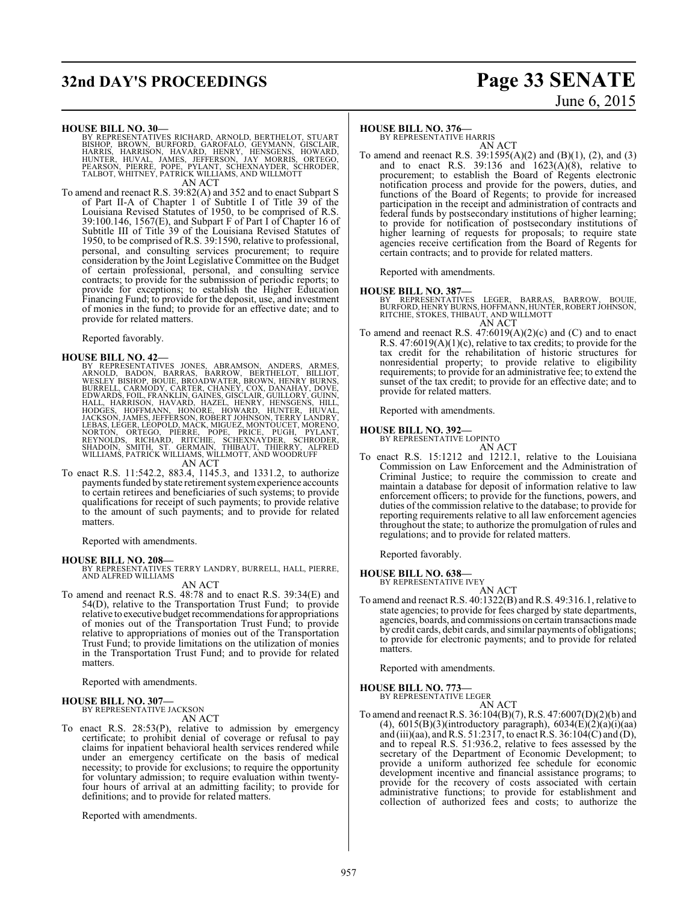**HOUSE BILL NO. 30—**

BY REPRESENTATIVES RICHARD, ARNOLD, BERTHELOT, STUART BISHOP, BROWN, BURFORD, GAROFALO, GEYMANN, GISCLAIR, HARRIS, HARRISON, HAVARD, HENRY, HENSGENS, HOWARD, HUNTER, HUVAL, JAMES, JEFFERSON, JAY MORRIS, ORTEGO, PEARSON, PIERRE, POPE, PYLANT, SCHEXNAYDER, SCHRODER, TALBOT, WHITNEY, PATRICK WILLIAMS, AND WILLMOTT

AN ACT

To amend and reenact R.S. 39:82(A) and 352 and to enact Subpart S of Part II-A of Chapter 1 of Subtitle I of Title 39 of the Louisiana Revised Statutes of 1950, to be comprised of R.S. 39:100.146, 1567(E), and Subpart F of Part I of Chapter 16 of Subtitle III of Title 39 of the Louisiana Revised Statutes of 1950, to be comprised of R.S. 39:1590, relative to professional, personal, and consulting services procurement; to require consideration by the Joint Legislative Committee on the Budget of certain professional, personal, and consulting service contracts; to provide for the submission of periodic reports; to provide for exceptions; to establish the Higher Education Financing Fund; to provide for the deposit, use, and investment of monies in the fund; to provide for an effective date; and to provide for related matters.

Reported favorably.

**HOUSE BILL NO. 42—**

BY REPRESENTATIVES JONES, ABRAMSON, ANDERS, ARMES, ARNOLD, BADON, BARRAS, BARROW, BERTHELOT, BILLIOT, WESLEY BISHOP, BOUIE, BROADWATER, BROWN, HENRY BURNS, BURRELL, CARMODY, CARTER, CHANEY, COX, DANAHAY, DOVE, EDWARDS, FOIL, FRANKLIN, GAINES, GISCLAIR, GUILLORY, GUINN, HALL, HARRISON, HAVARD, HAZEL, HENRY, HENSGENS, HILL, HODGES, HOFFMANN, HONORE, HOWARD, HUNTER, HUVAL, JACKSON, JAMES, JEFFERSON, ROBERT JOHNSON, TERRY LANDRY, LEBAS, LEGER, LEOPOLD, MACK, MIGUEZ, MONTOUCET, MORENO, NORTON, ORTEGO, PIERRE, POPE, PRICE, PUGH, PYLANT, REYNOLDS, RICHARD, RITCHIE, SCHEXNAYDER, SCHRODER, SHADOIN, SMITH, ST. GERMAIN, THIBAUT, THIERRY, ALFRED WILLIAMS, PATRICK WILLIAMS, WILLMOTT, AND WOODRUFF

AN ACT

To enact R.S. 11:542.2, 883.4, 1145.3, and 1331.2, to authorize payments funded by state retirement system experience accounts to certain retirees and beneficiaries of such systems; to provide qualifications for receipt of such payments; to provide relative to the amount of such payments; and to provide for related matters.

Reported with amendments.

**HOUSE BILL NO. 208—**

BY REPRESENTATIVES TERRY LANDRY, BURRELL, HALL, PIERRE, AND ALFRED WILLIAMS

AN ACT

To amend and reenact R.S. 48:78 and to enact R.S. 39:34(E) and 54(D), relative to the Transportation Trust Fund; to provide relative to executive budget recommendations for appropriations of monies out of the Transportation Trust Fund; to provide relative to appropriations of monies out of the Transportation Trust Fund; to provide limitations on the utilization of monies in the Transportation Trust Fund; and to provide for related matters.

Reported with amendments.

**HOUSE BILL NO. 307—**

BY REPRESENTATIVE JACKSON

AN ACT

To enact R.S. 28:53(P), relative to admission by emergency certificate; to prohibit denial of coverage or refusal to pay claims for inpatient behavioral health services rendered while under an emergency certificate on the basis of medical necessity; to provide for exclusions; to require the opportunity for voluntary admission; to require evaluation within twenty-four hours of arrival at an admitting facility; to provide for definitions; and to provide for related matters.

Reported with amendments.

**HOUSE BILL NO. 376—**

BY REPRESENTATIVE HARRIS

AN ACT

To amend and reenact R.S. 39:1595(A)(2) and (B)(1), (2), and (3) and to enact R.S. 39:136 and 1623(A)(8), relative to procurement; to establish the Board of Regents electronic notification process and provide for the powers, duties, and functions of the Board of Regents; to provide for increased participation in the receipt and administration of contracts and federal funds by postsecondary institutions of higher learning; to provide for notification of postsecondary institutions of higher learning of requests for proposals; to require state agencies receive certification from the Board of Regents for certain contracts; and to provide for related matters.

Reported with amendments.

**HOUSE BILL NO. 387—**

BY REPRESENTATIVES LEGER, BARRAS, BARROW, BOUIE, BURFORD, HENRY BURNS, HOFFMANN, HUNTER, ROBERT JOHNSON, RITCHIE, STOKES, THIBAUT, AND WILLMOTT

AN ACT

To amend and reenact R.S. 47:6019(A)(2)(c) and (C) and to enact R.S. 47:6019(A)(1)(c), relative to tax credits; to provide for the tax credit for the rehabilitation of historic structures for nonresidential property; to provide relative to eligibility requirements; to provide for an administrative fee; to extend the sunset of the tax credit; to provide for an effective date; and to provide for related matters.

Reported with amendments.

**HOUSE BILL NO. 392—**

BY REPRESENTATIVE LOPINTO

AN ACT

To enact R.S. 15:1212 and 1212.1, relative to the Louisiana Commission on Law Enforcement and the Administration of Criminal Justice; to require the commission to create and maintain a database for deposit of information relative to law enforcement officers; to provide for the functions, powers, and duties of the commission relative to the database; to provide for reporting requirements relative to all law enforcement agencies throughout the state; to authorize the promulgation of rules and regulations; and to provide for related matters.

Reported favorably.

**HOUSE BILL NO. 638—**

BY REPRESENTATIVE IVEY

AN ACT

To amend and reenact R.S. 40:1322(B) and R.S. 49:316.1, relative to state agencies; to provide for fees charged by state departments, agencies, boards, and commissions on certain transactions made by credit cards, debit cards, and similar payments of obligations; to provide for electronic payments; and to provide for related matters.

Reported with amendments.

**HOUSE BILL NO. 773—**

BY REPRESENTATIVE LEGER

AN ACT

To amend and reenact R.S. 36:104(B)(7), R.S. 47:6007(D)(2)(b) and (4), 6015(B)(3)(introductory paragraph), 6034(E)(2)(a)(i)(aa) and (iii)(aa), and R.S. 51:2317, to enact R.S. 36:104(C) and (D), and to repeal R.S. 51:936.2, relative to fees assessed by the secretary of the Department of Economic Development; to provide a uniform authorized fee schedule for economic development incentive and financial assistance programs; to provide for the recovery of costs associated with certain administrative functions; to provide for establishment and collection of authorized fees and costs; to authorize the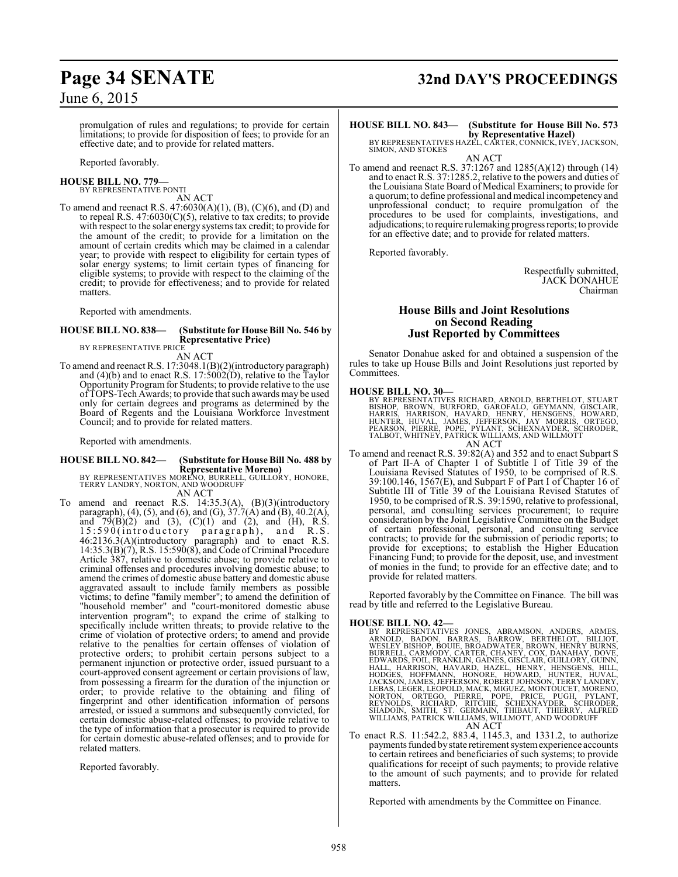promulgation of rules and regulations; to provide for certain limitations; to provide for disposition of fees; to provide for an effective date; and to provide for related matters.

Reported favorably.

**HOUSE BILL NO. 779—**
BY REPRESENTATIVE PONTI

AN ACT

To amend and reenact R.S. 47:6030(A)(1), (B), (C)(6), and (D) and to repeal R.S. 47:6030(C)(5), relative to tax credits; to provide with respect to the solar energy systems tax credit; to provide for the amount of the credit; to provide for a limitation on the amount of certain credits which may be claimed in a calendar year; to provide with respect to eligibility for certain types of solar energy systems; to limit certain types of financing for eligible systems; to provide with respect to the claiming of the credit; to provide for effectiveness; and to provide for related matters.

Reported with amendments.

**HOUSE BILL NO. 838— (Substitute for House Bill No. 546 by Representative Price)**
BY REPRESENTATIVE PRICE

AN ACT

To amend and reenact R.S. 17:3048.1(B)(2)(introductory paragraph) and (4)(b) and to enact R.S. 17:5002(D), relative to the Taylor Opportunity Program for Students; to provide relative to the use of TOPS-Tech Awards; to provide that such awards may be used only for certain degrees and programs as determined by the Board of Regents and the Louisiana Workforce Investment Council; and to provide for related matters.

Reported with amendments.

**HOUSE BILL NO. 842— (Substitute for House Bill No. 488 by Representative Moreno)**
BY REPRESENTATIVES MORENO, BURRELL, GUILLORY, HONORE, TERRY LANDRY, NORTON, AND WOODRUFF

AN ACT

To amend and reenact R.S. 14:35.3(A), (B)(3)(introductory paragraph), (4), (5), and (6), and (G), 37.7(A) and (B), 40.2(A), and 79(B)(2) and (3), (C)(1) and (2), and (H), R.S. 15:590(introductory paragraph), and R.S. 46:2136.3(A)(introductory paragraph) and to enact R.S. 14:35.3(B)(7), R.S. 15:590(8), and Code of Criminal Procedure Article 387, relative to domestic abuse; to provide relative to criminal offenses and procedures involving domestic abuse; to amend the crimes of domestic abuse battery and domestic abuse aggravated assault to include family members as possible victims; to define "family member"; to amend the definition of "household member" and "court-monitored domestic abuse intervention program"; to expand the crime of stalking to specifically include written threats; to provide relative to the crime of violation of protective orders; to amend and provide relative to the penalties for certain offenses of violation of protective orders; to prohibit certain persons subject to a permanent injunction or protective order, issued pursuant to a court-approved consent agreement or certain provisions of law, from possessing a firearm for the duration of the injunction or order; to provide relative to the obtaining and filing of fingerprint and other identification information of persons arrested, or issued a summons and subsequently convicted, for certain domestic abuse-related offenses; to provide relative to the type of information that a prosecutor is required to provide for certain domestic abuse-related offenses; and to provide for related matters.

Reported favorably.

**HOUSE BILL NO. 843— (Substitute for House Bill No. 573 by Representative Hazel)**
BY REPRESENTATIVES HAZEL, CARTER, CONNICK, IVEY, JACKSON, SIMON, AND STOKES

AN ACT

To amend and reenact R.S. 37:1267 and 1285(A)(12) through (14) and to enact R.S. 37:1285.2, relative to the powers and duties of the Louisiana State Board of Medical Examiners; to provide for a quorum; to define professional and medical incompetency and unprofessional conduct; to require promulgation of the procedures to be used for complaints, investigations, and adjudications; to require rulemaking progress reports; to provide for an effective date; and to provide for related matters.

Reported favorably.

Respectfully submitted,
JACK DONAHUE
Chairman

## House Bills and Joint Resolutions on Second Reading Just Reported by Committees

Senator Donahue asked for and obtained a suspension of the rules to take up House Bills and Joint Resolutions just reported by Committees.

**HOUSE BILL NO. 30—**
BY REPRESENTATIVES RICHARD, ARNOLD, BERTHELOT, STUART BISHOP, BROWN, BURFORD, GAROFALO, GEYMANN, GISCLAIR, HARRIS, HARRISON, HAVARD, HENRY, HENSGENS, HOWARD, HUNTER, HUVAL, JAMES, JEFFERSON, JAY MORRIS, ORTEGO, PEARSON, PIERRE, POPE, PYLANT, SCHEXNAYDER, SCHRODER, TALBOT, WHITNEY, PATRICK WILLIAMS, AND WILLMOTT

AN ACT

To amend and reenact R.S. 39:82(A) and 352 and to enact Subpart S of Part II-A of Chapter 1 of Subtitle I of Title 39 of the Louisiana Revised Statutes of 1950, to be comprised of R.S. 39:100.146, 1567(E), and Subpart F of Part I of Chapter 16 of Subtitle III of Title 39 of the Louisiana Revised Statutes of 1950, to be comprised of R.S. 39:1590, relative to professional, personal, and consulting services procurement; to require consideration by the Joint Legislative Committee on the Budget of certain professional, personal, and consulting service contracts; to provide for the submission of periodic reports; to provide for exceptions; to establish the Higher Education Financing Fund; to provide for the deposit, use, and investment of monies in the fund; to provide for an effective date; and to provide for related matters.

Reported favorably by the Committee on Finance. The bill was read by title and referred to the Legislative Bureau.

**HOUSE BILL NO. 42—**
BY REPRESENTATIVES JONES, ABRAMSON, ANDERS, ARMES, ARNOLD, BADON, BARRAS, BARROW, BERTHELOT, BILLIOT, WESLEY BISHOP, BOUIE, BROADWATER, BROWN, HENRY BURNS, BURRELL, CARMODY, CARTER, CHANEY, COX, DANAHAY, DOVE, EDWARDS, FOIL, FRANKLIN, GAINES, GISCLAIR, GUILLORY, GUINN, HALL, HARRISON, HAVARD, HAZEL, HENRY, HENSGENS, HILL, HODGES, HOFFMANN, HONORE, HOWARD, HUNTER, HUVAL, JACKSON, JAMES, JEFFERSON, ROBERT JOHNSON, TERRY LANDRY, LEBAS, LEGER, LEOPOLD, MACK, MIGUEZ, MONTOUCET, MORENO, NORTON, ORTEGO, PIERRE, POPE, PRICE, PUGH, PYLANT, REYNOLDS, RICHARD, RITCHIE, SCHEXNAYDER, SCHRODER, SHADOIN, SMITH, ST. GERMAIN, THIBAUT, THIERRY, ALFRED WILLIAMS, PATRICK WILLIAMS, WILLMOTT, AND WOODRUFF

AN ACT

To enact R.S. 11:542.2, 883.4, 1145.3, and 1331.2, to authorize payments funded by state retirement system experience accounts to certain retirees and beneficiaries of such systems; to provide qualifications for receipt of such payments; to provide relative to the amount of such payments; and to provide for related matters.

Reported with amendments by the Committee on Finance.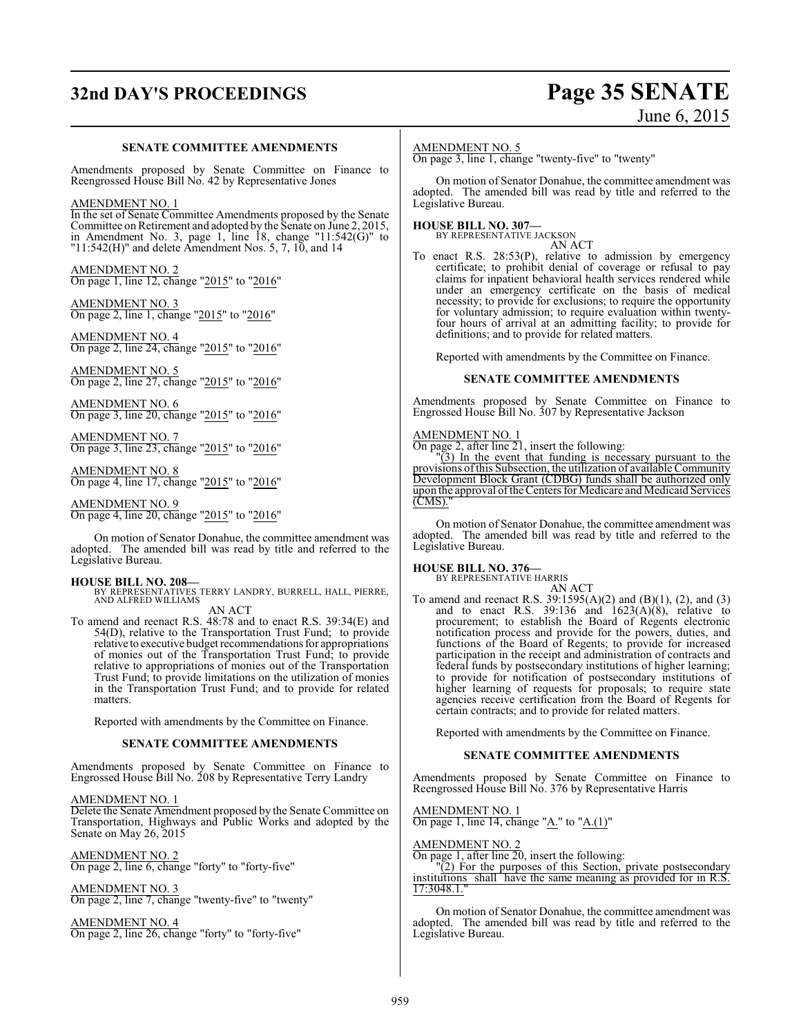**SENATE COMMITTEE AMENDMENTS**

Amendments proposed by Senate Committee on Finance to Reengrossed House Bill No. 42 by Representative Jones

AMENDMENT NO. 1

In the set of Senate Committee Amendments proposed by the Senate Committee on Retirement and adopted by the Senate on June 2, 2015, in Amendment No. 3, page 1, line 18, change "11:542(G)" to "11:542(H)" and delete Amendment Nos. 5, 7, 10, and 14

AMENDMENT NO. 2

On page 1, line 12, change "2015" to "2016"

AMENDMENT NO. 3

On page 2, line 1, change "2015" to "2016"

AMENDMENT NO. 4

On page 2, line 24, change "2015" to "2016"

AMENDMENT NO. 5

On page 2, line 27, change "2015" to "2016"

AMENDMENT NO. 6

On page 3, line 20, change "2015" to "2016"

AMENDMENT NO. 7

On page 3, line 23, change "2015" to "2016"

AMENDMENT NO. 8

On page 4, line 17, change "2015" to "2016"

AMENDMENT NO. 9

On page 4, line 20, change "2015" to "2016"

On motion of Senator Donahue, the committee amendment was adopted. The amended bill was read by title and referred to the Legislative Bureau.

**HOUSE BILL NO. 208—**
BY REPRESENTATIVES TERRY LANDRY, BURRELL, HALL, PIERRE, AND ALFRED WILLIAMS

AN ACT

To amend and reenact R.S. 48:78 and to enact R.S. 39:34(E) and 54(D), relative to the Transportation Trust Fund; to provide relative to executive budget recommendations for appropriations of monies out of the Transportation Trust Fund; to provide relative to appropriations of monies out of the Transportation Trust Fund; to provide limitations on the utilization of monies in the Transportation Trust Fund; and to provide for related matters.

Reported with amendments by the Committee on Finance.

**SENATE COMMITTEE AMENDMENTS**

Amendments proposed by Senate Committee on Finance to Engrossed House Bill No. 208 by Representative Terry Landry

AMENDMENT NO. 1

Delete the Senate Amendment proposed by the Senate Committee on Transportation, Highways and Public Works and adopted by the Senate on May 26, 2015

AMENDMENT NO. 2

On page 2, line 6, change "forty" to "forty-five"

AMENDMENT NO. 3

On page 2, line 7, change "twenty-five" to "twenty"

AMENDMENT NO. 4

On page 2, line 26, change "forty" to "forty-five"

AMENDMENT NO. 5

On page 3, line 1, change "twenty-five" to "twenty"

On motion of Senator Donahue, the committee amendment was adopted. The amended bill was read by title and referred to the Legislative Bureau.

**HOUSE BILL NO. 307—**
BY REPRESENTATIVE JACKSON

AN ACT

To enact R.S. 28:53(P), relative to admission by emergency certificate; to prohibit denial of coverage or refusal to pay claims for inpatient behavioral health services rendered while under an emergency certificate on the basis of medical necessity; to provide for exclusions; to require the opportunity for voluntary admission; to require evaluation within twenty-four hours of arrival at an admitting facility; to provide for definitions; and to provide for related matters.

Reported with amendments by the Committee on Finance.

**SENATE COMMITTEE AMENDMENTS**

Amendments proposed by Senate Committee on Finance to Engrossed House Bill No. 307 by Representative Jackson

AMENDMENT NO. 1

On page 2, after line 21, insert the following:

"(3) In the event that funding is necessary pursuant to the provisions of this Subsection, the utilization of available Community Development Block Grant (CDBG) funds shall be authorized only upon the approval of the Centers for Medicare and Medicaid Services (CMS)."

On motion of Senator Donahue, the committee amendment was adopted. The amended bill was read by title and referred to the Legislative Bureau.

**HOUSE BILL NO. 376—**
BY REPRESENTATIVE HARRIS

AN ACT

To amend and reenact R.S. 39:1595(A)(2) and (B)(1), (2), and (3) and to enact R.S. 39:136 and 1623(A)(8), relative to procurement; to establish the Board of Regents electronic notification process and provide for the powers, duties, and functions of the Board of Regents; to provide for increased participation in the receipt and administration of contracts and federal funds by postsecondary institutions of higher learning; to provide for notification of postsecondary institutions of higher learning of requests for proposals; to require state agencies receive certification from the Board of Regents for certain contracts; and to provide for related matters.

Reported with amendments by the Committee on Finance.

**SENATE COMMITTEE AMENDMENTS**

Amendments proposed by Senate Committee on Finance to Reengrossed House Bill No. 376 by Representative Harris

AMENDMENT NO. 1

On page 1, line 14, change "A." to "A.(1)"

AMENDMENT NO. 2

On page 1, after line 20, insert the following:

"(2) For the purposes of this Section, private postsecondary institutions shall have the same meaning as provided for in R.S. 17:3048.1."

On motion of Senator Donahue, the committee amendment was adopted. The amended bill was read by title and referred to the Legislative Bureau.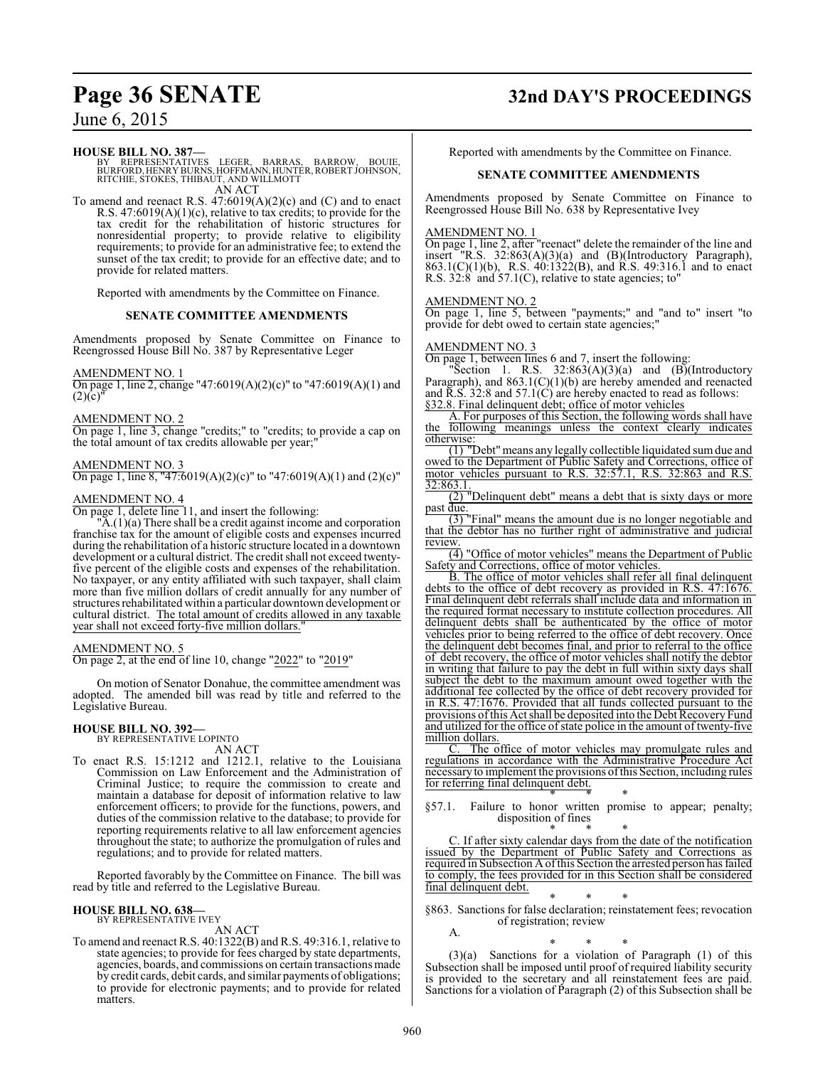**HOUSE BILL NO. 387—**
BY REPRESENTATIVES LEGER, BARRAS, BARROW, BOUIE, BURFORD, HENRY BURNS, HOFFMANN, HUNTER, ROBERT JOHNSON, RITCHIE, STOKES, THIBAUT, AND WILLMOTT

AN ACT

To amend and reenact R.S. 47:6019(A)(2)(c) and (C) and to enact R.S. 47:6019(A)(1)(c), relative to tax credits; to provide for the tax credit for the rehabilitation of historic structures for nonresidential property; to provide relative to eligibility requirements; to provide for an administrative fee; to extend the sunset of the tax credit; to provide for an effective date; and to provide for related matters.

Reported with amendments by the Committee on Finance.

**SENATE COMMITTEE AMENDMENTS**

Amendments proposed by Senate Committee on Finance to Reengrossed House Bill No. 387 by Representative Leger

AMENDMENT NO. 1

On page 1, line 2, change "47:6019(A)(2)(c)" to "47:6019(A)(1) and (2)(c)"

AMENDMENT NO. 2

On page 1, line 3, change "credits;" to "credits; to provide a cap on the total amount of tax credits allowable per year;"

AMENDMENT NO. 3

On page 1, line 8, "47:6019(A)(2)(c)" to "47:6019(A)(1) and (2)(c)"

AMENDMENT NO. 4

On page 1, delete line 11, and insert the following:

"A.(1)(a) There shall be a credit against income and corporation franchise tax for the amount of eligible costs and expenses incurred during the rehabilitation of a historic structure located in a downtown development or a cultural district. The credit shall not exceed twenty-five percent of the eligible costs and expenses of the rehabilitation. No taxpayer, or any entity affiliated with such taxpayer, shall claim more than five million dollars of credit annually for any number of structures rehabilitated within a particular downtown development or cultural district. The total amount of credits allowed in any taxable year shall not exceed forty-five million dollars."

AMENDMENT NO. 5

On page 2, at the end of line 10, change "2022" to "2019"

On motion of Senator Donahue, the committee amendment was adopted. The amended bill was read by title and referred to the Legislative Bureau.

**HOUSE BILL NO. 392—**
BY REPRESENTATIVE LOPINTO

AN ACT

To enact R.S. 15:1212 and 1212.1, relative to the Louisiana Commission on Law Enforcement and the Administration of Criminal Justice; to require the commission to create and maintain a database for deposit of information relative to law enforcement officers; to provide for the functions, powers, and duties of the commission relative to the database; to provide for reporting requirements relative to all law enforcement agencies throughout the state; to authorize the promulgation of rules and regulations; and to provide for related matters.

Reported favorably by the Committee on Finance. The bill was read by title and referred to the Legislative Bureau.

**HOUSE BILL NO. 638—**
BY REPRESENTATIVE IVEY

AN ACT

To amend and reenact R.S. 40:1322(B) and R.S. 49:316.1, relative to state agencies; to provide for fees charged by state departments, agencies, boards, and commissions on certain transactions made by credit cards, debit cards, and similar payments of obligations; to provide for electronic payments; and to provide for related matters.

Reported with amendments by the Committee on Finance.

**SENATE COMMITTEE AMENDMENTS**

Amendments proposed by Senate Committee on Finance to Reengrossed House Bill No. 638 by Representative Ivey

AMENDMENT NO. 1

On page 1, line 2, after "reenact" delete the remainder of the line and insert "R.S. 32:863(A)(3)(a) and (B)(Introductory Paragraph), 863.1(C)(1)(b), R.S. 40:1322(B), and R.S. 49:316.1 and to enact R.S. 32:8 and 57.1(C), relative to state agencies; to"

AMENDMENT NO. 2

On page 1, line 5, between "payments;" and "and to" insert "to provide for debt owed to certain state agencies;"

AMENDMENT NO. 3

On page 1, between lines 6 and 7, insert the following:

"Section 1. R.S. 32:863(A)(3)(a) and (B)(Introductory Paragraph), and 863.1(C)(1)(b) are hereby amended and reenacted and R.S. 32:8 and 57.1(C) are hereby enacted to read as follows:

§32.8. Final delinquent debt; office of motor vehicles

A. For purposes of this Section, the following words shall have the following meanings unless the context clearly indicates otherwise:

(1) "Debt" means any legally collectible liquidated sum due and owed to the Department of Public Safety and Corrections, office of motor vehicles pursuant to R.S. 32:57.1, R.S. 32:863 and R.S. 32:863.1.

(2) "Delinquent debt" means a debt that is sixty days or more past due.

(3) "Final" means the amount due is no longer negotiable and that the debtor has no further right of administrative and judicial review.

(4) "Office of motor vehicles" means the Department of Public Safety and Corrections, office of motor vehicles.

B. The office of motor vehicles shall refer all final delinquent debts to the office of debt recovery as provided in R.S. 47:1676. Final delinquent debt referrals shall include data and information in the required format necessary to institute collection procedures. All delinquent debts shall be authenticated by the office of motor vehicles prior to being referred to the office of debt recovery. Once the delinquent debt becomes final, and prior to referral to the office of debt recovery, the office of motor vehicles shall notify the debtor in writing that failure to pay the debt in full within sixty days shall subject the debt to the maximum amount owed together with the additional fee collected by the office of debt recovery provided for in R.S. 47:1676. Provided that all funds collected pursuant to the provisions of this Act shall be deposited into the Debt Recovery Fund and utilized for the office of state police in the amount of twenty-five million dollars.

C. The office of motor vehicles may promulgate rules and regulations in accordance with the Administrative Procedure Act necessary to implement the provisions of this Section, including rules for referring final delinquent debt.

\* \* \*

§57.1. Failure to honor written promise to appear; penalty; disposition of fines

\* \* \*

C. If after sixty calendar days from the date of the notification issued by the Department of Public Safety and Corrections as required in Subsection A of this Section the arrested person has failed to comply, the fees provided for in this Section shall be considered final delinquent debt.

\* \* \*

§863. Sanctions for false declaration; reinstatement fees; revocation of registration; review

A.

\* \* \*

(3)(a) Sanctions for a violation of Paragraph (1) of this Subsection shall be imposed until proof of required liability security is provided to the secretary and all reinstatement fees are paid. Sanctions for a violation of Paragraph (2) of this Subsection shall be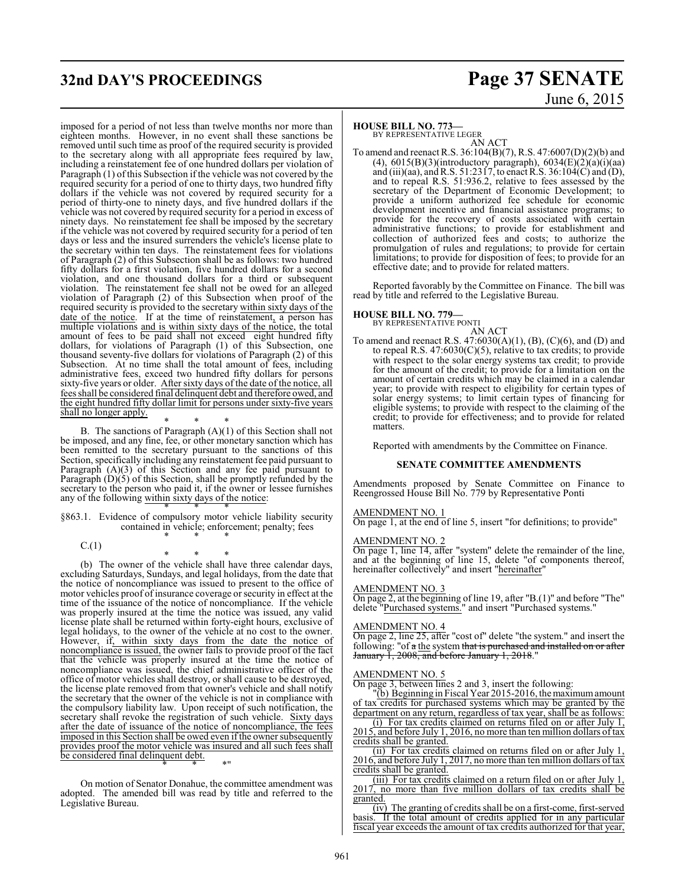imposed for a period of not less than twelve months nor more than eighteen months. However, in no event shall these sanctions be removed until such time as proof of the required security is provided to the secretary along with all appropriate fees required by law, including a reinstatement fee of one hundred dollars per violation of Paragraph (1) of this Subsection if the vehicle was not covered by the required security for a period of one to thirty days, two hundred fifty dollars if the vehicle was not covered by required security for a period of thirty-one to ninety days, and five hundred dollars if the vehicle was not covered by required security for a period in excess of ninety days. No reinstatement fee shall be imposed by the secretary if the vehicle was not covered by required security for a period of ten days or less and the insured surrenders the vehicle's license plate to the secretary within ten days. The reinstatement fees for violations of Paragraph (2) of this Subsection shall be as follows: two hundred fifty dollars for a first violation, five hundred dollars for a second violation, and one thousand dollars for a third or subsequent violation. The reinstatement fee shall not be owed for an alleged violation of Paragraph (2) of this Subsection when proof of the required security is provided to the secretary within sixty days of the date of the notice. If at the time of reinstatement, a person has multiple violations and is within sixty days of the notice, the total amount of fees to be paid shall not exceed eight hundred fifty dollars, for violations of Paragraph (1) of this Subsection, one thousand seventy-five dollars for violations of Paragraph (2) of this Subsection. At no time shall the total amount of fees, including administrative fees, exceed two hundred fifty dollars for persons sixty-five years or older. After sixty days of the date of the notice, all fees shall be considered final delinquent debt and therefore owed, and the eight hundred fifty dollar limit for persons under sixty-five years shall no longer apply.

\* \* \*

B. The sanctions of Paragraph (A)(1) of this Section shall not be imposed, and any fine, fee, or other monetary sanction which has been remitted to the secretary pursuant to the sanctions of this Section, specifically including any reinstatement fee paid pursuant to Paragraph (A)(3) of this Section and any fee paid pursuant to Paragraph (D)(5) of this Section, shall be promptly refunded by the secretary to the person who paid it, if the owner or lessee furnishes any of the following within sixty days of the notice:

\* \* \*

§863.1. Evidence of compulsory motor vehicle liability security contained in vehicle; enforcement; penalty; fees

\* \* \*

C.(1)

\* \* \*

(b) The owner of the vehicle shall have three calendar days, excluding Saturdays, Sundays, and legal holidays, from the date that the notice of noncompliance was issued to present to the office of motor vehicles proof of insurance coverage or security in effect at the time of the issuance of the notice of noncompliance. If the vehicle was properly insured at the time the notice was issued, any valid license plate shall be returned within forty-eight hours, exclusive of legal holidays, to the owner of the vehicle at no cost to the owner. However, if, within sixty days from the date the notice of noncompliance is issued, the owner fails to provide proof of the fact that the vehicle was properly insured at the time the notice of noncompliance was issued, the chief administrative officer of the office of motor vehicles shall destroy, or shall cause to be destroyed, the license plate removed from that owner's vehicle and shall notify the secretary that the owner of the vehicle is not in compliance with the compulsory liability law. Upon receipt of such notification, the secretary shall revoke the registration of such vehicle. Sixty days after the date of issuance of the notice of noncompliance, the fees imposed in this Section shall be owed even if the owner subsequently provides proof the motor vehicle was insured and all such fees shall be considered final delinquent debt.

\* \* \*"

On motion of Senator Donahue, the committee amendment was adopted. The amended bill was read by title and referred to the Legislative Bureau.

**HOUSE BILL NO. 773—**
BY REPRESENTATIVE LEGER

AN ACT

To amend and reenact R.S. 36:104(B)(7), R.S. 47:6007(D)(2)(b) and (4), 6015(B)(3)(introductory paragraph), 6034(E)(2)(a)(i)(aa) and (iii)(aa), and R.S. 51:2317, to enact R.S. 36:104(C) and (D), and to repeal R.S. 51:936.2, relative to fees assessed by the secretary of the Department of Economic Development; to provide a uniform authorized fee schedule for economic development incentive and financial assistance programs; to provide for the recovery of costs associated with certain administrative functions; to provide for establishment and collection of authorized fees and costs; to authorize the promulgation of rules and regulations; to provide for certain limitations; to provide for disposition of fees; to provide for an effective date; and to provide for related matters.

Reported favorably by the Committee on Finance. The bill was read by title and referred to the Legislative Bureau.

**HOUSE BILL NO. 779—**
BY REPRESENTATIVE PONTI

AN ACT

To amend and reenact R.S. 47:6030(A)(1), (B), (C)(6), and (D) and to repeal R.S. 47:6030(C)(5), relative to tax credits; to provide with respect to the solar energy systems tax credit; to provide for the amount of the credit; to provide for a limitation on the amount of certain credits which may be claimed in a calendar year; to provide with respect to eligibility for certain types of solar energy systems; to limit certain types of financing for eligible systems; to provide with respect to the claiming of the credit; to provide for effectiveness; and to provide for related matters.

Reported with amendments by the Committee on Finance.

**SENATE COMMITTEE AMENDMENTS**

Amendments proposed by Senate Committee on Finance to Reengrossed House Bill No. 779 by Representative Ponti

AMENDMENT NO. 1
On page 1, at the end of line 5, insert "for definitions; to provide"

AMENDMENT NO. 2
On page 1, line 14, after "system" delete the remainder of the line, and at the beginning of line 15, delete "of components thereof, hereinafter collectively" and insert "hereinafter"

AMENDMENT NO. 3
On page 2, at the beginning of line 19, after "B.(1)" and before "The" delete "Purchased systems." and insert "Purchased systems."

AMENDMENT NO. 4
On page 2, line 25, after "cost of" delete "the system." and insert the following: "of a the system ~~that is purchased and installed on or after January 1, 2008, and before January 1, 2018~~."

AMENDMENT NO. 5
On page 3, between lines 2 and 3, insert the following:

"(b) Beginning in Fiscal Year 2015-2016, the maximum amount of tax credits for purchased systems which may be granted by the department on any return, regardless of tax year, shall be as follows:

(i) For tax credits claimed on returns filed on or after July 1, 2015, and before July 1, 2016, no more than ten million dollars of tax credits shall be granted.

(ii) For tax credits claimed on returns filed on or after July 1, 2016, and before July 1, 2017, no more than ten million dollars of tax credits shall be granted.

(iii) For tax credits claimed on a return filed on or after July 1, 2017, no more than five million dollars of tax credits shall be granted.

(iv) The granting of credits shall be on a first-come, first-served basis. If the total amount of credits applied for in any particular fiscal year exceeds the amount of tax credits authorized for that year,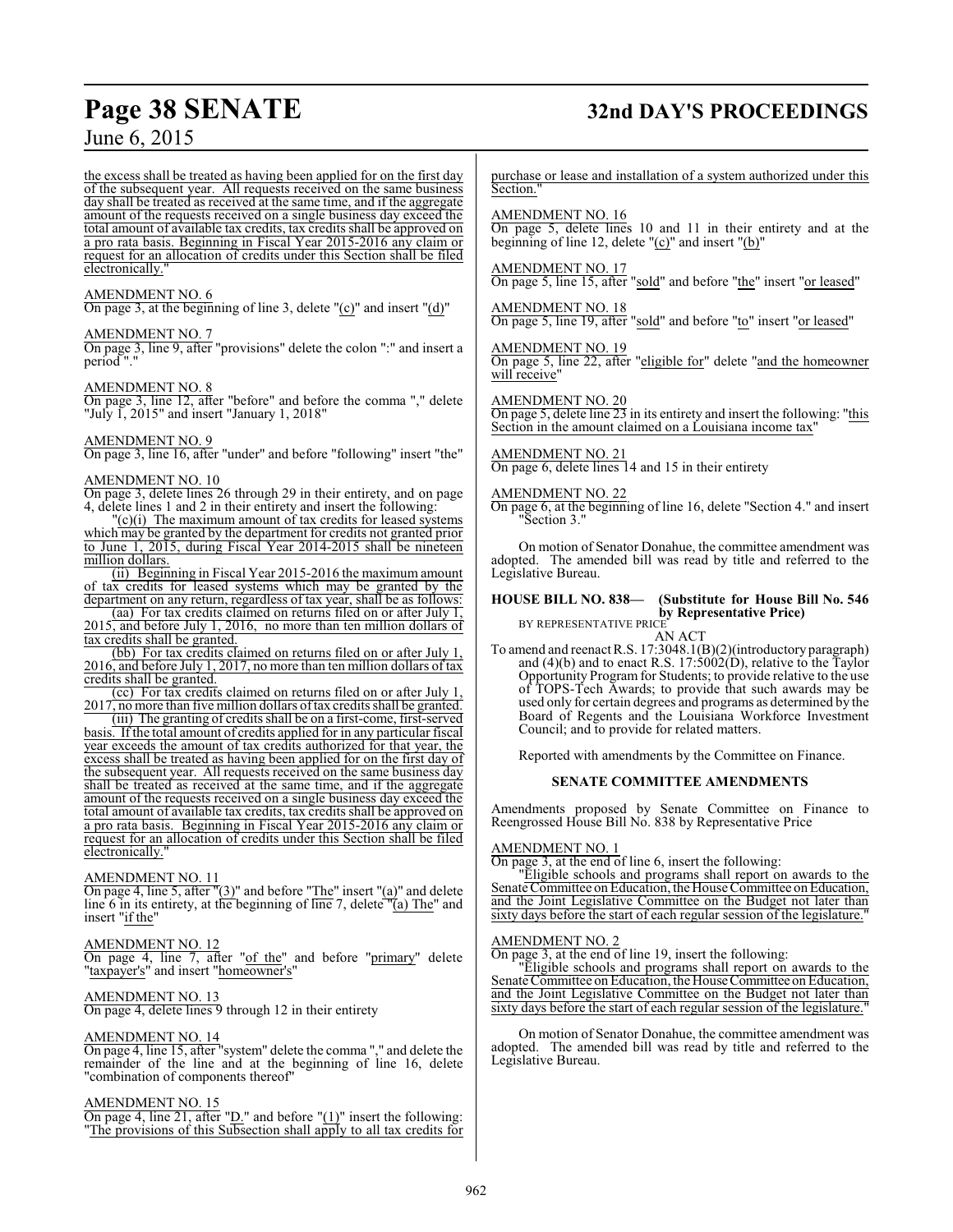the excess shall be treated as having been applied for on the first day of the subsequent year. All requests received on the same business day shall be treated as received at the same time, and if the aggregate amount of the requests received on a single business day exceed the total amount of available tax credits, tax credits shall be approved on a pro rata basis. Beginning in Fiscal Year 2015-2016 any claim or request for an allocation of credits under this Section shall be filed electronically."

AMENDMENT NO. 6
On page 3, at the beginning of line 3, delete "(c)" and insert "(d)"

AMENDMENT NO. 7
On page 3, line 9, after "provisions" delete the colon ":" and insert a period "."

AMENDMENT NO. 8
On page 3, line 12, after "before" and before the comma "," delete "July 1, 2015" and insert "January 1, 2018"

AMENDMENT NO. 9
On page 3, line 16, after "under" and before "following" insert "the"

AMENDMENT NO. 10
On page 3, delete lines 26 through 29 in their entirety, and on page 4, delete lines 1 and 2 in their entirety and insert the following:

"(c)(i) The maximum amount of tax credits for leased systems which may be granted by the department for credits not granted prior to June 1, 2015, during Fiscal Year 2014-2015 shall be nineteen million dollars.

(ii) Beginning in Fiscal Year 2015-2016 the maximum amount of tax credits for leased systems which may be granted by the department on any return, regardless of tax year, shall be as follows:

(aa) For tax credits claimed on returns filed on or after July 1, 2015, and before July 1, 2016, no more than ten million dollars of tax credits shall be granted.

(bb) For tax credits claimed on returns filed on or after July 1, 2016, and before July 1, 2017, no more than ten million dollars of tax credits shall be granted.

(cc) For tax credits claimed on returns filed on or after July 1, 2017, no more than five million dollars of tax credits shall be granted.

(iii) The granting of credits shall be on a first-come, first-served basis. If the total amount of credits applied for in any particular fiscal year exceeds the amount of tax credits authorized for that year, the excess shall be treated as having been applied for on the first day of the subsequent year. All requests received on the same business day shall be treated as received at the same time, and if the aggregate amount of the requests received on a single business day exceed the total amount of available tax credits, tax credits shall be approved on a pro rata basis. Beginning in Fiscal Year 2015-2016 any claim or request for an allocation of credits under this Section shall be filed electronically."

AMENDMENT NO. 11
On page 4, line 5, after "(3)" and before "The" insert "(a)" and delete line 6 in its entirety, at the beginning of line 7, delete "(a) The" and insert "if the"

AMENDMENT NO. 12
On page 4, line 7, after "of the" and before "primary" delete "taxpayer's" and insert "homeowner's"

AMENDMENT NO. 13
On page 4, delete lines 9 through 12 in their entirety

AMENDMENT NO. 14
On page 4, line 15, after "system" delete the comma "," and delete the remainder of the line and at the beginning of line 16, delete "combination of components thereof"

AMENDMENT NO. 15
On page 4, line 21, after "D." and before "(1)" insert the following: "The provisions of this Subsection shall apply to all tax credits for purchase or lease and installation of a system authorized under this Section."

AMENDMENT NO. 16
On page 5, delete lines 10 and 11 in their entirety and at the beginning of line 12, delete "(c)" and insert "(b)"

AMENDMENT NO. 17
On page 5, line 15, after "sold" and before "the" insert "or leased"

AMENDMENT NO. 18
On page 5, line 19, after "sold" and before "to" insert "or leased"

AMENDMENT NO. 19
On page 5, line 22, after "eligible for" delete "and the homeowner will receive"

AMENDMENT NO. 20
On page 5, delete line 23 in its entirety and insert the following: "this Section in the amount claimed on a Louisiana income tax"

AMENDMENT NO. 21
On page 6, delete lines 14 and 15 in their entirety

AMENDMENT NO. 22
On page 6, at the beginning of line 16, delete "Section 4." and insert "Section 3."

On motion of Senator Donahue, the committee amendment was adopted. The amended bill was read by title and referred to the Legislative Bureau.

**HOUSE BILL NO. 838— (Substitute for House Bill No. 546 by Representative Price)**
BY REPRESENTATIVE PRICE

AN ACT

To amend and reenact R.S. 17:3048.1(B)(2)(introductory paragraph) and (4)(b) and to enact R.S. 17:5002(D), relative to the Taylor Opportunity Program for Students; to provide relative to the use of TOPS-Tech Awards; to provide that such awards may be used only for certain degrees and programs as determined by the Board of Regents and the Louisiana Workforce Investment Council; and to provide for related matters.

Reported with amendments by the Committee on Finance.

**SENATE COMMITTEE AMENDMENTS**

Amendments proposed by Senate Committee on Finance to Reengrossed House Bill No. 838 by Representative Price

AMENDMENT NO. 1
On page 3, at the end of line 6, insert the following:

"Eligible schools and programs shall report on awards to the Senate Committee on Education, the House Committee on Education, and the Joint Legislative Committee on the Budget not later than sixty days before the start of each regular session of the legislature."

AMENDMENT NO. 2
On page 3, at the end of line 19, insert the following:

"Eligible schools and programs shall report on awards to the Senate Committee on Education, the House Committee on Education, and the Joint Legislative Committee on the Budget not later than sixty days before the start of each regular session of the legislature."

On motion of Senator Donahue, the committee amendment was adopted. The amended bill was read by title and referred to the Legislative Bureau.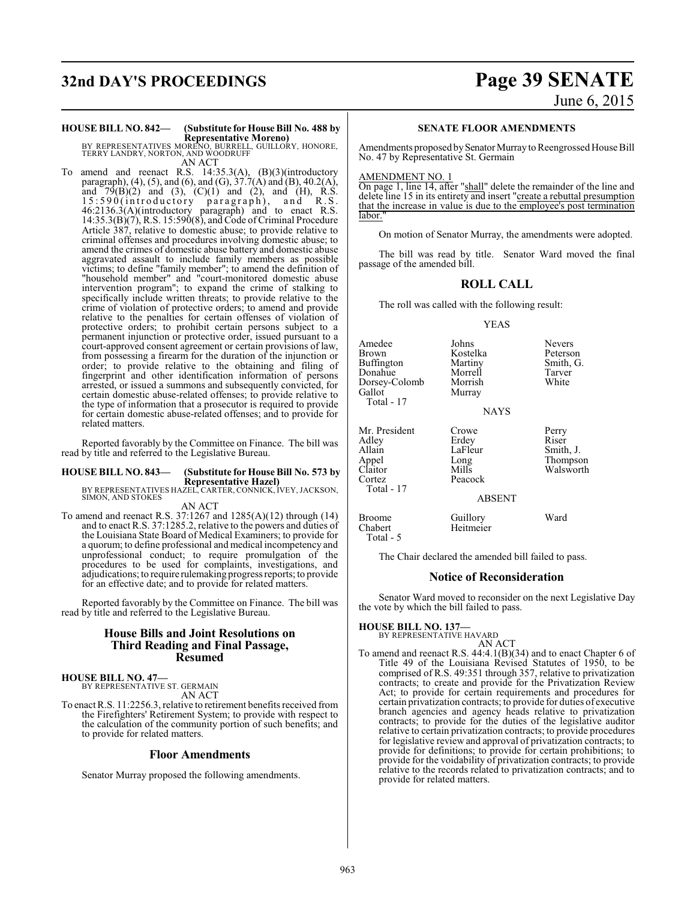**HOUSE BILL NO. 842— (Substitute for House Bill No. 488 by Representative Moreno)**
BY REPRESENTATIVES MORENO, BURRELL, GUILLORY, HONORE, TERRY LANDRY, NORTON, AND WOODRUFF

AN ACT

To amend and reenact R.S. 14:35.3(A), (B)(3)(introductory paragraph), (4), (5), and (6), and (G), 37.7(A) and (B), 40.2(A), and 79(B)(2) and (3), (C)(1) and (2), and (H), R.S. 15:590(introductory paragraph), and R.S. 46:2136.3(A)(introductory paragraph) and to enact R.S. 14:35.3(B)(7), R.S. 15:590(8), and Code of Criminal Procedure Article 387, relative to domestic abuse; to provide relative to criminal offenses and procedures involving domestic abuse; to amend the crimes of domestic abuse battery and domestic abuse aggravated assault to include family members as possible victims; to define "family member"; to amend the definition of "household member" and "court-monitored domestic abuse intervention program"; to expand the crime of stalking to specifically include written threats; to provide relative to the crime of violation of protective orders; to amend and provide relative to the penalties for certain offenses of violation of protective orders; to prohibit certain persons subject to a permanent injunction or protective order, issued pursuant to a court-approved consent agreement or certain provisions of law, from possessing a firearm for the duration of the injunction or order; to provide relative to the obtaining and filing of fingerprint and other identification information of persons arrested, or issued a summons and subsequently convicted, for certain domestic abuse-related offenses; to provide relative to the type of information that a prosecutor is required to provide for certain domestic abuse-related offenses; and to provide for related matters.

Reported favorably by the Committee on Finance. The bill was read by title and referred to the Legislative Bureau.

**HOUSE BILL NO. 843— (Substitute for House Bill No. 573 by Representative Hazel)**
BY REPRESENTATIVES HAZEL, CARTER, CONNICK, IVEY, JACKSON, SIMON, AND STOKES

AN ACT

To amend and reenact R.S. 37:1267 and 1285(A)(12) through (14) and to enact R.S. 37:1285.2, relative to the powers and duties of the Louisiana State Board of Medical Examiners; to provide for a quorum; to define professional and medical incompetency and unprofessional conduct; to require promulgation of the procedures to be used for complaints, investigations, and adjudications; to require rulemaking progress reports; to provide for an effective date; and to provide for related matters.

Reported favorably by the Committee on Finance. The bill was read by title and referred to the Legislative Bureau.

## House Bills and Joint Resolutions on Third Reading and Final Passage, Resumed

**HOUSE BILL NO. 47—**
BY REPRESENTATIVE ST. GERMAIN

AN ACT

To enact R.S. 11:2256.3, relative to retirement benefits received from the Firefighters' Retirement System; to provide with respect to the calculation of the community portion of such benefits; and to provide for related matters.

## Floor Amendments

Senator Murray proposed the following amendments.

**SENATE FLOOR AMENDMENTS**

Amendments proposed by Senator Murray to Reengrossed House Bill No. 47 by Representative St. Germain

AMENDMENT NO. 1

On page 1, line 14, after "shall" delete the remainder of the line and delete line 15 in its entirety and insert "create a rebuttal presumption that the increase in value is due to the employee's post termination labor."

On motion of Senator Murray, the amendments were adopted.

The bill was read by title. Senator Ward moved the final passage of the amended bill.

## ROLL CALL

The roll was called with the following result:

YEAS

| | | |
|---|---|---|
| Amedee | Johns | Nevers |
| Brown | Kostelka | Peterson |
| Buffington | Martiny | Smith, G. |
| Donahue | Morrell | Tarver |
| Dorsey-Colomb | Morrish | White |
| Gallot | Murray | |
| Total - 17 | | |

NAYS

| | | |
|---|---|---|
| Mr. President | Crowe | Perry |
| Adley | Erdey | Riser |
| Allain | LaFleur | Smith, J. |
| Appel | Long | Thompson |
| Claitor | Mills | Walsworth |
| Cortez | Peacock | |
| Total - 17 | | |

ABSENT

| | | |
|---|---|---|
| Broome | Guillory | Ward |
| Chabert | Heitmeier | |
| Total - 5 | | |

The Chair declared the amended bill failed to pass.

## Notice of Reconsideration

Senator Ward moved to reconsider on the next Legislative Day the vote by which the bill failed to pass.

**HOUSE BILL NO. 137—**
BY REPRESENTATIVE HAVARD

AN ACT

To amend and reenact R.S. 44:4.1(B)(34) and to enact Chapter 6 of Title 49 of the Louisiana Revised Statutes of 1950, to be comprised of R.S. 49:351 through 357, relative to privatization contracts; to create and provide for the Privatization Review Act; to provide for certain requirements and procedures for certain privatization contracts; to provide for duties of executive branch agencies and agency heads relative to privatization contracts; to provide for the duties of the legislative auditor relative to certain privatization contracts; to provide procedures for legislative review and approval of privatization contracts; to provide for definitions; to provide for certain prohibitions; to provide for the voidability of privatization contracts; to provide relative to the records related to privatization contracts; and to provide for related matters.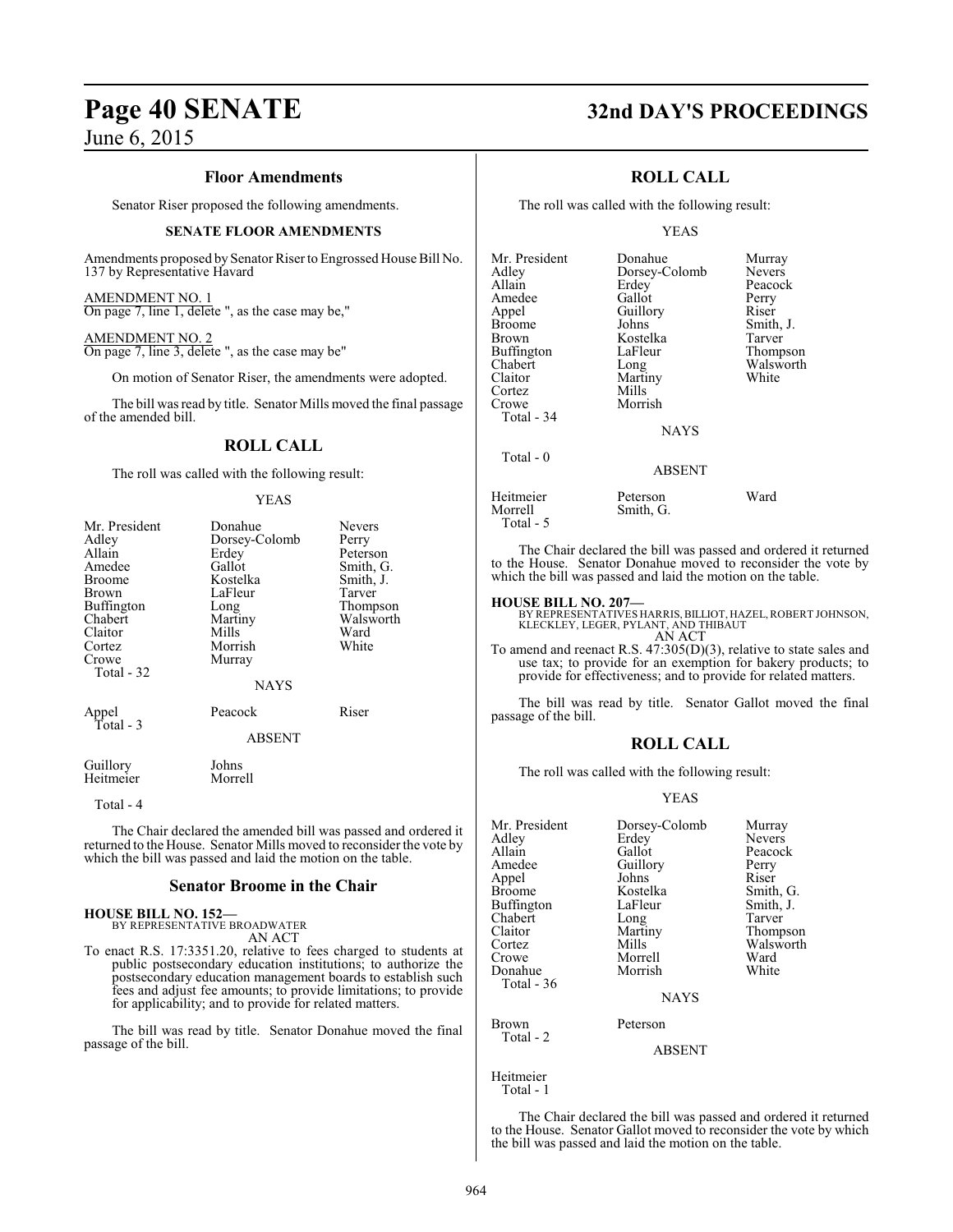### Floor Amendments

Senator Riser proposed the following amendments.

#### SENATE FLOOR AMENDMENTS

Amendments proposed by Senator Riser to Engrossed House Bill No. 137 by Representative Havard

AMENDMENT NO. 1
On page 7, line 1, delete ", as the case may be,"

AMENDMENT NO. 2
On page 7, line 3, delete ", as the case may be"

On motion of Senator Riser, the amendments were adopted.

The bill was read by title. Senator Mills moved the final passage of the amended bill.

### ROLL CALL

The roll was called with the following result:

YEAS

| | | |
|---|---|---|
| Mr. President | Donahue | Nevers |
| Adley | Dorsey-Colomb | Perry |
| Allain | Erdey | Peterson |
| Amedee | Gallot | Smith, G. |
| Broome | Kostelka | Smith, J. |
| Brown | LaFleur | Tarver |
| Buffington | Long | Thompson |
| Chabert | Martiny | Walsworth |
| Claitor | Mills | Ward |
| Cortez | Morrish | White |
| Crowe | Murray | |
| Total - 32 | | |

NAYS

| | | |
|---|---|---|
| Appel | Peacock | Riser |
| Total - 3 | | |

ABSENT

| | |
|---|---|
| Guillory | Johns |
| Heitmeier | Morrell |
| Total - 4 | |

The Chair declared the amended bill was passed and ordered it returned to the House. Senator Mills moved to reconsider the vote by which the bill was passed and laid the motion on the table.

### Senator Broome in the Chair

**HOUSE BILL NO. 152—**
BY REPRESENTATIVE BROADWATER
AN ACT

To enact R.S. 17:3351.20, relative to fees charged to students at public postsecondary education institutions; to authorize the postsecondary education management boards to establish such fees and adjust fee amounts; to provide limitations; to provide for applicability; and to provide for related matters.

The bill was read by title. Senator Donahue moved the final passage of the bill.

### ROLL CALL

The roll was called with the following result:

YEAS

| | | |
|---|---|---|
| Mr. President | Donahue | Murray |
| Adley | Dorsey-Colomb | Nevers |
| Allain | Erdey | Peacock |
| Amedee | Gallot | Perry |
| Appel | Guillory | Riser |
| Broome | Johns | Smith, J. |
| Brown | Kostelka | Tarver |
| Buffington | LaFleur | Thompson |
| Chabert | Long | Walsworth |
| Claitor | Martiny | White |
| Cortez | Mills | |
| Crowe | Morrish | |
| Total - 34 | | |

NAYS

Total - 0

ABSENT

| | | |
|---|---|---|
| Heitmeier | Peterson | Ward |
| Morrell | Smith, G. | |
| Total - 5 | | |

The Chair declared the bill was passed and ordered it returned to the House. Senator Donahue moved to reconsider the vote by which the bill was passed and laid the motion on the table.

**HOUSE BILL NO. 207—**
BY REPRESENTATIVES HARRIS, BILLIOT, HAZEL, ROBERT JOHNSON, KLECKLEY, LEGER, PYLANT, AND THIBAUT
AN ACT

To amend and reenact R.S. 47:305(D)(3), relative to state sales and use tax; to provide for an exemption for bakery products; to provide for effectiveness; and to provide for related matters.

The bill was read by title. Senator Gallot moved the final passage of the bill.

### ROLL CALL

The roll was called with the following result:

YEAS

| | | |
|---|---|---|
| Mr. President | Dorsey-Colomb | Murray |
| Adley | Erdey | Nevers |
| Allain | Gallot | Peacock |
| Amedee | Guillory | Perry |
| Appel | Johns | Riser |
| Broome | Kostelka | Smith, G. |
| Buffington | LaFleur | Smith, J. |
| Chabert | Long | Tarver |
| Claitor | Martiny | Thompson |
| Cortez | Mills | Walsworth |
| Crowe | Morrell | Ward |
| Donahue | Morrish | White |
| Total - 36 | | |

NAYS

| | |
|---|---|
| Brown | Peterson |
| Total - 2 | |

ABSENT

Heitmeier
Total - 1

The Chair declared the bill was passed and ordered it returned to the House. Senator Gallot moved to reconsider the vote by which the bill was passed and laid the motion on the table.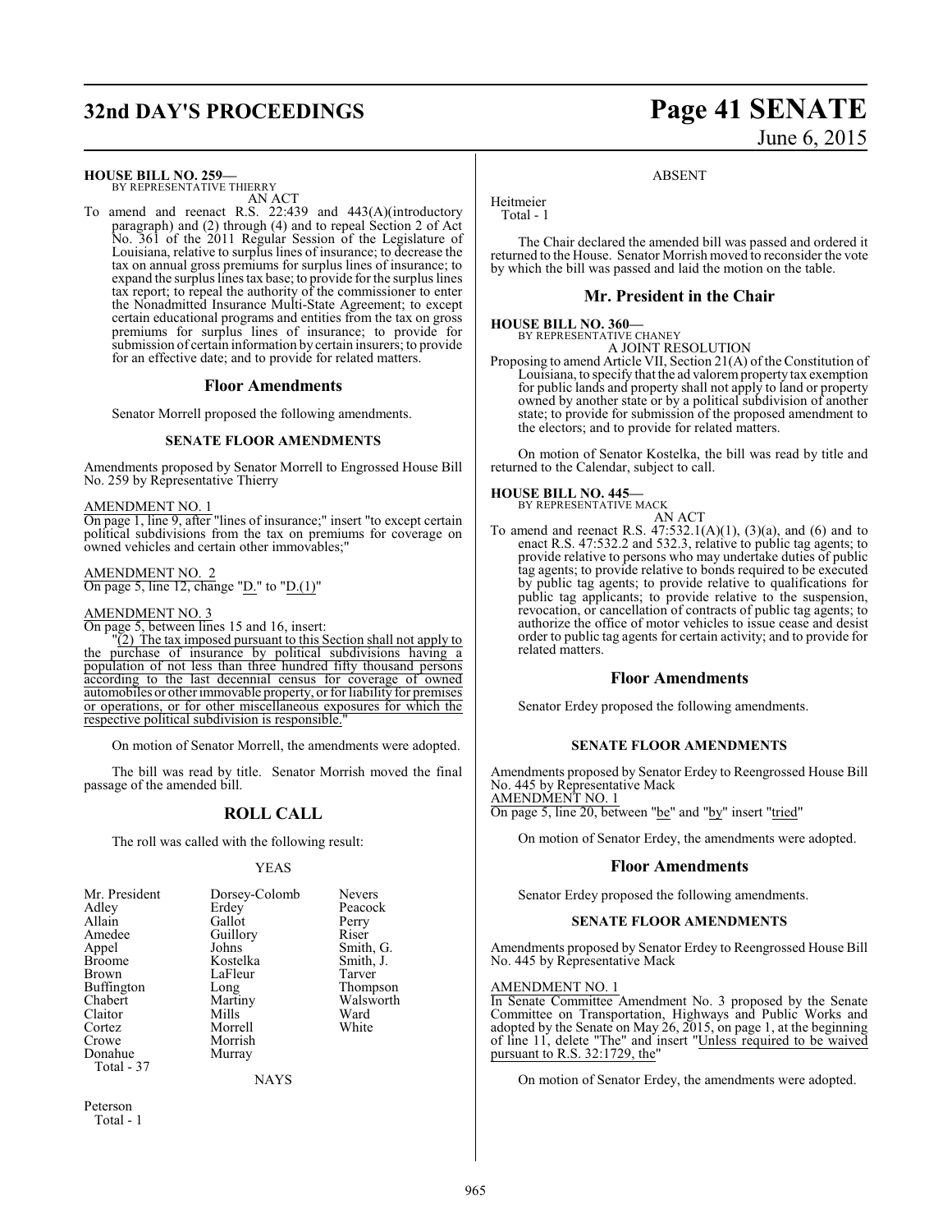**HOUSE BILL NO. 259—**
BY REPRESENTATIVE THIERRY
AN ACT

To amend and reenact R.S. 22:439 and 443(A)(introductory paragraph) and (2) through (4) and to repeal Section 2 of Act No. 361 of the 2011 Regular Session of the Legislature of Louisiana, relative to surplus lines of insurance; to decrease the tax on annual gross premiums for surplus lines of insurance; to expand the surplus lines tax base; to provide for the surplus lines tax report; to repeal the authority of the commissioner to enter the Nonadmitted Insurance Multi-State Agreement; to except certain educational programs and entities from the tax on gross premiums for surplus lines of insurance; to provide for submission of certain information by certain insurers; to provide for an effective date; and to provide for related matters.

## Floor Amendments

Senator Morrell proposed the following amendments.

### SENATE FLOOR AMENDMENTS

Amendments proposed by Senator Morrell to Engrossed House Bill No. 259 by Representative Thierry

AMENDMENT NO. 1
On page 1, line 9, after "lines of insurance;" insert "to except certain political subdivisions from the tax on premiums for coverage on owned vehicles and certain other immovables;"

AMENDMENT NO. 2
On page 5, line 12, change "D." to "D.(1)"

AMENDMENT NO. 3
On page 5, between lines 15 and 16, insert:

"(2) The tax imposed pursuant to this Section shall not apply to the purchase of insurance by political subdivisions having a population of not less than three hundred fifty thousand persons according to the last decennial census for coverage of owned automobiles or other immovable property, or for liability for premises or operations, or for other miscellaneous exposures for which the respective political subdivision is responsible."

On motion of Senator Morrell, the amendments were adopted.

The bill was read by title. Senator Morrish moved the final passage of the amended bill.

## ROLL CALL

The roll was called with the following result:

YEAS

| | | |
|---|---|---|
| Mr. President | Dorsey-Colomb | Nevers |
| Adley | Erdey | Peacock |
| Allain | Gallot | Perry |
| Amedee | Guillory | Riser |
| Appel | Johns | Smith, G. |
| Broome | Kostelka | Smith, J. |
| Brown | LaFleur | Tarver |
| Buffington | Long | Thompson |
| Chabert | Martiny | Walsworth |
| Claitor | Mills | Ward |
| Cortez | Morrell | White |
| Crowe | Morrish | |
| Donahue | Murray | |

Total - 37

NAYS

Peterson
Total - 1

ABSENT

Heitmeier
Total - 1

The Chair declared the amended bill was passed and ordered it returned to the House. Senator Morrish moved to reconsider the vote by which the bill was passed and laid the motion on the table.

## Mr. President in the Chair

**HOUSE BILL NO. 360—**
BY REPRESENTATIVE CHANEY
A JOINT RESOLUTION

Proposing to amend Article VII, Section 21(A) of the Constitution of Louisiana, to specify that the ad valorem property tax exemption for public lands and property shall not apply to land or property owned by another state or by a political subdivision of another state; to provide for submission of the proposed amendment to the electors; and to provide for related matters.

On motion of Senator Kostelka, the bill was read by title and returned to the Calendar, subject to call.

**HOUSE BILL NO. 445—**
BY REPRESENTATIVE MACK
AN ACT

To amend and reenact R.S. 47:532.1(A)(1), (3)(a), and (6) and to enact R.S. 47:532.2 and 532.3, relative to public tag agents; to provide relative to persons who may undertake duties of public tag agents; to provide relative to bonds required to be executed by public tag agents; to provide relative to qualifications for public tag applicants; to provide relative to the suspension, revocation, or cancellation of contracts of public tag agents; to authorize the office of motor vehicles to issue cease and desist order to public tag agents for certain activity; and to provide for related matters.

## Floor Amendments

Senator Erdey proposed the following amendments.

### SENATE FLOOR AMENDMENTS

Amendments proposed by Senator Erdey to Reengrossed House Bill No. 445 by Representative Mack

AMENDMENT NO. 1
On page 5, line 20, between "be" and "by" insert "tried"

On motion of Senator Erdey, the amendments were adopted.

## Floor Amendments

Senator Erdey proposed the following amendments.

### SENATE FLOOR AMENDMENTS

Amendments proposed by Senator Erdey to Reengrossed House Bill No. 445 by Representative Mack

AMENDMENT NO. 1
In Senate Committee Amendment No. 3 proposed by the Senate Committee on Transportation, Highways and Public Works and adopted by the Senate on May 26, 2015, on page 1, at the beginning of line 11, delete "The" and insert "Unless required to be waived pursuant to R.S. 32:1729, the"

On motion of Senator Erdey, the amendments were adopted.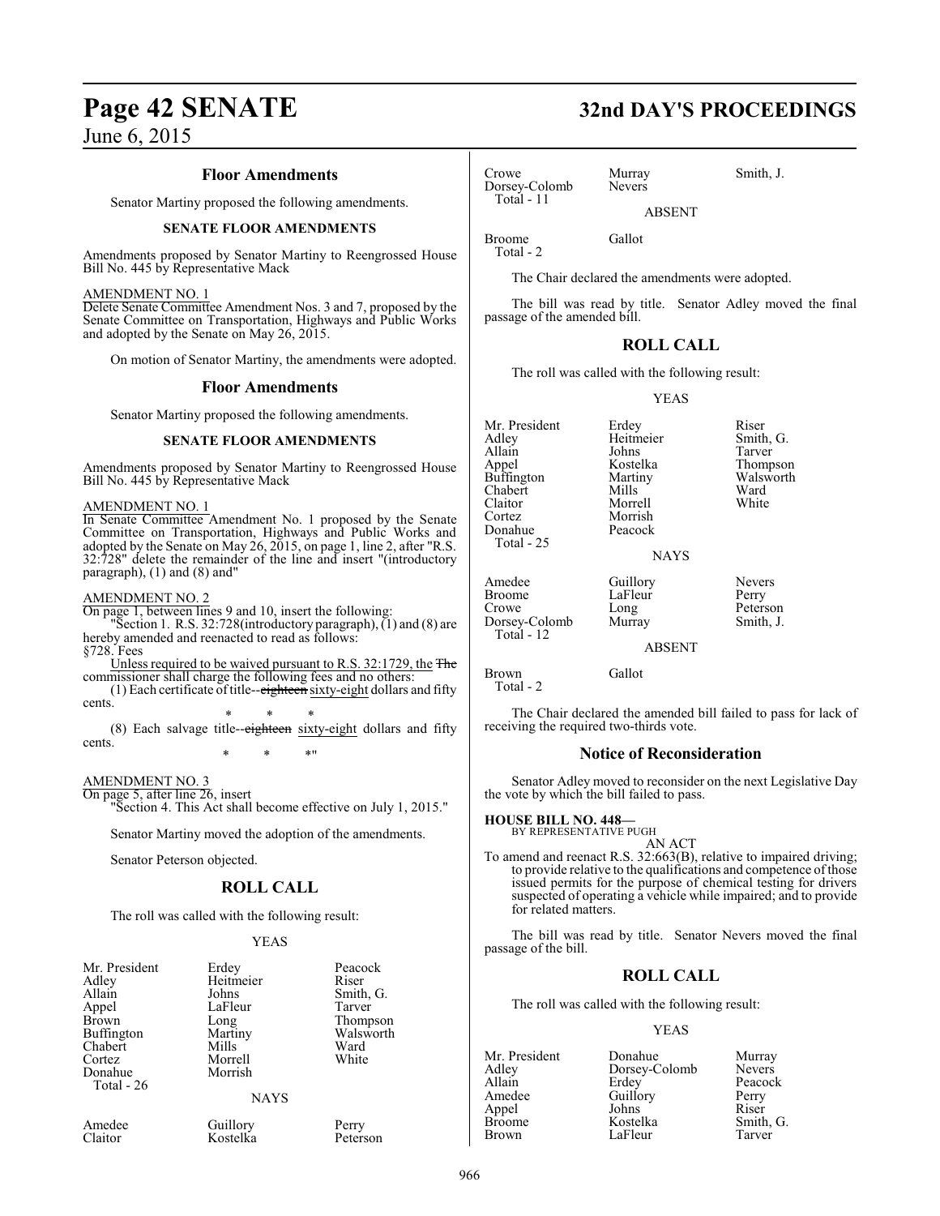### Floor Amendments

Senator Martiny proposed the following amendments.

#### SENATE FLOOR AMENDMENTS

Amendments proposed by Senator Martiny to Reengrossed House Bill No. 445 by Representative Mack

AMENDMENT NO. 1

Delete Senate Committee Amendment Nos. 3 and 7, proposed by the Senate Committee on Transportation, Highways and Public Works and adopted by the Senate on May 26, 2015.

On motion of Senator Martiny, the amendments were adopted.

### Floor Amendments

Senator Martiny proposed the following amendments.

#### SENATE FLOOR AMENDMENTS

Amendments proposed by Senator Martiny to Reengrossed House Bill No. 445 by Representative Mack

AMENDMENT NO. 1

In Senate Committee Amendment No. 1 proposed by the Senate Committee on Transportation, Highways and Public Works and adopted by the Senate on May 26, 2015, on page 1, line 2, after "R.S. 32:728" delete the remainder of the line and insert "(introductory paragraph), (1) and (8) and"

AMENDMENT NO. 2

On page 1, between lines 9 and 10, insert the following:

"Section 1. R.S. 32:728(introductory paragraph), (1) and (8) are hereby amended and reenacted to read as follows:

§728. Fees

Unless required to be waived pursuant to R.S. 32:1729, the ~~The~~ commissioner shall charge the following fees and no others:

(1) Each certificate of title--~~eighteen~~ sixty-eight dollars and fifty cents.

\* \* \*

(8) Each salvage title--~~eighteen~~ sixty-eight dollars and fifty cents.

\* \* \*"

AMENDMENT NO. 3

On page 5, after line 26, insert

"Section 4. This Act shall become effective on July 1, 2015."

Senator Martiny moved the adoption of the amendments.

Senator Peterson objected.

### ROLL CALL

The roll was called with the following result:

YEAS

| | | |
|---|---|---|
| Mr. President | Erdey | Peacock |
| Adley | Heitmeier | Riser |
| Allain | Johns | Smith, G. |
| Appel | LaFleur | Tarver |
| Brown | Long | Thompson |
| Buffington | Martiny | Walsworth |
| Chabert | Mills | Ward |
| Cortez | Morrell | White |
| Donahue | Morrish | |

Total - 26

NAYS

| | | |
|---|---|---|
| Amedee | Guillory | Perry |
| Claitor | Kostelka | Peterson |
| Crowe | Murray | Smith, J. |
| Dorsey-Colomb | Nevers | |

Total - 11

ABSENT

| | |
|---|---|
| Broome | Gallot |

Total - 2

The Chair declared the amendments were adopted.

The bill was read by title. Senator Adley moved the final passage of the amended bill.

### ROLL CALL

The roll was called with the following result:

YEAS

| | | |
|---|---|---|
| Mr. President | Erdey | Riser |
| Adley | Heitmeier | Smith, G. |
| Allain | Johns | Tarver |
| Appel | Kostelka | Thompson |
| Buffington | Martiny | Walsworth |
| Chabert | Mills | Ward |
| Claitor | Morrell | White |
| Cortez | Morrish | |
| Donahue | Peacock | |

Total - 25

NAYS

| | | |
|---|---|---|
| Amedee | Guillory | Nevers |
| Broome | LaFleur | Perry |
| Crowe | Long | Peterson |
| Dorsey-Colomb | Murray | Smith, J. |

Total - 12

ABSENT

| | |
|---|---|
| Brown | Gallot |

Total - 2

The Chair declared the amended bill failed to pass for lack of receiving the required two-thirds vote.

### Notice of Reconsideration

Senator Adley moved to reconsider on the next Legislative Day the vote by which the bill failed to pass.

**HOUSE BILL NO. 448—**
BY REPRESENTATIVE PUGH

AN ACT

To amend and reenact R.S. 32:663(B), relative to impaired driving; to provide relative to the qualifications and competence of those issued permits for the purpose of chemical testing for drivers suspected of operating a vehicle while impaired; and to provide for related matters.

The bill was read by title. Senator Nevers moved the final passage of the bill.

### ROLL CALL

The roll was called with the following result:

YEAS

| | | |
|---|---|---|
| Mr. President | Donahue | Murray |
| Adley | Dorsey-Colomb | Nevers |
| Allain | Erdey | Peacock |
| Amedee | Guillory | Perry |
| Appel | Johns | Riser |
| Broome | Kostelka | Smith, G. |
| Brown | LaFleur | Tarver |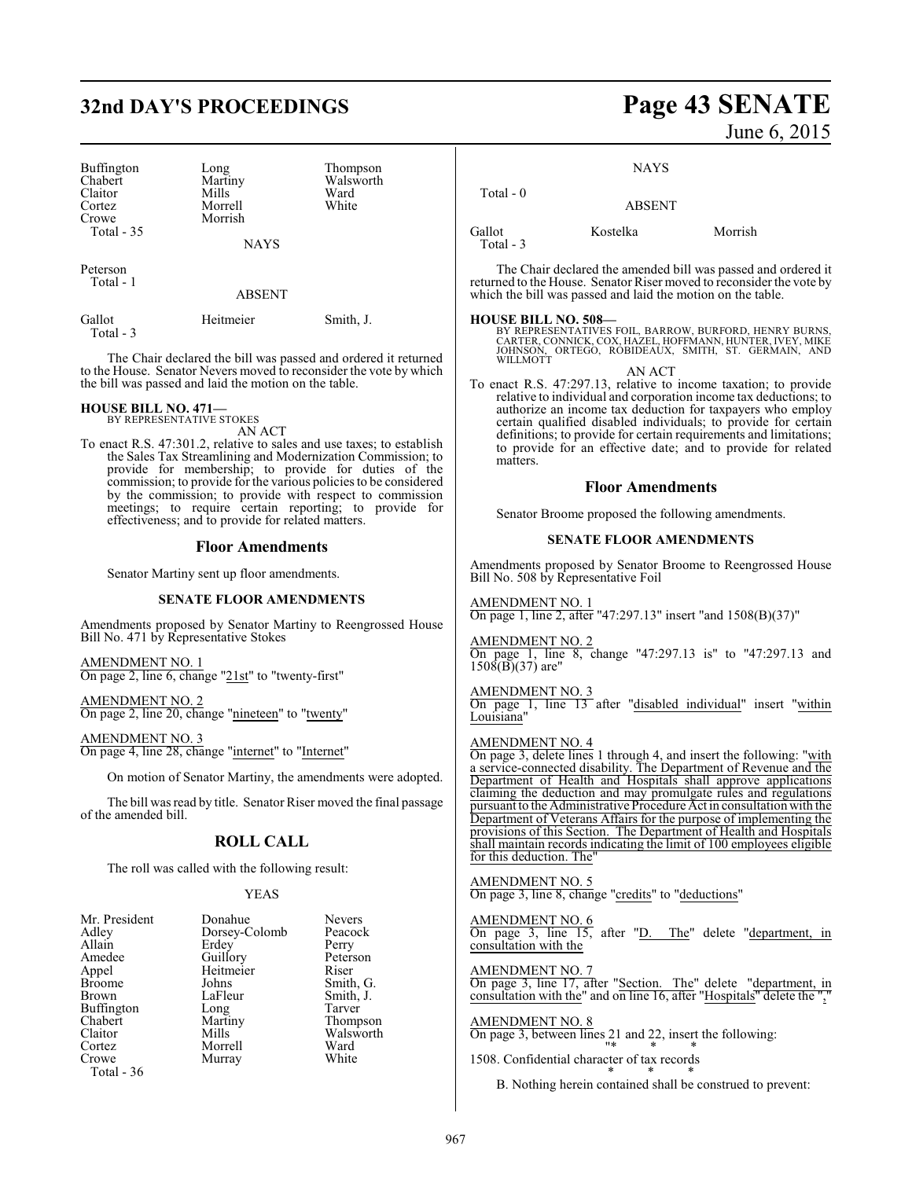| | | |
|---|---|---|
| Buffington | Long | Thompson |
| Chabert | Martiny | Walsworth |
| Claitor | Mills | Ward |
| Cortez | Morrell | White |
| Crowe | Morrish | |
| Total - 35 | | |

NAYS

| | | |
|---|---|---|
| Peterson | | |
| Total - 1 | | |

ABSENT

| | | |
|---|---|---|
| Gallot | Heitmeier | Smith, J. |
| Total - 3 | | |

The Chair declared the bill was passed and ordered it returned to the House. Senator Nevers moved to reconsider the vote by which the bill was passed and laid the motion on the table.

**HOUSE BILL NO. 471—**
BY REPRESENTATIVE STOKES

AN ACT

To enact R.S. 47:301.2, relative to sales and use taxes; to establish the Sales Tax Streamlining and Modernization Commission; to provide for membership; to provide for duties of the commission; to provide for the various policies to be considered by the commission; to provide with respect to commission meetings; to require certain reporting; to provide for effectiveness; and to provide for related matters.

## Floor Amendments

Senator Martiny sent up floor amendments.

### SENATE FLOOR AMENDMENTS

Amendments proposed by Senator Martiny to Reengrossed House Bill No. 471 by Representative Stokes

AMENDMENT NO. 1
On page 2, line 6, change "21st" to "twenty-first"

AMENDMENT NO. 2
On page 2, line 20, change "nineteen" to "twenty"

AMENDMENT NO. 3
On page 4, line 28, change "internet" to "Internet"

On motion of Senator Martiny, the amendments were adopted.

The bill was read by title. Senator Riser moved the final passage of the amended bill.

## ROLL CALL

The roll was called with the following result:

YEAS

| | | |
|---|---|---|
| Mr. President | Donahue | Nevers |
| Adley | Dorsey-Colomb | Peacock |
| Allain | Erdey | Perry |
| Amedee | Guillory | Peterson |
| Appel | Heitmeier | Riser |
| Broome | Johns | Smith, G. |
| Brown | LaFleur | Smith, J. |
| Buffington | Long | Tarver |
| Chabert | Martiny | Thompson |
| Claitor | Mills | Walsworth |
| Cortez | Morrell | Ward |
| Crowe | Murray | White |
| Total - 36 | | |

NAYS

Total - 0

ABSENT

| | | |
|---|---|---|
| Gallot | Kostelka | Morrish |
| Total - 3 | | |

The Chair declared the amended bill was passed and ordered it returned to the House. Senator Riser moved to reconsider the vote by which the bill was passed and laid the motion on the table.

**HOUSE BILL NO. 508—**
BY REPRESENTATIVES FOIL, BARROW, BURFORD, HENRY BURNS, CARTER, CONNICK, COX, HAZEL, HOFFMANN, HUNTER, IVEY, MIKE JOHNSON, ORTEGO, ROBIDEAUX, SMITH, ST. GERMAIN, AND WILLMOTT

AN ACT

To enact R.S. 47:297.13, relative to income taxation; to provide relative to individual and corporation income tax deductions; to authorize an income tax deduction for taxpayers who employ certain qualified disabled individuals; to provide for certain definitions; to provide for certain requirements and limitations; to provide for an effective date; and to provide for related matters.

## Floor Amendments

Senator Broome proposed the following amendments.

### SENATE FLOOR AMENDMENTS

Amendments proposed by Senator Broome to Reengrossed House Bill No. 508 by Representative Foil

AMENDMENT NO. 1
On page 1, line 2, after "47:297.13" insert "and 1508(B)(37)"

AMENDMENT NO. 2
On page 1, line 8, change "47:297.13 is" to "47:297.13 and 1508(B)(37) are"

AMENDMENT NO. 3
On page 1, line 13 after "disabled individual" insert "within Louisiana"

AMENDMENT NO. 4
On page 3, delete lines 1 through 4, and insert the following: "with a service-connected disability. The Department of Revenue and the Department of Health and Hospitals shall approve applications claiming the deduction and may promulgate rules and regulations pursuant to the Administrative Procedure Act in consultation with the Department of Veterans Affairs for the purpose of implementing the provisions of this Section. The Department of Health and Hospitals shall maintain records indicating the limit of 100 employees eligible for this deduction. The"

AMENDMENT NO. 5
On page 3, line 8, change "credits" to "deductions"

AMENDMENT NO. 6
On page 3, line 15, after "D. The" delete "department, in consultation with the

AMENDMENT NO. 7
On page 3, line 17, after "Section. The" delete "department, in consultation with the" and on line 16, after "Hospitals" delete the ","

AMENDMENT NO. 8
On page 3, between lines 21 and 22, insert the following:

"* * *

1508. Confidential character of tax records

* * *

B. Nothing herein contained shall be construed to prevent: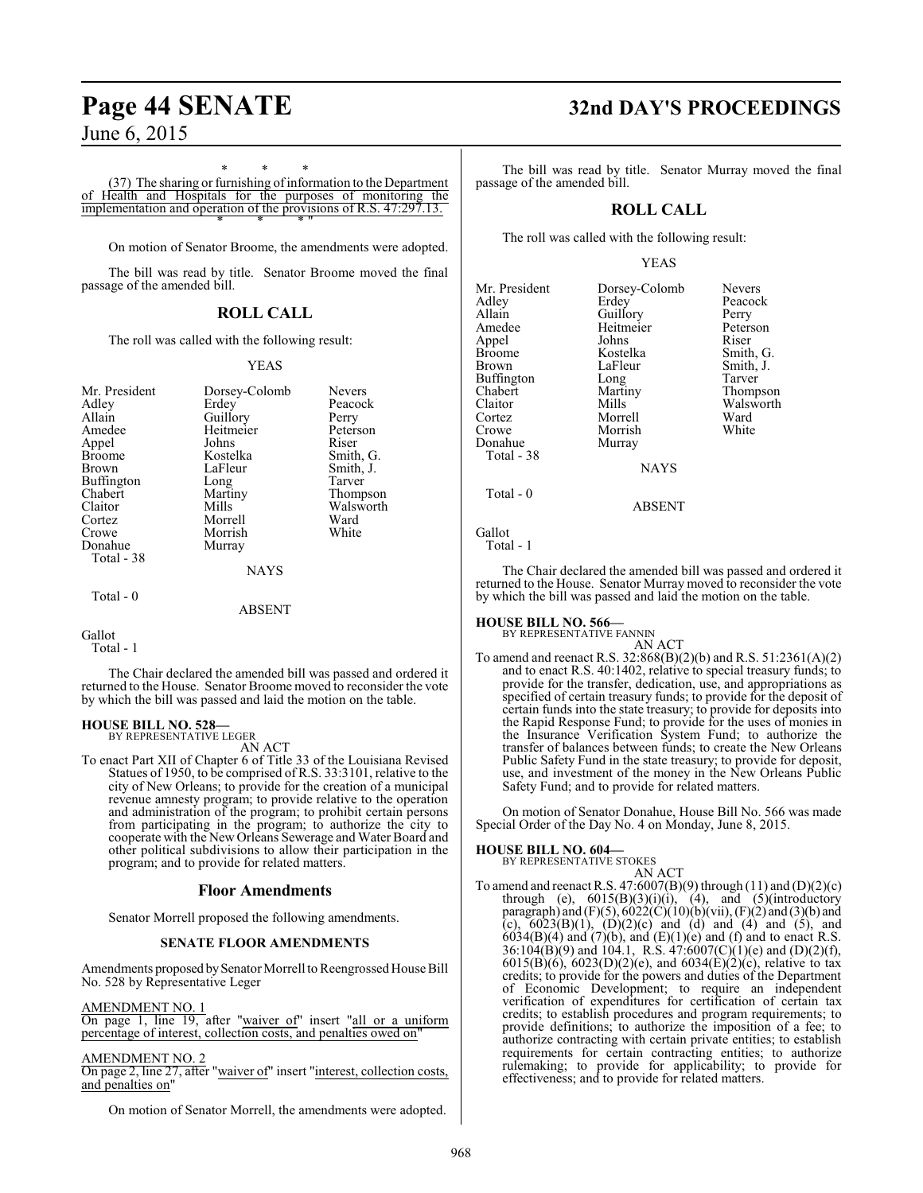\* \* \*

(37) The sharing or furnishing of information to the Department of Health and Hospitals for the purposes of monitoring the implementation and operation of the provisions of R.S. 47:297.13.

\* \* \* "

On motion of Senator Broome, the amendments were adopted.

The bill was read by title. Senator Broome moved the final passage of the amended bill.

## ROLL CALL

The roll was called with the following result:

YEAS

| | | |
|---|---|---|
| Mr. President | Dorsey-Colomb | Nevers |
| Adley | Erdey | Peacock |
| Allain | Guillory | Perry |
| Amedee | Heitmeier | Peterson |
| Appel | Johns | Riser |
| Broome | Kostelka | Smith, G. |
| Brown | LaFleur | Smith, J. |
| Buffington | Long | Tarver |
| Chabert | Martiny | Thompson |
| Claitor | Mills | Walsworth |
| Cortez | Morrell | Ward |
| Crowe | Morrish | White |
| Donahue | Murray | |
| Total - 38 | | |

NAYS

Total - 0

ABSENT

Gallot
Total - 1

The Chair declared the amended bill was passed and ordered it returned to the House. Senator Broome moved to reconsider the vote by which the bill was passed and laid the motion on the table.

**HOUSE BILL NO. 528—**
BY REPRESENTATIVE LEGER
AN ACT

To enact Part XII of Chapter 6 of Title 33 of the Louisiana Revised Statues of 1950, to be comprised of R.S. 33:3101, relative to the city of New Orleans; to provide for the creation of a municipal revenue amnesty program; to provide relative to the operation and administration of the program; to prohibit certain persons from participating in the program; to authorize the city to cooperate with the New Orleans Sewerage and Water Board and other political subdivisions to allow their participation in the program; and to provide for related matters.

## Floor Amendments

Senator Morrell proposed the following amendments.

### SENATE FLOOR AMENDMENTS

Amendments proposed by Senator Morrell to Reengrossed House Bill No. 528 by Representative Leger

AMENDMENT NO. 1
On page 1, line 19, after "waiver of" insert "all or a uniform percentage of interest, collection costs, and penalties owed on"

AMENDMENT NO. 2
On page 2, line 27, after "waiver of" insert "interest, collection costs, and penalties on"

On motion of Senator Morrell, the amendments were adopted.

The bill was read by title. Senator Murray moved the final passage of the amended bill.

## ROLL CALL

The roll was called with the following result:

YEAS

| | | |
|---|---|---|
| Mr. President | Dorsey-Colomb | Nevers |
| Adley | Erdey | Peacock |
| Allain | Guillory | Perry |
| Amedee | Heitmeier | Peterson |
| Appel | Johns | Riser |
| Broome | Kostelka | Smith, G. |
| Brown | LaFleur | Smith, J. |
| Buffington | Long | Tarver |
| Chabert | Martiny | Thompson |
| Claitor | Mills | Walsworth |
| Cortez | Morrell | Ward |
| Crowe | Morrish | White |
| Donahue | Murray | |
| Total - 38 | | |

NAYS

Total - 0

ABSENT

Gallot
Total - 1

The Chair declared the amended bill was passed and ordered it returned to the House. Senator Murray moved to reconsider the vote by which the bill was passed and laid the motion on the table.

**HOUSE BILL NO. 566—**
BY REPRESENTATIVE FANNIN
AN ACT

To amend and reenact R.S. 32:868(B)(2)(b) and R.S. 51:2361(A)(2) and to enact R.S. 40:1402, relative to special treasury funds; to provide for the transfer, dedication, use, and appropriations as specified of certain treasury funds; to provide for the deposit of certain funds into the state treasury; to provide for deposits into the Rapid Response Fund; to provide for the uses of monies in the Insurance Verification System Fund; to authorize the transfer of balances between funds; to create the New Orleans Public Safety Fund in the state treasury; to provide for deposit, use, and investment of the money in the New Orleans Public Safety Fund; and to provide for related matters.

On motion of Senator Donahue, House Bill No. 566 was made Special Order of the Day No. 4 on Monday, June 8, 2015.

**HOUSE BILL NO. 604—**
BY REPRESENTATIVE STOKES
AN ACT

To amend and reenact R.S. 47:6007(B)(9) through (11) and (D)(2)(c) through (e), 6015(B)(3)(i)(i), (4), and (5)(introductory paragraph) and (F)(5), 6022(C)(10)(b)(vii), (F)(2) and (3)(b) and (c), 6023(B)(1), (D)(2)(c) and (d) and (4) and (5), and 6034(B)(4) and (7)(b), and (E)(1)(e) and (f) and to enact R.S. 36:104(B)(9) and 104.1, R.S. 47:6007(C)(1)(e) and (D)(2)(f), 6015(B)(6), 6023(D)(2)(e), and 6034(E)(2)(c), relative to tax credits; to provide for the powers and duties of the Department of Economic Development; to require an independent verification of expenditures for certification of certain tax credits; to establish procedures and program requirements; to provide definitions; to authorize the imposition of a fee; to authorize contracting with certain private entities; to establish requirements for certain contracting entities; to authorize rulemaking; to provide for applicability; to provide for effectiveness; and to provide for related matters.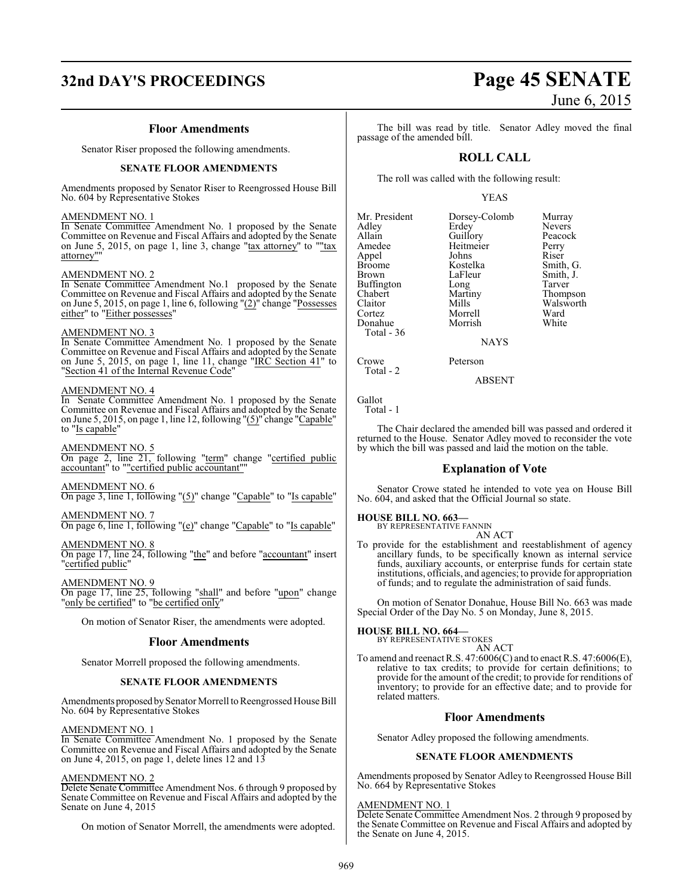### Floor Amendments

Senator Riser proposed the following amendments.

#### SENATE FLOOR AMENDMENTS

Amendments proposed by Senator Riser to Reengrossed House Bill No. 604 by Representative Stokes

AMENDMENT NO. 1
In Senate Committee Amendment No. 1 proposed by the Senate Committee on Revenue and Fiscal Affairs and adopted by the Senate on June 5, 2015, on page 1, line 3, change "tax attorney" to ""tax attorney""

AMENDMENT NO. 2
In Senate Committee Amendment No.1 proposed by the Senate Committee on Revenue and Fiscal Affairs and adopted by the Senate on June 5, 2015, on page 1, line 6, following "(2)" change "Possesses either" to "Either possesses"

AMENDMENT NO. 3
In Senate Committee Amendment No. 1 proposed by the Senate Committee on Revenue and Fiscal Affairs and adopted by the Senate on June 5, 2015, on page 1, line 11, change "IRC Section 41" to "Section 41 of the Internal Revenue Code"

AMENDMENT NO. 4
In Senate Committee Amendment No. 1 proposed by the Senate Committee on Revenue and Fiscal Affairs and adopted by the Senate on June 5, 2015, on page 1, line 12, following "(5)" change "Capable" to "Is capable"

AMENDMENT NO. 5
On page 2, line 21, following "term" change "certified public accountant" to ""certified public accountant""

AMENDMENT NO. 6
On page 3, line 1, following "(5)" change "Capable" to "Is capable"

AMENDMENT NO. 7
On page 6, line 1, following "(e)" change "Capable" to "Is capable"

AMENDMENT NO. 8
On page 17, line 24, following "the" and before "accountant" insert "certified public"

AMENDMENT NO. 9
On page 17, line 25, following "shall" and before "upon" change "only be certified" to "be certified only"

On motion of Senator Riser, the amendments were adopted.

### Floor Amendments

Senator Morrell proposed the following amendments.

#### SENATE FLOOR AMENDMENTS

Amendments proposed by Senator Morrell to Reengrossed House Bill No. 604 by Representative Stokes

AMENDMENT NO. 1
In Senate Committee Amendment No. 1 proposed by the Senate Committee on Revenue and Fiscal Affairs and adopted by the Senate on June 4, 2015, on page 1, delete lines 12 and 13

AMENDMENT NO. 2
Delete Senate Committee Amendment Nos. 6 through 9 proposed by Senate Committee on Revenue and Fiscal Affairs and adopted by the Senate on June 4, 2015

On motion of Senator Morrell, the amendments were adopted.

The bill was read by title. Senator Adley moved the final passage of the amended bill.

## ROLL CALL

The roll was called with the following result:

YEAS

| | | |
|---|---|---|
| Mr. President | Dorsey-Colomb | Murray |
| Adley | Erdey | Nevers |
| Allain | Guillory | Peacock |
| Amedee | Heitmeier | Perry |
| Appel | Johns | Riser |
| Broome | Kostelka | Smith, G. |
| Brown | LaFleur | Smith, J. |
| Buffington | Long | Tarver |
| Chabert | Martiny | Thompson |
| Claitor | Mills | Walsworth |
| Cortez | Morrell | Ward |
| Donahue | Morrish | White |

Total - 36

NAYS

| | |
|---|---|
| Crowe | Peterson |

Total - 2

ABSENT

Gallot

Total - 1

The Chair declared the amended bill was passed and ordered it returned to the House. Senator Adley moved to reconsider the vote by which the bill was passed and laid the motion on the table.

### Explanation of Vote

Senator Crowe stated he intended to vote yea on House Bill No. 604, and asked that the Official Journal so state.

**HOUSE BILL NO. 663—**
BY REPRESENTATIVE FANNIN
AN ACT
To provide for the establishment and reestablishment of agency ancillary funds, to be specifically known as internal service funds, auxiliary accounts, or enterprise funds for certain state institutions, officials, and agencies; to provide for appropriation of funds; and to regulate the administration of said funds.

On motion of Senator Donahue, House Bill No. 663 was made Special Order of the Day No. 5 on Monday, June 8, 2015.

**HOUSE BILL NO. 664—**
BY REPRESENTATIVE STOKES
AN ACT
To amend and reenact R.S. 47:6006(C) and to enact R.S. 47:6006(E), relative to tax credits; to provide for certain definitions; to provide for the amount of the credit; to provide for renditions of inventory; to provide for an effective date; and to provide for related matters.

### Floor Amendments

Senator Adley proposed the following amendments.

#### SENATE FLOOR AMENDMENTS

Amendments proposed by Senator Adley to Reengrossed House Bill No. 664 by Representative Stokes

AMENDMENT NO. 1
Delete Senate Committee Amendment Nos. 2 through 9 proposed by the Senate Committee on Revenue and Fiscal Affairs and adopted by the Senate on June 4, 2015.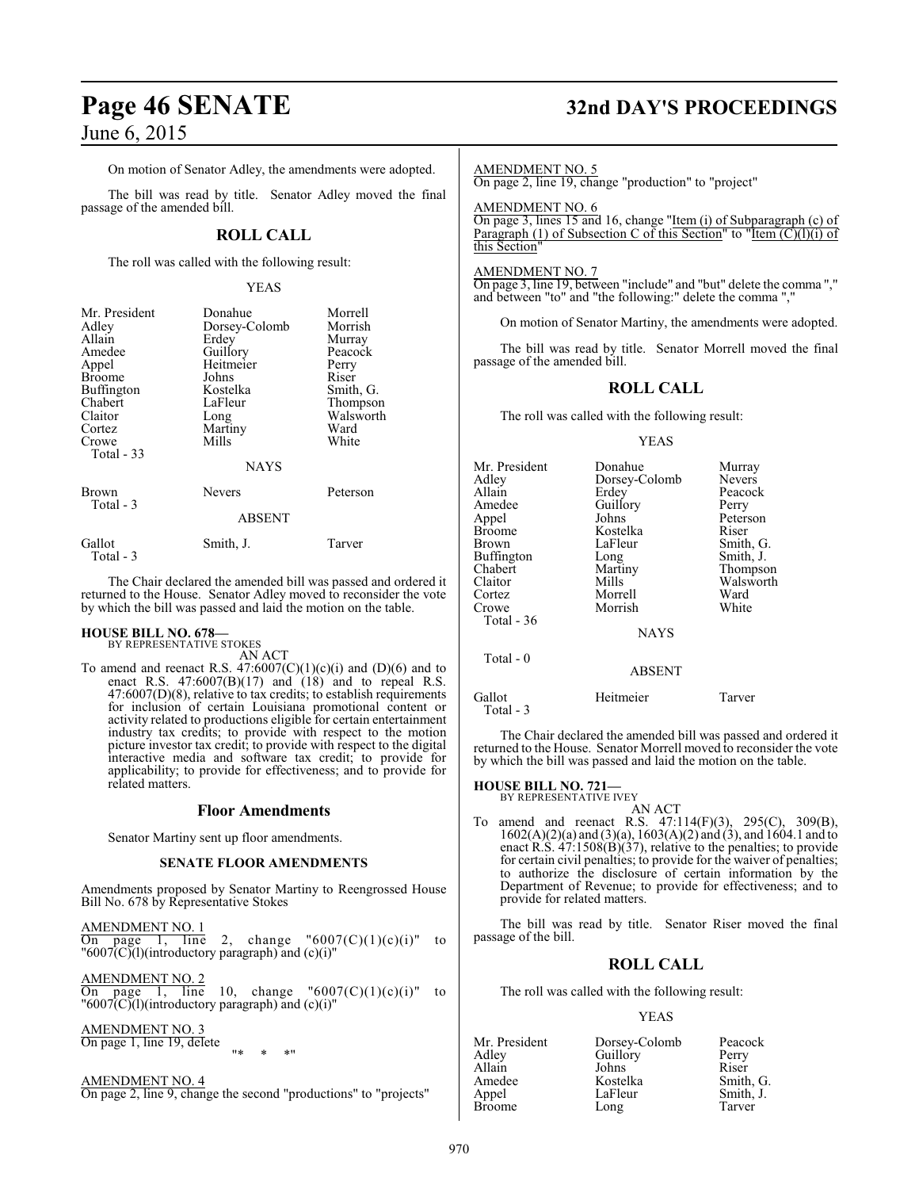On motion of Senator Adley, the amendments were adopted.

The bill was read by title. Senator Adley moved the final passage of the amended bill.

## ROLL CALL

The roll was called with the following result:

YEAS

| | | |
|---|---|---|
| Mr. President | Donahue | Morrell |
| Adley | Dorsey-Colomb | Morrish |
| Allain | Erdey | Murray |
| Amedee | Guillory | Peacock |
| Appel | Heitmeier | Perry |
| Broome | Johns | Riser |
| Buffington | Kostelka | Smith, G. |
| Chabert | LaFleur | Thompson |
| Claitor | Long | Walsworth |
| Cortez | Martiny | Ward |
| Crowe | Mills | White |

Total - 33

NAYS

| | | |
|---|---|---|
| Brown | Nevers | Peterson |

Total - 3

ABSENT

| | | |
|---|---|---|
| Gallot | Smith, J. | Tarver |

Total - 3

The Chair declared the amended bill was passed and ordered it returned to the House. Senator Adley moved to reconsider the vote by which the bill was passed and laid the motion on the table.

**HOUSE BILL NO. 678—**
BY REPRESENTATIVE STOKES
AN ACT

To amend and reenact R.S. 47:6007(C)(1)(c)(i) and (D)(6) and to enact R.S. 47:6007(B)(17) and (18) and to repeal R.S. 47:6007(D)(8), relative to tax credits; to establish requirements for inclusion of certain Louisiana promotional content or activity related to productions eligible for certain entertainment industry tax credits; to provide with respect to the motion picture investor tax credit; to provide with respect to the digital interactive media and software tax credit; to provide for applicability; to provide for effectiveness; and to provide for related matters.

### Floor Amendments

Senator Martiny sent up floor amendments.

#### SENATE FLOOR AMENDMENTS

Amendments proposed by Senator Martiny to Reengrossed House Bill No. 678 by Representative Stokes

AMENDMENT NO. 1
On page 1, line 2, change "6007(C)(1)(c)(i)" to "6007(C)(l)(introductory paragraph) and (c)(i)"

AMENDMENT NO. 2
On page 1, line 10, change "6007(C)(1)(c)(i)" to "6007(C)(l)(introductory paragraph) and (c)(i)"

AMENDMENT NO. 3
On page 1, line 19, delete
"* * *"

AMENDMENT NO. 4
On page 2, line 9, change the second "productions" to "projects"

AMENDMENT NO. 5
On page 2, line 19, change "production" to "project"

AMENDMENT NO. 6
On page 3, lines 15 and 16, change "Item (i) of Subparagraph (c) of Paragraph (1) of Subsection C of this Section" to "Item (C)(l)(i) of this Section"

AMENDMENT NO. 7
On page 3, line 19, between "include" and "but" delete the comma "," and between "to" and "the following:" delete the comma ","

On motion of Senator Martiny, the amendments were adopted.

The bill was read by title. Senator Morrell moved the final passage of the amended bill.

## ROLL CALL

The roll was called with the following result:

YEAS

| | | |
|---|---|---|
| Mr. President | Donahue | Murray |
| Adley | Dorsey-Colomb | Nevers |
| Allain | Erdey | Peacock |
| Amedee | Guillory | Perry |
| Appel | Johns | Peterson |
| Broome | Kostelka | Riser |
| Brown | LaFleur | Smith, G. |
| Buffington | Long | Smith, J. |
| Chabert | Martiny | Thompson |
| Claitor | Mills | Walsworth |
| Cortez | Morrell | Ward |
| Crowe | Morrish | White |

Total - 36

NAYS

Total - 0

ABSENT

| | | |
|---|---|---|
| Gallot | Heitmeier | Tarver |

Total - 3

The Chair declared the amended bill was passed and ordered it returned to the House. Senator Morrell moved to reconsider the vote by which the bill was passed and laid the motion on the table.

**HOUSE BILL NO. 721—**
BY REPRESENTATIVE IVEY
AN ACT

To amend and reenact R.S. 47:114(F)(3), 295(C), 309(B), 1602(A)(2)(a) and (3)(a), 1603(A)(2) and (3), and 1604.1 and to enact R.S. 47:1508(B)(37), relative to the penalties; to provide for certain civil penalties; to provide for the waiver of penalties; to authorize the disclosure of certain information by the Department of Revenue; to provide for effectiveness; and to provide for related matters.

The bill was read by title. Senator Riser moved the final passage of the bill.

## ROLL CALL

The roll was called with the following result:

YEAS

| | | |
|---|---|---|
| Mr. President | Dorsey-Colomb | Peacock |
| Adley | Guillory | Perry |
| Allain | Johns | Riser |
| Amedee | Kostelka | Smith, G. |
| Appel | LaFleur | Smith, J. |
| Broome | Long | Tarver |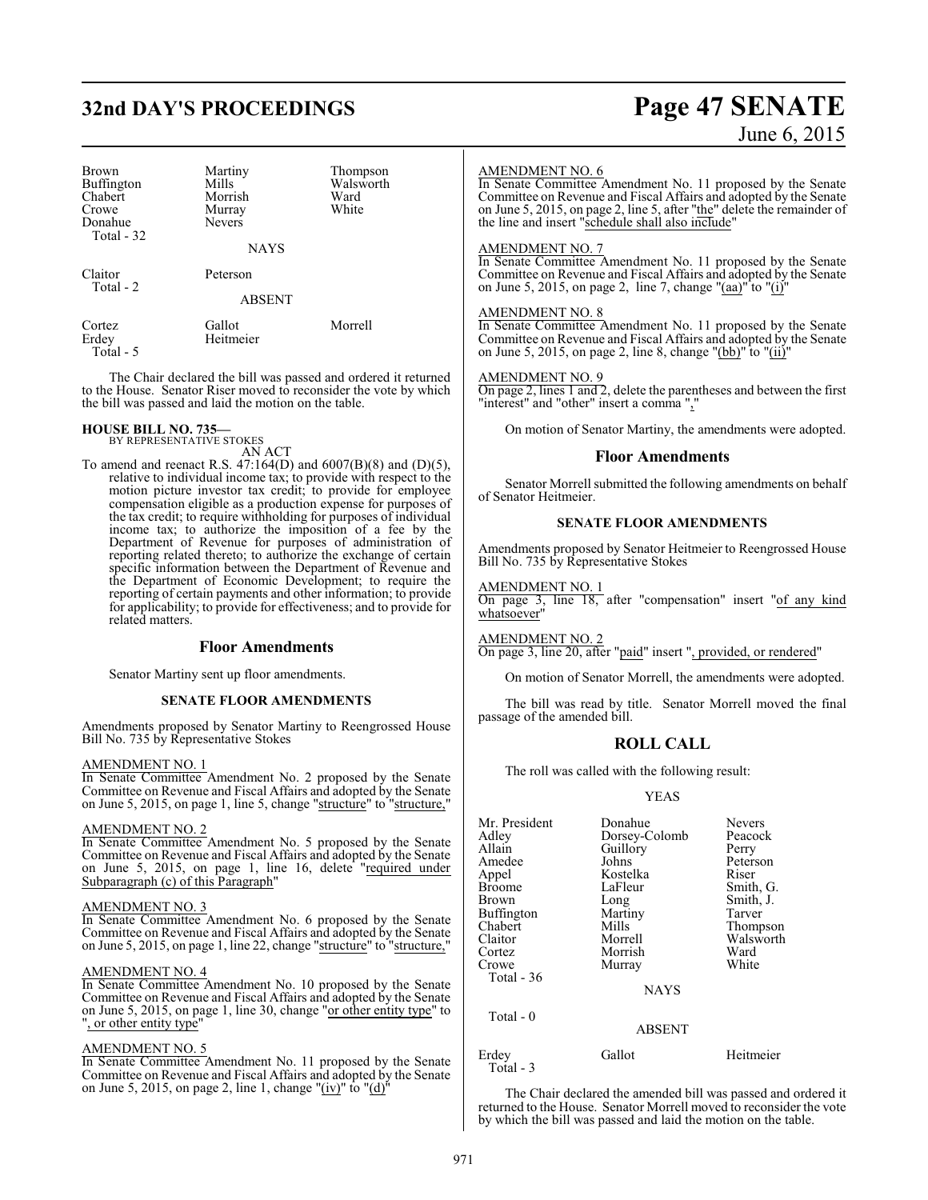| Brown | Martiny | Thompson |
|---|---|---|
| Buffington | Mills | Walsworth |
| Chabert | Morrish | Ward |
| Crowe | Murray | White |
| Donahue | Nevers | |
| Total - 32 | | |

NAYS

| Claitor | Peterson |
|---|---|
| Total - 2 | |

ABSENT

| Cortez | Gallot | Morrell |
|---|---|---|
| Erdey | Heitmeier | |
| Total - 5 | | |

The Chair declared the bill was passed and ordered it returned to the House. Senator Riser moved to reconsider the vote by which the bill was passed and laid the motion on the table.

**HOUSE BILL NO. 735—**
BY REPRESENTATIVE STOKES

AN ACT

To amend and reenact R.S. 47:164(D) and 6007(B)(8) and (D)(5), relative to individual income tax; to provide with respect to the motion picture investor tax credit; to provide for employee compensation eligible as a production expense for purposes of the tax credit; to require withholding for purposes of individual income tax; to authorize the imposition of a fee by the Department of Revenue for purposes of administration of reporting related thereto; to authorize the exchange of certain specific information between the Department of Revenue and the Department of Economic Development; to require the reporting of certain payments and other information; to provide for applicability; to provide for effectiveness; and to provide for related matters.

## Floor Amendments

Senator Martiny sent up floor amendments.

### SENATE FLOOR AMENDMENTS

Amendments proposed by Senator Martiny to Reengrossed House Bill No. 735 by Representative Stokes

AMENDMENT NO. 1
In Senate Committee Amendment No. 2 proposed by the Senate Committee on Revenue and Fiscal Affairs and adopted by the Senate on June 5, 2015, on page 1, line 5, change "structure" to "structure,"

AMENDMENT NO. 2
In Senate Committee Amendment No. 5 proposed by the Senate Committee on Revenue and Fiscal Affairs and adopted by the Senate on June 5, 2015, on page 1, line 16, delete "required under Subparagraph (c) of this Paragraph"

AMENDMENT NO. 3
In Senate Committee Amendment No. 6 proposed by the Senate Committee on Revenue and Fiscal Affairs and adopted by the Senate on June 5, 2015, on page 1, line 22, change "structure" to "structure,"

AMENDMENT NO. 4
In Senate Committee Amendment No. 10 proposed by the Senate Committee on Revenue and Fiscal Affairs and adopted by the Senate on June 5, 2015, on page 1, line 30, change "or other entity type" to ", or other entity type"

AMENDMENT NO. 5
In Senate Committee Amendment No. 11 proposed by the Senate Committee on Revenue and Fiscal Affairs and adopted by the Senate on June 5, 2015, on page 2, line 1, change "(iv)" to "(d)"

AMENDMENT NO. 6
In Senate Committee Amendment No. 11 proposed by the Senate Committee on Revenue and Fiscal Affairs and adopted by the Senate on June 5, 2015, on page 2, line 5, after "the" delete the remainder of the line and insert "schedule shall also include"

AMENDMENT NO. 7
In Senate Committee Amendment No. 11 proposed by the Senate Committee on Revenue and Fiscal Affairs and adopted by the Senate on June 5, 2015, on page 2, line 7, change "(aa)" to "(i)"

AMENDMENT NO. 8
In Senate Committee Amendment No. 11 proposed by the Senate Committee on Revenue and Fiscal Affairs and adopted by the Senate on June 5, 2015, on page 2, line 8, change "(bb)" to "(ii)"

AMENDMENT NO. 9
On page 2, lines 1 and 2, delete the parentheses and between the first "interest" and "other" insert a comma ","

On motion of Senator Martiny, the amendments were adopted.

## Floor Amendments

Senator Morrell submitted the following amendments on behalf of Senator Heitmeier.

### SENATE FLOOR AMENDMENTS

Amendments proposed by Senator Heitmeier to Reengrossed House Bill No. 735 by Representative Stokes

AMENDMENT NO. 1
On page 3, line 18, after "compensation" insert "of any kind whatsoever"

AMENDMENT NO. 2
On page 3, line 20, after "paid" insert ", provided, or rendered"

On motion of Senator Morrell, the amendments were adopted.

The bill was read by title. Senator Morrell moved the final passage of the amended bill.

## ROLL CALL

The roll was called with the following result:

YEAS

| Mr. President | Donahue | Nevers |
|---|---|---|
| Adley | Dorsey-Colomb | Peacock |
| Allain | Guillory | Perry |
| Amedee | Johns | Peterson |
| Appel | Kostelka | Riser |
| Broome | LaFleur | Smith, G. |
| Brown | Long | Smith, J. |
| Buffington | Martiny | Tarver |
| Chabert | Mills | Thompson |
| Claitor | Morrell | Walsworth |
| Cortez | Morrish | Ward |
| Crowe | Murray | White |
| Total - 36 | | |

NAYS

Total - 0

ABSENT

| Erdey | Gallot | Heitmeier |
|---|---|---|
| Total - 3 | | |

The Chair declared the amended bill was passed and ordered it returned to the House. Senator Morrell moved to reconsider the vote by which the bill was passed and laid the motion on the table.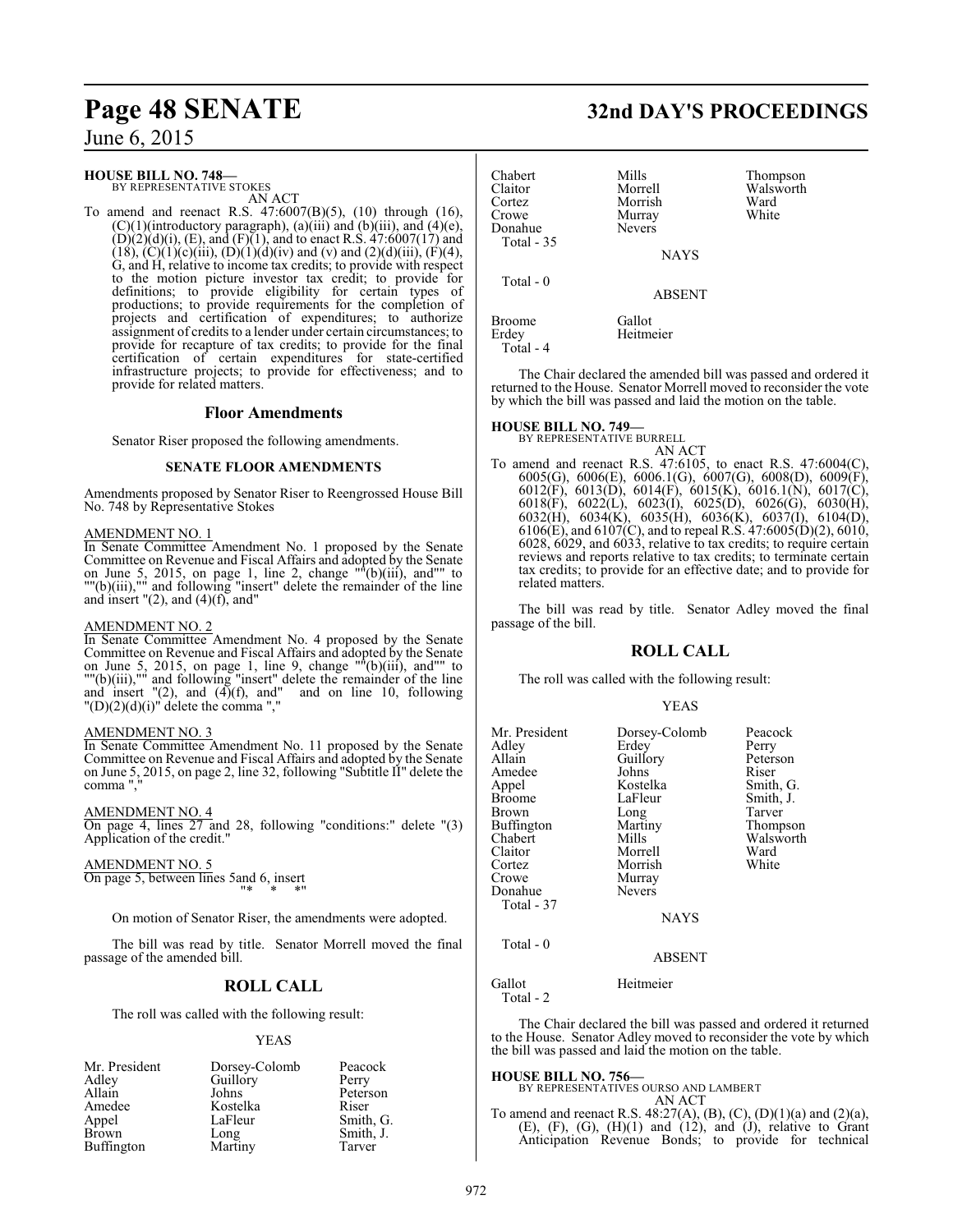**HOUSE BILL NO. 748—**
BY REPRESENTATIVE STOKES

AN ACT

To amend and reenact R.S. 47:6007(B)(5), (10) through (16), (C)(1)(introductory paragraph), (a)(iii) and (b)(iii), and (4)(e), (D)(2)(d)(i), (E), and (F)(1), and to enact R.S. 47:6007(17) and (18), (C)(1)(c)(iii), (D)(1)(d)(iv) and (v) and (2)(d)(iii), (F)(4), G, and H, relative to income tax credits; to provide with respect to the motion picture investor tax credit; to provide for definitions; to provide eligibility for certain types of productions; to provide requirements for the completion of projects and certification of expenditures; to authorize assignment of credits to a lender under certain circumstances; to provide for recapture of tax credits; to provide for the final certification of certain expenditures for state-certified infrastructure projects; to provide for effectiveness; and to provide for related matters.

## Floor Amendments

Senator Riser proposed the following amendments.

### SENATE FLOOR AMENDMENTS

Amendments proposed by Senator Riser to Reengrossed House Bill No. 748 by Representative Stokes

AMENDMENT NO. 1

In Senate Committee Amendment No. 1 proposed by the Senate Committee on Revenue and Fiscal Affairs and adopted by the Senate on June 5, 2015, on page 1, line 2, change ""(b)(iii), and"" to ""(b)(iii),"" and following "insert" delete the remainder of the line and insert "(2), and (4)(f), and"

AMENDMENT NO. 2

In Senate Committee Amendment No. 4 proposed by the Senate Committee on Revenue and Fiscal Affairs and adopted by the Senate on June 5, 2015, on page 1, line 9, change ""(b)(iii), and"" to ""(b)(iii),"" and following "insert" delete the remainder of the line and insert "(2), and (4)(f), and" and on line 10, following "(D)(2)(d)(i)" delete the comma ","

AMENDMENT NO. 3

In Senate Committee Amendment No. 11 proposed by the Senate Committee on Revenue and Fiscal Affairs and adopted by the Senate on June 5, 2015, on page 2, line 32, following "Subtitle II" delete the comma ","

AMENDMENT NO. 4

On page 4, lines 27 and 28, following "conditions:" delete "(3) Application of the credit."

AMENDMENT NO. 5

On page 5, between lines 5and 6, insert

"* * *"

On motion of Senator Riser, the amendments were adopted.

The bill was read by title. Senator Morrell moved the final passage of the amended bill.

## ROLL CALL

The roll was called with the following result:

YEAS

| | | |
|---|---|---|
| Mr. President | Dorsey-Colomb | Peacock |
| Adley | Guillory | Perry |
| Allain | Johns | Peterson |
| Amedee | Kostelka | Riser |
| Appel | LaFleur | Smith, G. |
| Brown | Long | Smith, J. |
| Buffington | Martiny | Tarver |
| Chabert | Mills | Thompson |
| Claitor | Morrell | Walsworth |
| Cortez | Morrish | Ward |
| Crowe | Murray | White |
| Donahue | Nevers | |
| Total - 35 | | |

NAYS

Total - 0

ABSENT

| | |
|---|---|
| Broome | Gallot |
| Erdey | Heitmeier |
| Total - 4 | |

The Chair declared the amended bill was passed and ordered it returned to the House. Senator Morrell moved to reconsider the vote by which the bill was passed and laid the motion on the table.

**HOUSE BILL NO. 749—**
BY REPRESENTATIVE BURRELL

AN ACT

To amend and reenact R.S. 47:6105, to enact R.S. 47:6004(C), 6005(G), 6006(E), 6006.1(G), 6007(G), 6008(D), 6009(F), 6012(F), 6013(D), 6014(F), 6015(K), 6016.1(N), 6017(C), 6018(F), 6022(L), 6023(I), 6025(D), 6026(G), 6030(H), 6032(H), 6034(K), 6035(H), 6036(K), 6037(I), 6104(D), 6106(E), and 6107(C), and to repeal R.S. 47:6005(D)(2), 6010, 6028, 6029, and 6033, relative to tax credits; to require certain reviews and reports relative to tax credits; to terminate certain tax credits; to provide for an effective date; and to provide for related matters.

The bill was read by title. Senator Adley moved the final passage of the bill.

## ROLL CALL

The roll was called with the following result:

YEAS

| | | |
|---|---|---|
| Mr. President | Dorsey-Colomb | Peacock |
| Adley | Erdey | Perry |
| Allain | Guillory | Peterson |
| Amedee | Johns | Riser |
| Appel | Kostelka | Smith, G. |
| Broome | LaFleur | Smith, J. |
| Brown | Long | Tarver |
| Buffington | Martiny | Thompson |
| Chabert | Mills | Walsworth |
| Claitor | Morrell | Ward |
| Cortez | Morrish | White |
| Crowe | Murray | |
| Donahue | Nevers | |
| Total - 37 | | |

NAYS

Total - 0

ABSENT

| | |
|---|---|
| Gallot | Heitmeier |
| Total - 2 | |

The Chair declared the bill was passed and ordered it returned to the House. Senator Adley moved to reconsider the vote by which the bill was passed and laid the motion on the table.

**HOUSE BILL NO. 756—**
BY REPRESENTATIVES OURSO AND LAMBERT

AN ACT

To amend and reenact R.S. 48:27(A), (B), (C), (D)(1)(a) and (2)(a), (E), (F), (G), (H)(1) and (12), and (J), relative to Grant Anticipation Revenue Bonds; to provide for technical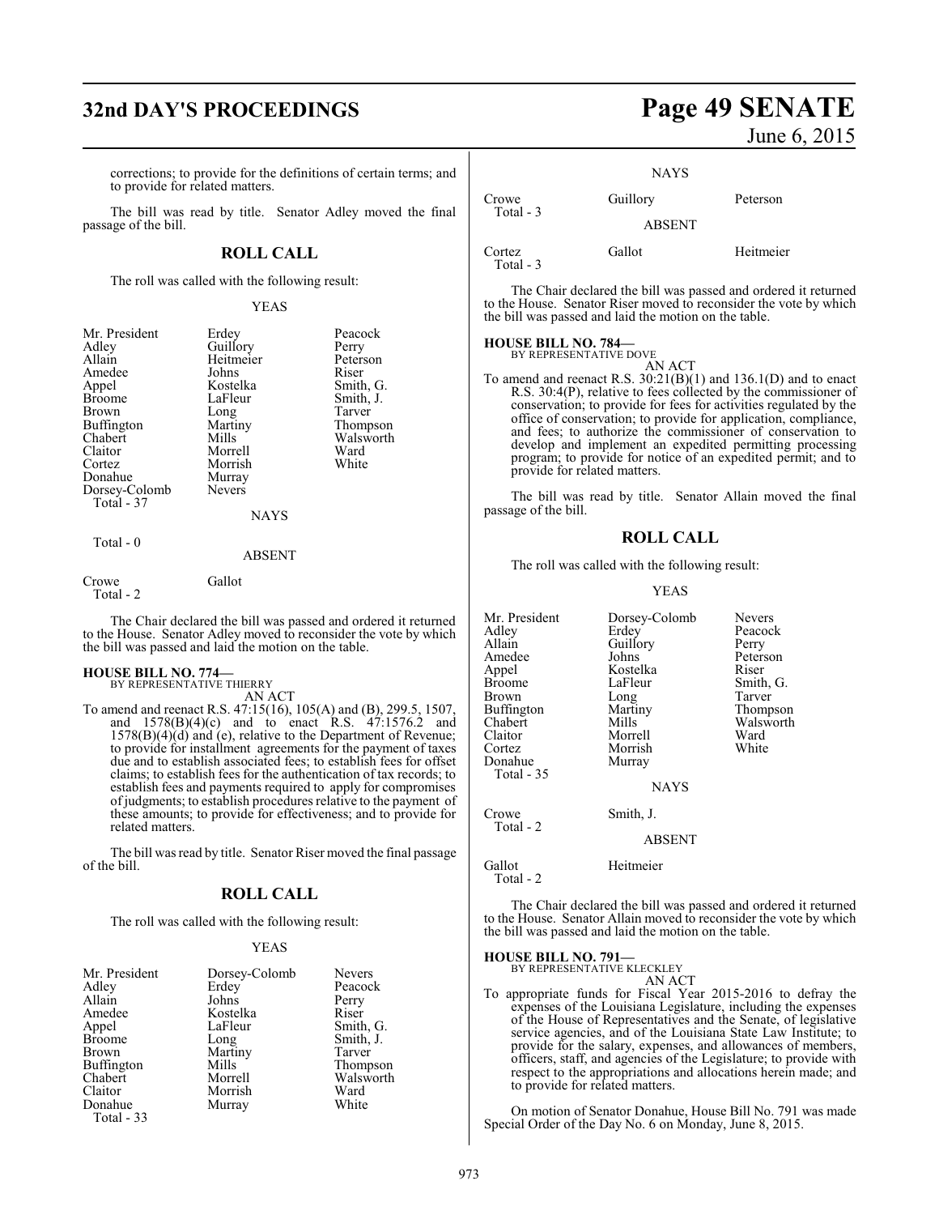corrections; to provide for the definitions of certain terms; and to provide for related matters.

The bill was read by title. Senator Adley moved the final passage of the bill.

## ROLL CALL

The roll was called with the following result:

YEAS

| | | |
|---|---|---|
| Mr. President | Erdey | Peacock |
| Adley | Guillory | Perry |
| Allain | Heitmeier | Peterson |
| Amedee | Johns | Riser |
| Appel | Kostelka | Smith, G. |
| Broome | LaFleur | Smith, J. |
| Brown | Long | Tarver |
| Buffington | Martiny | Thompson |
| Chabert | Mills | Walsworth |
| Claitor | Morrell | Ward |
| Cortez | Morrish | White |
| Donahue | Murray | |
| Dorsey-Colomb | Nevers | |
| Total - 37 | | |

NAYS

Total - 0

ABSENT

| | |
|---|---|
| Crowe | Gallot |
| Total - 2 | |

The Chair declared the bill was passed and ordered it returned to the House. Senator Adley moved to reconsider the vote by which the bill was passed and laid the motion on the table.

**HOUSE BILL NO. 774—**
BY REPRESENTATIVE THIERRY
AN ACT

To amend and reenact R.S. 47:15(16), 105(A) and (B), 299.5, 1507, and 1578(B)(4)(c) and to enact R.S. 47:1576.2 and 1578(B)(4)(d) and (e), relative to the Department of Revenue; to provide for installment agreements for the payment of taxes due and to establish associated fees; to establish fees for offset claims; to establish fees for the authentication of tax records; to establish fees and payments required to apply for compromises of judgments; to establish procedures relative to the payment of these amounts; to provide for effectiveness; and to provide for related matters.

The bill was read by title. Senator Riser moved the final passage of the bill.

## ROLL CALL

The roll was called with the following result:

YEAS

| | | |
|---|---|---|
| Mr. President | Dorsey-Colomb | Nevers |
| Adley | Erdey | Peacock |
| Allain | Johns | Perry |
| Amedee | Kostelka | Riser |
| Appel | LaFleur | Smith, G. |
| Broome | Long | Smith, J. |
| Brown | Martiny | Tarver |
| Buffington | Mills | Thompson |
| Chabert | Morrell | Walsworth |
| Claitor | Morrish | Ward |
| Donahue | Murray | White |
| Total - 33 | | |

NAYS

| | | |
|---|---|---|
| Crowe | Guillory | Peterson |
| Total - 3 | | |

ABSENT

| | | |
|---|---|---|
| Cortez | Gallot | Heitmeier |
| Total - 3 | | |

The Chair declared the bill was passed and ordered it returned to the House. Senator Riser moved to reconsider the vote by which the bill was passed and laid the motion on the table.

**HOUSE BILL NO. 784—**
BY REPRESENTATIVE DOVE
AN ACT

To amend and reenact R.S. 30:21(B)(1) and 136.1(D) and to enact R.S. 30:4(P), relative to fees collected by the commissioner of conservation; to provide for fees for activities regulated by the office of conservation; to provide for application, compliance, and fees; to authorize the commissioner of conservation to develop and implement an expedited permitting processing program; to provide for notice of an expedited permit; and to provide for related matters.

The bill was read by title. Senator Allain moved the final passage of the bill.

## ROLL CALL

The roll was called with the following result:

YEAS

| | | |
|---|---|---|
| Mr. President | Dorsey-Colomb | Nevers |
| Adley | Erdey | Peacock |
| Allain | Guillory | Perry |
| Amedee | Johns | Peterson |
| Appel | Kostelka | Riser |
| Broome | LaFleur | Smith, G. |
| Brown | Long | Tarver |
| Buffington | Martiny | Thompson |
| Chabert | Mills | Walsworth |
| Claitor | Morrell | Ward |
| Cortez | Morrish | White |
| Donahue | Murray | |
| Total - 35 | | |

NAYS

| | |
|---|---|
| Crowe | Smith, J. |
| Total - 2 | |

ABSENT

| | |
|---|---|
| Gallot | Heitmeier |
| Total - 2 | |

The Chair declared the bill was passed and ordered it returned to the House. Senator Allain moved to reconsider the vote by which the bill was passed and laid the motion on the table.

**HOUSE BILL NO. 791—**
BY REPRESENTATIVE KLECKLEY
AN ACT

To appropriate funds for Fiscal Year 2015-2016 to defray the expenses of the Louisiana Legislature, including the expenses of the House of Representatives and the Senate, of legislative service agencies, and of the Louisiana State Law Institute; to provide for the salary, expenses, and allowances of members, officers, staff, and agencies of the Legislature; to provide with respect to the appropriations and allocations herein made; and to provide for related matters.

On motion of Senator Donahue, House Bill No. 791 was made Special Order of the Day No. 6 on Monday, June 8, 2015.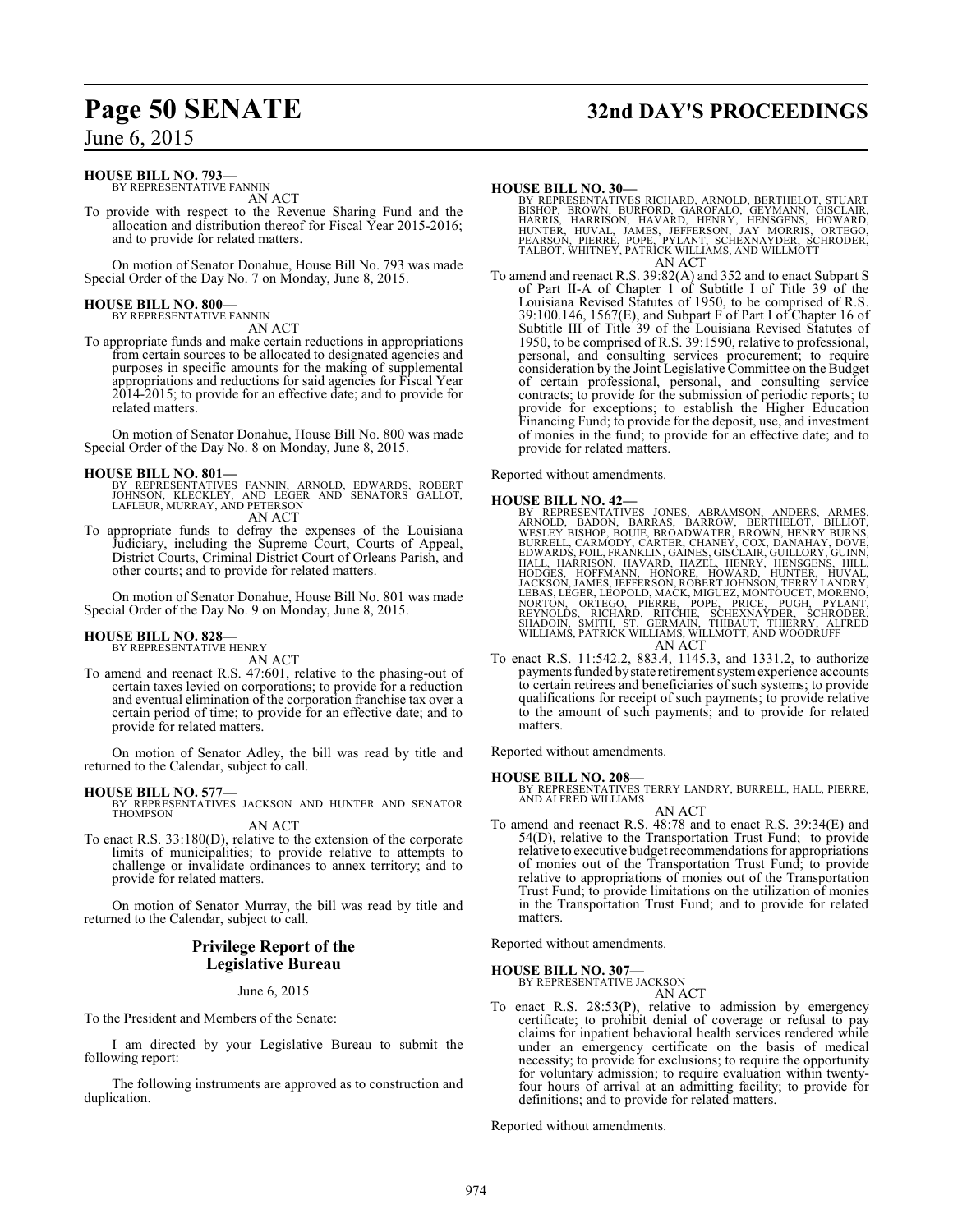**HOUSE BILL NO. 793—**
BY REPRESENTATIVE FANNIN
AN ACT

To provide with respect to the Revenue Sharing Fund and the allocation and distribution thereof for Fiscal Year 2015-2016; and to provide for related matters.

On motion of Senator Donahue, House Bill No. 793 was made Special Order of the Day No. 7 on Monday, June 8, 2015.

**HOUSE BILL NO. 800—**
BY REPRESENTATIVE FANNIN
AN ACT

To appropriate funds and make certain reductions in appropriations from certain sources to be allocated to designated agencies and purposes in specific amounts for the making of supplemental appropriations and reductions for said agencies for Fiscal Year 2014-2015; to provide for an effective date; and to provide for related matters.

On motion of Senator Donahue, House Bill No. 800 was made Special Order of the Day No. 8 on Monday, June 8, 2015.

**HOUSE BILL NO. 801—**
BY REPRESENTATIVES FANNIN, ARNOLD, EDWARDS, ROBERT JOHNSON, KLECKLEY, AND LEGER AND SENATORS GALLOT, LAFLEUR, MURRAY, AND PETERSON
AN ACT

To appropriate funds to defray the expenses of the Louisiana Judiciary, including the Supreme Court, Courts of Appeal, District Courts, Criminal District Court of Orleans Parish, and other courts; and to provide for related matters.

On motion of Senator Donahue, House Bill No. 801 was made Special Order of the Day No. 9 on Monday, June 8, 2015.

**HOUSE BILL NO. 828—**
BY REPRESENTATIVE HENRY
AN ACT

To amend and reenact R.S. 47:601, relative to the phasing-out of certain taxes levied on corporations; to provide for a reduction and eventual elimination of the corporation franchise tax over a certain period of time; to provide for an effective date; and to provide for related matters.

On motion of Senator Adley, the bill was read by title and returned to the Calendar, subject to call.

**HOUSE BILL NO. 577—**
BY REPRESENTATIVES JACKSON AND HUNTER AND SENATOR THOMPSON
AN ACT

To enact R.S. 33:180(D), relative to the extension of the corporate limits of municipalities; to provide relative to attempts to challenge or invalidate ordinances to annex territory; and to provide for related matters.

On motion of Senator Murray, the bill was read by title and returned to the Calendar, subject to call.

## Privilege Report of the Legislative Bureau

June 6, 2015

To the President and Members of the Senate:

I am directed by your Legislative Bureau to submit the following report:

The following instruments are approved as to construction and duplication.

**HOUSE BILL NO. 30—**
BY REPRESENTATIVES RICHARD, ARNOLD, BERTHELOT, STUART BISHOP, BROWN, BURFORD, GAROFALO, GEYMANN, GISCLAIR, HARRIS, HARRISON, HAVARD, HENRY, HENSGENS, HOWARD, HUNTER, HUVAL, JAMES, JEFFERSON, JAY MORRIS, ORTEGO, PEARSON, PIERRE, POPE, PYLANT, SCHEXNAYDER, SCHRODER, TALBOT, WHITNEY, PATRICK WILLIAMS, AND WILLMOTT
AN ACT

To amend and reenact R.S. 39:82(A) and 352 and to enact Subpart S of Part II-A of Chapter 1 of Subtitle I of Title 39 of the Louisiana Revised Statutes of 1950, to be comprised of R.S. 39:100.146, 1567(E), and Subpart F of Part I of Chapter 16 of Subtitle III of Title 39 of the Louisiana Revised Statutes of 1950, to be comprised of R.S. 39:1590, relative to professional, personal, and consulting services procurement; to require consideration by the Joint Legislative Committee on the Budget of certain professional, personal, and consulting service contracts; to provide for the submission of periodic reports; to provide for exceptions; to establish the Higher Education Financing Fund; to provide for the deposit, use, and investment of monies in the fund; to provide for an effective date; and to provide for related matters.

Reported without amendments.

**HOUSE BILL NO. 42—**
BY REPRESENTATIVES JONES, ABRAMSON, ANDERS, ARMES, ARNOLD, BADON, BARRAS, BARROW, BERTHELOT, BILLIOT, WESLEY BISHOP, BOUIE, BROADWATER, BROWN, HENRY BURNS, BURRELL, CARMODY, CARTER, CHANEY, COX, DANAHAY, DOVE, EDWARDS, FOIL, FRANKLIN, GAINES, GISCLAIR, GUILLORY, GUINN, HALL, HARRISON, HAVARD, HAZEL, HENRY, HENSGENS, HILL, HODGES, HOFFMANN, HONORE, HOWARD, HUNTER, HUVAL, JACKSON, JAMES, JEFFERSON, ROBERT JOHNSON, TERRY LANDRY, LEBAS, LEGER, LEOPOLD, MACK, MIGUEZ, MONTOUCET, MORENO, NORTON, ORTEGO, PIERRE, POPE, PRICE, PUGH, PYLANT, REYNOLDS, RICHARD, RITCHIE, SCHEXNAYDER, SCHRODER, SHADOIN, SMITH, ST. GERMAIN, THIBAUT, THIERRY, ALFRED WILLIAMS, PATRICK WILLIAMS, WILLMOTT, AND WOODRUFF
AN ACT

To enact R.S. 11:542.2, 883.4, 1145.3, and 1331.2, to authorize payments funded by state retirement system experience accounts to certain retirees and beneficiaries of such systems; to provide qualifications for receipt of such payments; to provide relative to the amount of such payments; and to provide for related matters.

Reported without amendments.

**HOUSE BILL NO. 208—**
BY REPRESENTATIVES TERRY LANDRY, BURRELL, HALL, PIERRE, AND ALFRED WILLIAMS
AN ACT

To amend and reenact R.S. 48:78 and to enact R.S. 39:34(E) and 54(D), relative to the Transportation Trust Fund; to provide relative to executive budget recommendations for appropriations of monies out of the Transportation Trust Fund; to provide relative to appropriations of monies out of the Transportation Trust Fund; to provide limitations on the utilization of monies in the Transportation Trust Fund; and to provide for related matters.

Reported without amendments.

**HOUSE BILL NO. 307—**
BY REPRESENTATIVE JACKSON
AN ACT

To enact R.S. 28:53(P), relative to admission by emergency certificate; to prohibit denial of coverage or refusal to pay claims for inpatient behavioral health services rendered while under an emergency certificate on the basis of medical necessity; to provide for exclusions; to require the opportunity for voluntary admission; to require evaluation within twenty-four hours of arrival at an admitting facility; to provide for definitions; and to provide for related matters.

Reported without amendments.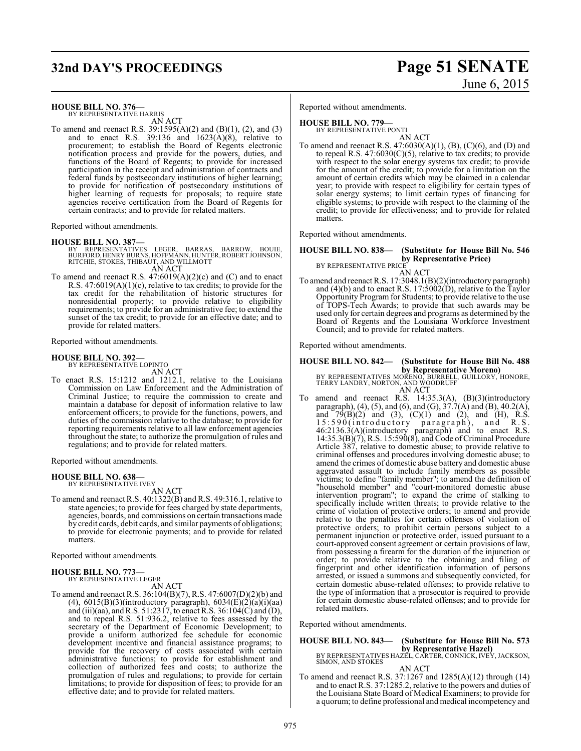**HOUSE BILL NO. 376—**
BY REPRESENTATIVE HARRIS

AN ACT

To amend and reenact R.S. 39:1595(A)(2) and (B)(1), (2), and (3) and to enact R.S. 39:136 and 1623(A)(8), relative to procurement; to establish the Board of Regents electronic notification process and provide for the powers, duties, and functions of the Board of Regents; to provide for increased participation in the receipt and administration of contracts and federal funds by postsecondary institutions of higher learning; to provide for notification of postsecondary institutions of higher learning of requests for proposals; to require state agencies receive certification from the Board of Regents for certain contracts; and to provide for related matters.

Reported without amendments.

**HOUSE BILL NO. 387—**
BY REPRESENTATIVES LEGER, BARRAS, BARROW, BOUIE, BURFORD, HENRY BURNS, HOFFMANN, HUNTER, ROBERT JOHNSON, RITCHIE, STOKES, THIBAUT, AND WILLMOTT

AN ACT

To amend and reenact R.S. 47:6019(A)(2)(c) and (C) and to enact R.S. 47:6019(A)(1)(c), relative to tax credits; to provide for the tax credit for the rehabilitation of historic structures for nonresidential property; to provide relative to eligibility requirements; to provide for an administrative fee; to extend the sunset of the tax credit; to provide for an effective date; and to provide for related matters.

Reported without amendments.

**HOUSE BILL NO. 392—**
BY REPRESENTATIVE LOPINTO

AN ACT

To enact R.S. 15:1212 and 1212.1, relative to the Louisiana Commission on Law Enforcement and the Administration of Criminal Justice; to require the commission to create and maintain a database for deposit of information relative to law enforcement officers; to provide for the functions, powers, and duties of the commission relative to the database; to provide for reporting requirements relative to all law enforcement agencies throughout the state; to authorize the promulgation of rules and regulations; and to provide for related matters.

Reported without amendments.

**HOUSE BILL NO. 638—**
BY REPRESENTATIVE IVEY

AN ACT

To amend and reenact R.S. 40:1322(B) and R.S. 49:316.1, relative to state agencies; to provide for fees charged by state departments, agencies, boards, and commissions on certain transactions made by credit cards, debit cards, and similar payments of obligations; to provide for electronic payments; and to provide for related matters.

Reported without amendments.

**HOUSE BILL NO. 773—**
BY REPRESENTATIVE LEGER

AN ACT

To amend and reenact R.S. 36:104(B)(7), R.S. 47:6007(D)(2)(b) and (4), 6015(B)(3)(introductory paragraph), 6034(E)(2)(a)(i)(aa) and (iii)(aa), and R.S. 51:2317, to enact R.S. 36:104(C) and (D), and to repeal R.S. 51:936.2, relative to fees assessed by the secretary of the Department of Economic Development; to provide a uniform authorized fee schedule for economic development incentive and financial assistance programs; to provide for the recovery of costs associated with certain administrative functions; to provide for establishment and collection of authorized fees and costs; to authorize the promulgation of rules and regulations; to provide for certain limitations; to provide for disposition of fees; to provide for an effective date; and to provide for related matters.

Reported without amendments.

**HOUSE BILL NO. 779—**
BY REPRESENTATIVE PONTI

AN ACT

To amend and reenact R.S. 47:6030(A)(1), (B), (C)(6), and (D) and to repeal R.S. 47:6030(C)(5), relative to tax credits; to provide with respect to the solar energy systems tax credit; to provide for the amount of the credit; to provide for a limitation on the amount of certain credits which may be claimed in a calendar year; to provide with respect to eligibility for certain types of solar energy systems; to limit certain types of financing for eligible systems; to provide with respect to the claiming of the credit; to provide for effectiveness; and to provide for related matters.

Reported without amendments.

**HOUSE BILL NO. 838— (Substitute for House Bill No. 546 by Representative Price)**
BY REPRESENTATIVE PRICE

AN ACT

To amend and reenact R.S. 17:3048.1(B)(2)(introductory paragraph) and (4)(b) and to enact R.S. 17:5002(D), relative to the Taylor Opportunity Program for Students; to provide relative to the use of TOPS-Tech Awards; to provide that such awards may be used only for certain degrees and programs as determined by the Board of Regents and the Louisiana Workforce Investment Council; and to provide for related matters.

Reported without amendments.

**HOUSE BILL NO. 842— (Substitute for House Bill No. 488 by Representative Moreno)**
BY REPRESENTATIVES MORENO, BURRELL, GUILLORY, HONORE, TERRY LANDRY, NORTON, AND WOODRUFF

AN ACT

To amend and reenact R.S. 14:35.3(A), (B)(3)(introductory paragraph), (4), (5), and (6), and (G), 37.7(A) and (B), 40.2(A), and 79(B)(2) and (3), (C)(1) and (2), and (H), R.S. 15:590(introductory paragraph), and R.S. 46:2136.3(A)(introductory paragraph) and to enact R.S. 14:35.3(B)(7), R.S. 15:590(8), and Code of Criminal Procedure Article 387, relative to domestic abuse; to provide relative to criminal offenses and procedures involving domestic abuse; to amend the crimes of domestic abuse battery and domestic abuse aggravated assault to include family members as possible victims; to define "family member"; to amend the definition of "household member" and "court-monitored domestic abuse intervention program"; to expand the crime of stalking to specifically include written threats; to provide relative to the crime of violation of protective orders; to amend and provide relative to the penalties for certain offenses of violation of protective orders; to prohibit certain persons subject to a permanent injunction or protective order, issued pursuant to a court-approved consent agreement or certain provisions of law, from possessing a firearm for the duration of the injunction or order; to provide relative to the obtaining and filing of fingerprint and other identification information of persons arrested, or issued a summons and subsequently convicted, for certain domestic abuse-related offenses; to provide relative to the type of information that a prosecutor is required to provide for certain domestic abuse-related offenses; and to provide for related matters.

Reported without amendments.

**HOUSE BILL NO. 843— (Substitute for House Bill No. 573 by Representative Hazel)**
BY REPRESENTATIVES HAZEL, CARTER, CONNICK, IVEY, JACKSON, SIMON, AND STOKES

AN ACT

To amend and reenact R.S. 37:1267 and 1285(A)(12) through (14) and to enact R.S. 37:1285.2, relative to the powers and duties of the Louisiana State Board of Medical Examiners; to provide for a quorum; to define professional and medical incompetency and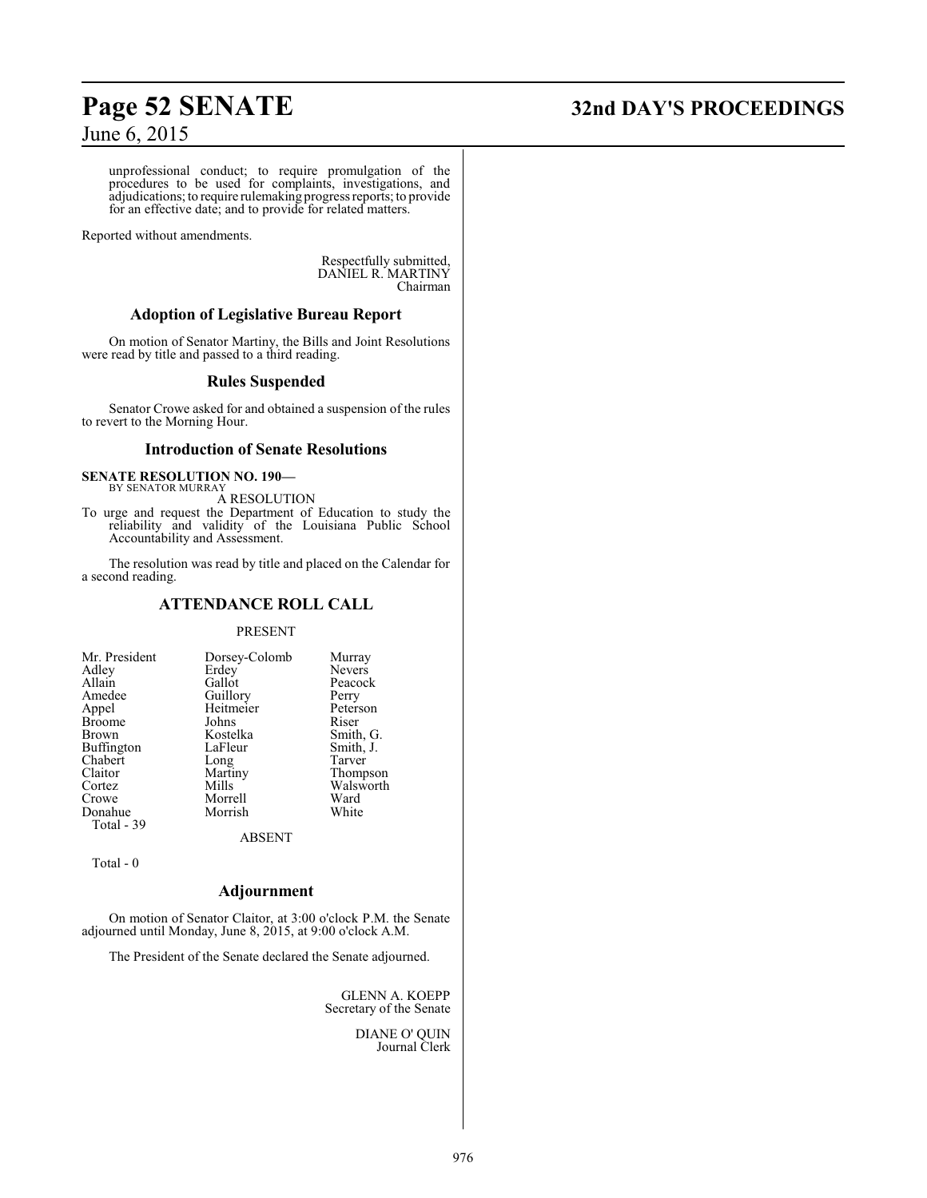unprofessional conduct; to require promulgation of the procedures to be used for complaints, investigations, and adjudications; to require rulemaking progress reports; to provide for an effective date; and to provide for related matters.

Reported without amendments.

Respectfully submitted,
DANIEL R. MARTINY
Chairman

## Adoption of Legislative Bureau Report

On motion of Senator Martiny, the Bills and Joint Resolutions were read by title and passed to a third reading.

## Rules Suspended

Senator Crowe asked for and obtained a suspension of the rules to revert to the Morning Hour.

## Introduction of Senate Resolutions

**SENATE RESOLUTION NO. 190—**
BY SENATOR MURRAY

A RESOLUTION

To urge and request the Department of Education to study the reliability and validity of the Louisiana Public School Accountability and Assessment.

The resolution was read by title and placed on the Calendar for a second reading.

## ATTENDANCE ROLL CALL

PRESENT

| | | |
|---|---|---|
| Mr. President | Dorsey-Colomb | Murray |
| Adley | Erdey | Nevers |
| Allain | Gallot | Peacock |
| Amedee | Guillory | Perry |
| Appel | Heitmeier | Peterson |
| Broome | Johns | Riser |
| Brown | Kostelka | Smith, G. |
| Buffington | LaFleur | Smith, J. |
| Chabert | Long | Tarver |
| Claitor | Martiny | Thompson |
| Cortez | Mills | Walsworth |
| Crowe | Morrell | Ward |
| Donahue | Morrish | White |

Total - 39

ABSENT

Total - 0

## Adjournment

On motion of Senator Claitor, at 3:00 o'clock P.M. the Senate adjourned until Monday, June 8, 2015, at 9:00 o'clock A.M.

The President of the Senate declared the Senate adjourned.

GLENN A. KOEPP
Secretary of the Senate

DIANE O' QUIN
Journal Clerk